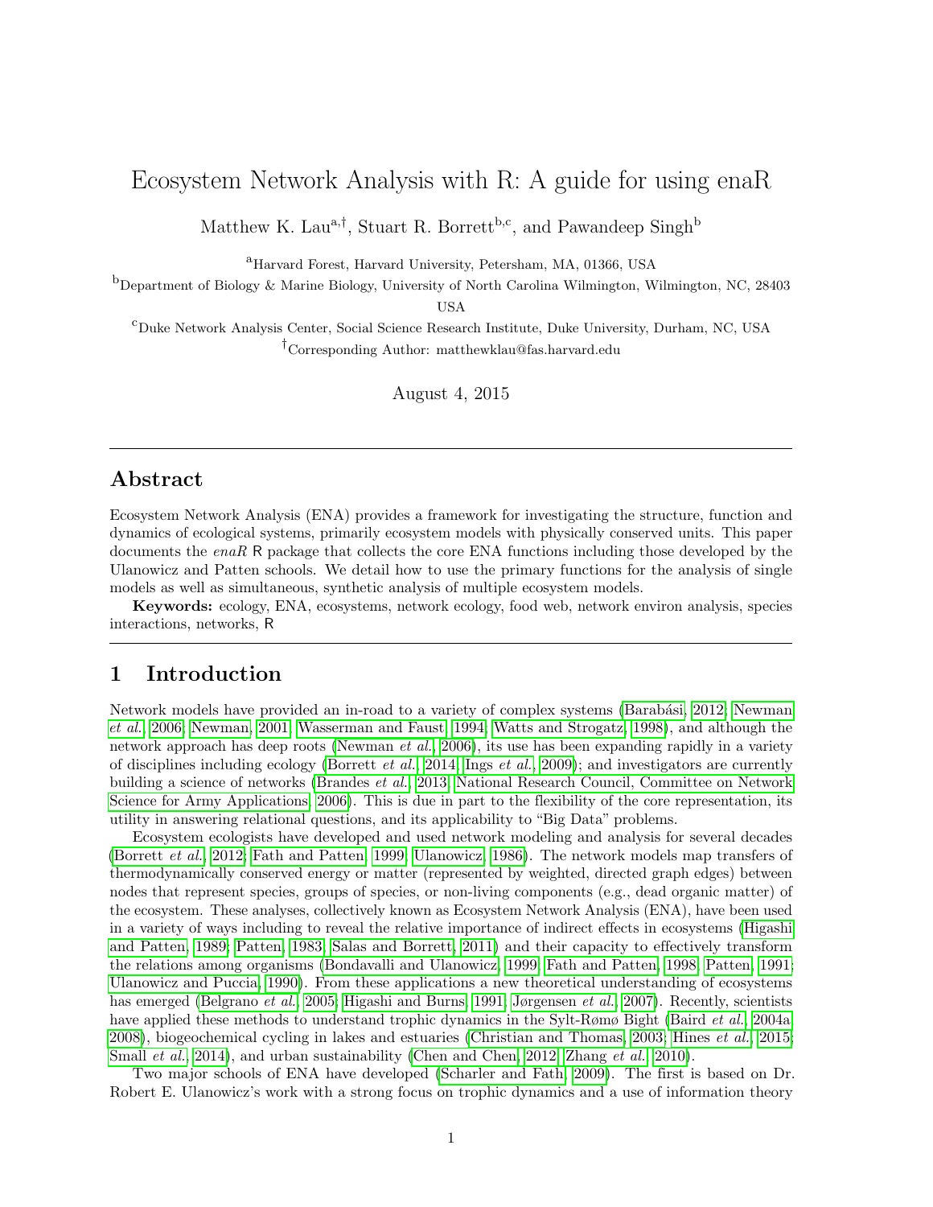# Ecosystem Network Analysis with R: A guide for using enaR

Matthew K. Lau[a,†], Stuart R. Borrett[b,c], and Pawandeep Singh[b]

[a]Harvard Forest, Harvard University, Petersham, MA, 01366, USA

[b]Department of Biology & Marine Biology, University of North Carolina Wilmington, Wilmington, NC, 28403 USA

[c]Duke Network Analysis Center, Social Science Research Institute, Duke University, Durham, NC, USA

[†]Corresponding Author: matthewklau@fas.harvard.edu

August 4, 2015

---

## Abstract

Ecosystem Network Analysis (ENA) provides a framework for investigating the structure, function and dynamics of ecological systems, primarily ecosystem models with physically conserved units. This paper documents the *enaR* R package that collects the core ENA functions including those developed by the Ulanowicz and Patten schools. We detail how to use the primary functions for the analysis of single models as well as simultaneous, synthetic analysis of multiple ecosystem models.

**Keywords:** ecology, ENA, ecosystems, network ecology, food web, network environ analysis, species interactions, networks, R

---

## 1 Introduction

Network models have provided an in-road to a variety of complex systems (Barabási, 2012; Newman *et al.*, 2006; Newman, 2001; Wasserman and Faust, 1994; Watts and Strogatz, 1998), and although the network approach has deep roots (Newman *et al.*, 2006), its use has been expanding rapidly in a variety of disciplines including ecology (Borrett *et al.*, 2014; Ings *et al.*, 2009); and investigators are currently building a science of networks (Brandes *et al.*, 2013; National Research Council, Committee on Network Science for Army Applications, 2006). This is due in part to the flexibility of the core representation, its utility in answering relational questions, and its applicability to "Big Data" problems.

Ecosystem ecologists have developed and used network modeling and analysis for several decades (Borrett *et al.*, 2012; Fath and Patten, 1999; Ulanowicz, 1986). The network models map transfers of thermodynamically conserved energy or matter (represented by weighted, directed graph edges) between nodes that represent species, groups of species, or non-living components (e.g., dead organic matter) of the ecosystem. These analyses, collectively known as Ecosystem Network Analysis (ENA), have been used in a variety of ways including to reveal the relative importance of indirect effects in ecosystems (Higashi and Patten, 1989; Patten, 1983; Salas and Borrett, 2011) and their capacity to effectively transform the relations among organisms (Bondavalli and Ulanowicz, 1999; Fath and Patten, 1998; Patten, 1991; Ulanowicz and Puccia, 1990). From these applications a new theoretical understanding of ecosystems has emerged (Belgrano *et al.*, 2005; Higashi and Burns, 1991; Jørgensen *et al.*, 2007). Recently, scientists have applied these methods to understand trophic dynamics in the Sylt-Rømø Bight (Baird *et al.*, 2004a, 2008), biogeochemical cycling in lakes and estuaries (Christian and Thomas, 2003; Hines *et al.*, 2015; Small *et al.*, 2014), and urban sustainability (Chen and Chen, 2012; Zhang *et al.*, 2010).

Two major schools of ENA have developed (Scharler and Fath, 2009). The first is based on Dr. Robert E. Ulanowicz's work with a strong focus on trophic dynamics and a use of information theory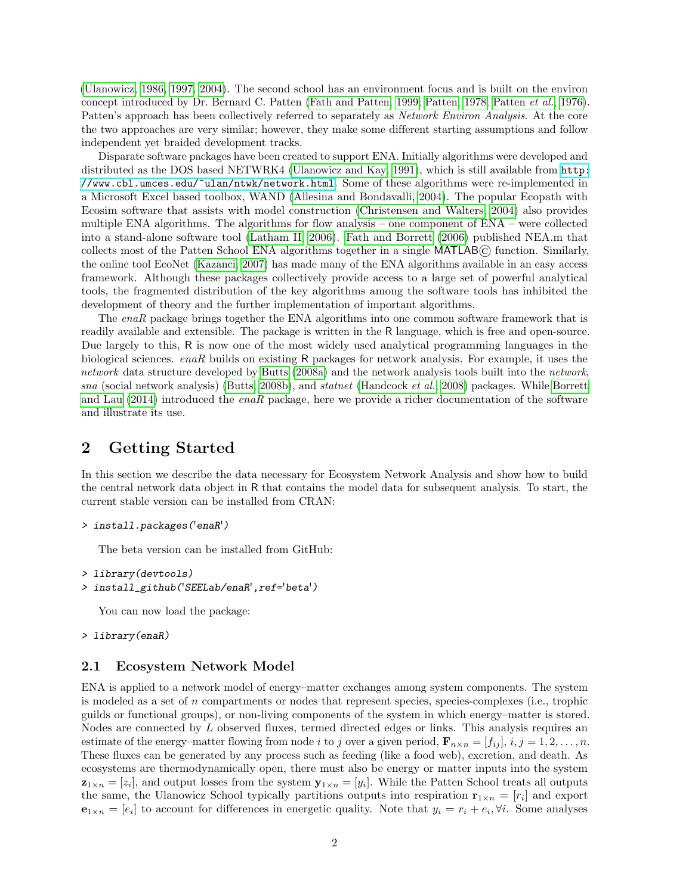(Ulanowicz, 1986, 1997, 2004). The second school has an environment focus and is built on the environ concept introduced by Dr. Bernard C. Patten (Fath and Patten, 1999; Patten, 1978; Patten *et al.*, 1976). Patten's approach has been collectively referred to separately as *Network Environ Analysis*. At the core the two approaches are very similar; however, they make some different starting assumptions and follow independent yet braided development tracks.

Disparate software packages have been created to support ENA. Initially algorithms were developed and distributed as the DOS based NETWRK4 (Ulanowicz and Kay, 1991), which is still available from http://www.cbl.umces.edu/~ulan/ntwk/network.html. Some of these algorithms were re-implemented in a Microsoft Excel based toolbox, WAND (Allesina and Bondavalli, 2004). The popular Ecopath with Ecosim software that assists with model construction (Christensen and Walters, 2004) also provides multiple ENA algorithms. The algorithms for flow analysis – one component of ENA – were collected into a stand-alone software tool (Latham II, 2006). Fath and Borrett (2006) published NEA.m that collects most of the Patten School ENA algorithms together in a single MATLAB© function. Similarly, the online tool EcoNet (Kazanci, 2007) has made many of the ENA algorithms available in an easy access framework. Although these packages collectively provide access to a large set of powerful analytical tools, the fragmented distribution of the key algorithms among the software tools has inhibited the development of theory and the further implementation of important algorithms.

The *enaR* package brings together the ENA algorithms into one common software framework that is readily available and extensible. The package is written in the R language, which is free and open-source. Due largely to this, R is now one of the most widely used analytical programming languages in the biological sciences. *enaR* builds on existing R packages for network analysis. For example, it uses the *network* data structure developed by Butts (2008a) and the network analysis tools built into the *network*, *sna* (social network analysis) (Butts, 2008b), and *statnet* (Handcock *et al.*, 2008) packages. While Borrett and Lau (2014) introduced the *enaR* package, here we provide a richer documentation of the software and illustrate its use.

## 2 Getting Started

In this section we describe the data necessary for Ecosystem Network Analysis and show how to build the central network data object in R that contains the model data for subsequent analysis. To start, the current stable version can be installed from CRAN:

```
> install.packages('enaR')
```

The beta version can be installed from GitHub:

```
> library(devtools)
> install_github('SEELab/enaR',ref='beta')
```

You can now load the package:

```
> library(enaR)
```

### 2.1 Ecosystem Network Model

ENA is applied to a network model of energy–matter exchanges among system components. The system is modeled as a set of $n$ compartments or nodes that represent species, species-complexes (i.e., trophic guilds or functional groups), or non-living components of the system in which energy–matter is stored. Nodes are connected by $L$ observed fluxes, termed directed edges or links. This analysis requires an estimate of the energy–matter flowing from node $i$ to $j$ over a given period, $\mathbf{F}_{n\times n} = [f_{ij}]$, $i, j = 1, 2, \ldots, n$. These fluxes can be generated by any process such as feeding (like a food web), excretion, and death. As ecosystems are thermodynamically open, there must also be energy or matter inputs into the system $\mathbf{z}_{1\times n} = [z_i]$, and output losses from the system $\mathbf{y}_{1\times n} = [y_i]$. While the Patten School treats all outputs the same, the Ulanowicz School typically partitions outputs into respiration $\mathbf{r}_{1\times n} = [r_i]$ and export $\mathbf{e}_{1\times n} = [e_i]$ to account for differences in energetic quality. Note that $y_i = r_i + e_i, \forall i$. Some analyses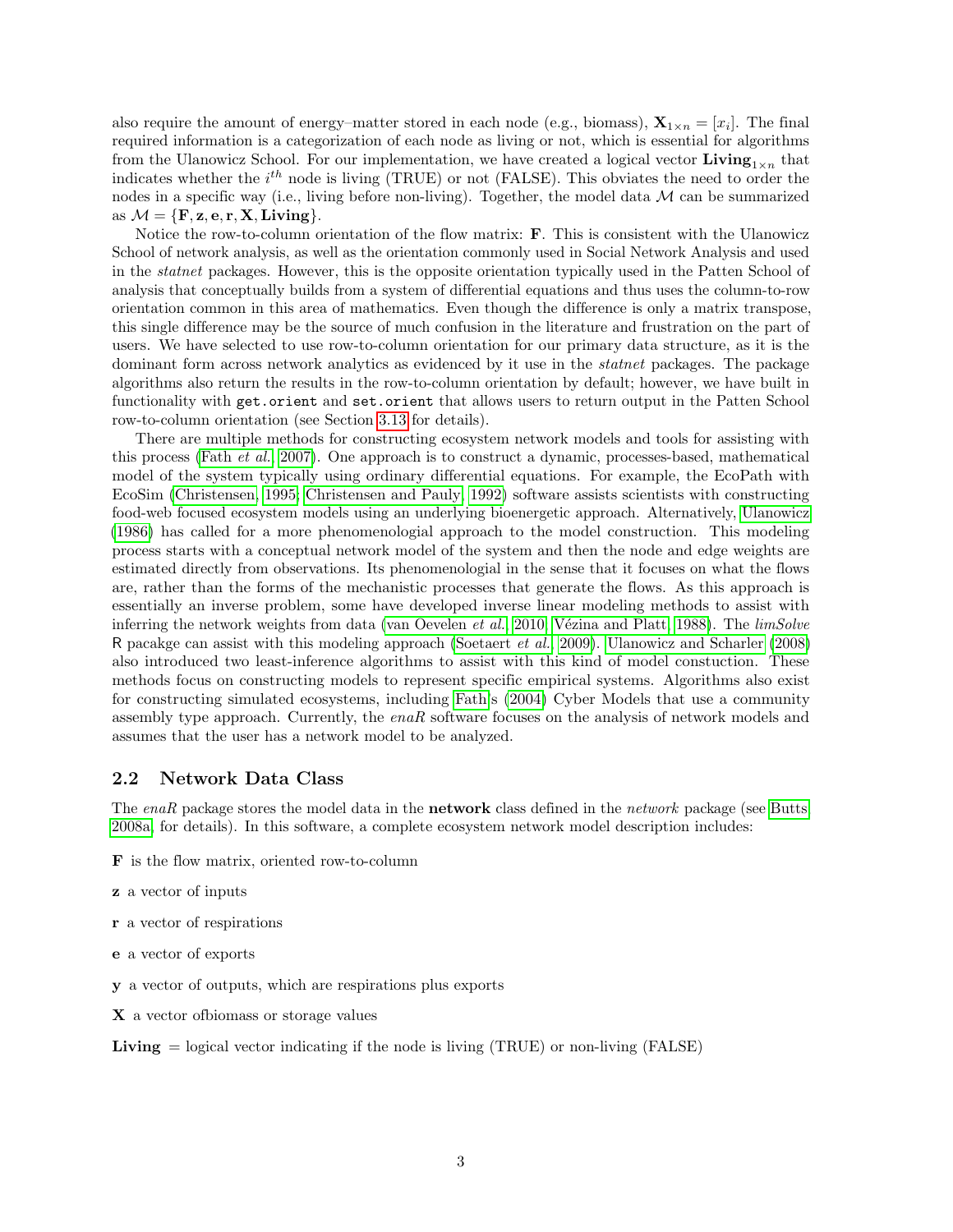also require the amount of energy–matter stored in each node (e.g., biomass), $\mathbf{X}_{1\times n} = [x_i]$. The final required information is a categorization of each node as living or not, which is essential for algorithms from the Ulanowicz School. For our implementation, we have created a logical vector $\mathbf{Living}_{1\times n}$ that indicates whether the $i^{th}$ node is living (TRUE) or not (FALSE). This obviates the need to order the nodes in a specific way (i.e., living before non-living). Together, the model data $\mathcal{M}$ can be summarized as $\mathcal{M} = \{\mathbf{F}, \mathbf{z}, \mathbf{e}, \mathbf{r}, \mathbf{X}, \mathbf{Living}\}$.

Notice the row-to-column orientation of the flow matrix: **F**. This is consistent with the Ulanowicz School of network analysis, as well as the orientation commonly used in Social Network Analysis and used in the *statnet* packages. However, this is the opposite orientation typically used in the Patten School of analysis that conceptually builds from a system of differential equations and thus uses the column-to-row orientation common in this area of mathematics. Even though the difference is only a matrix transpose, this single difference may be the source of much confusion in the literature and frustration on the part of users. We have selected to use row-to-column orientation for our primary data structure, as it is the dominant form across network analytics as evidenced by it use in the *statnet* packages. The package algorithms also return the results in the row-to-column orientation by default; however, we have built in functionality with `get.orient` and `set.orient` that allows users to return output in the Patten School row-to-column orientation (see Section 3.13 for details).

There are multiple methods for constructing ecosystem network models and tools for assisting with this process (Fath *et al.* 2007). One approach is to construct a dynamic, processes-based, mathematical model of the system typically using ordinary differential equations. For example, the EcoPath with EcoSim (Christensen 1995; Christensen and Pauly 1992) software assists scientists with constructing food-web focused ecosystem models using an underlying bioenergetic approach. Alternatively, Ulanowicz (1986) has called for a more phenomenologial approach to the model construction. This modeling process starts with a conceptual network model of the system and then the node and edge weights are estimated directly from observations. Its phenomenologial in the sense that it focuses on what the flows are, rather than the forms of the mechanistic processes that generate the flows. As this approach is essentially an inverse problem, some have developed inverse linear modeling methods to assist with inferring the network weights from data (van Oevelen *et al.* 2010; Vézina and Platt 1988). The *limSolve* R pacakge can assist with this modeling approach (Soetaert *et al.* 2009). Ulanowicz and Scharler (2008) also introduced two least-inference algorithms to assist with this kind of model constuction. These methods focus on constructing models to represent specific empirical systems. Algorithms also exist for constructing simulated ecosystems, including Fath's (2004) Cyber Models that use a community assembly type approach. Currently, the *enaR* software focuses on the analysis of network models and assumes that the user has a network model to be analyzed.

## 2.2 Network Data Class

The *enaR* package stores the model data in the **network** class defined in the *network* package (see Butts 2008a, for details). In this software, a complete ecosystem network model description includes:

**F** is the flow matrix, oriented row-to-column

**z** a vector of inputs

**r** a vector of respirations

**e** a vector of exports

**y** a vector of outputs, which are respirations plus exports

**X** a vector ofbiomass or storage values

**Living** = logical vector indicating if the node is living (TRUE) or non-living (FALSE)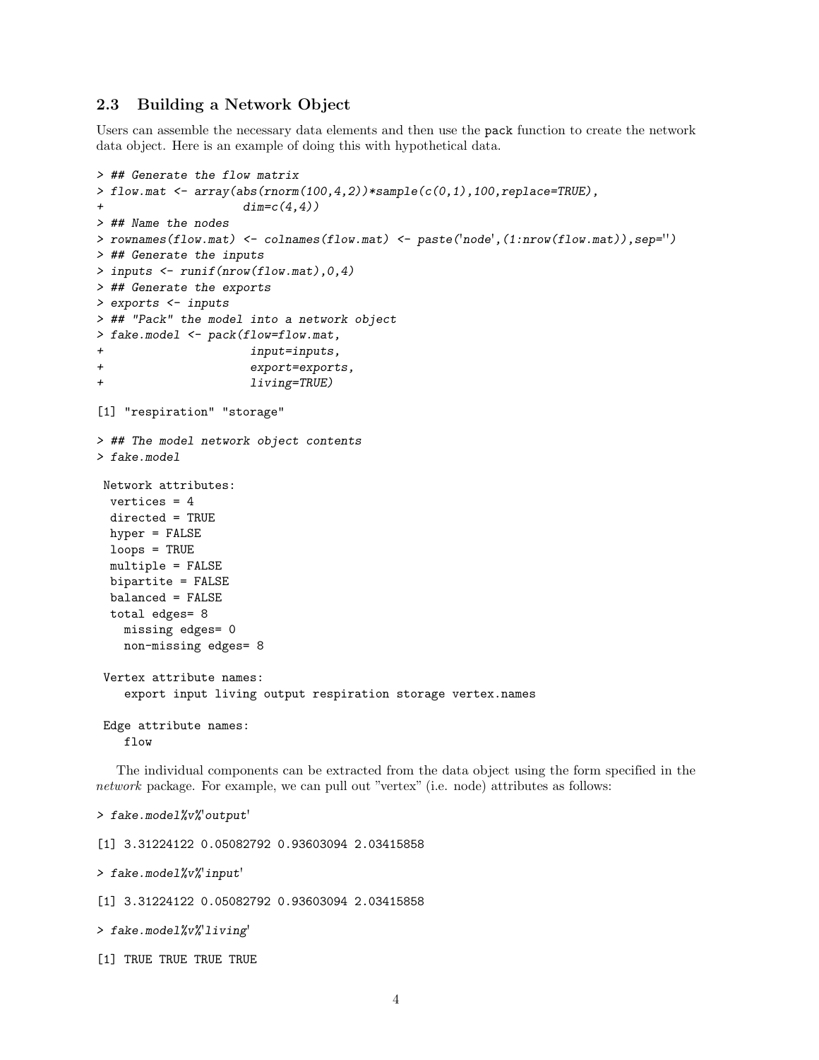## 2.3 Building a Network Object

Users can assemble the necessary data elements and then use the `pack` function to create the network data object. Here is an example of doing this with hypothetical data.

```
> ## Generate the flow matrix
> flow.mat <- array(abs(rnorm(100,4,2))*sample(c(0,1),100,replace=TRUE),
+                   dim=c(4,4))
> ## Name the nodes
> rownames(flow.mat) <- colnames(flow.mat) <- paste('node',(1:nrow(flow.mat)),sep='')
> ## Generate the inputs
> inputs <- runif(nrow(flow.mat),0,4)
> ## Generate the exports
> exports <- inputs
> ## "Pack" the model into a network object
> fake.model <- pack(flow=flow.mat,
+                    input=inputs,
+                    export=exports,
+                    living=TRUE)

[1] "respiration" "storage"

> ## The model network object contents
> fake.model

 Network attributes:
  vertices = 4
  directed = TRUE
  hyper = FALSE
  loops = TRUE
  multiple = FALSE
  bipartite = FALSE
  balanced = FALSE
  total edges= 8
    missing edges= 0
    non-missing edges= 8

 Vertex attribute names:
    export input living output respiration storage vertex.names

 Edge attribute names:
    flow
```

The individual components can be extracted from the data object using the form specified in the *network* package. For example, we can pull out "vertex" (i.e. node) attributes as follows:

```
> fake.model%v%'output'

[1] 3.31224122 0.05082792 0.93603094 2.03415858

> fake.model%v%'input'

[1] 3.31224122 0.05082792 0.93603094 2.03415858

> fake.model%v%'living'

[1] TRUE TRUE TRUE TRUE
```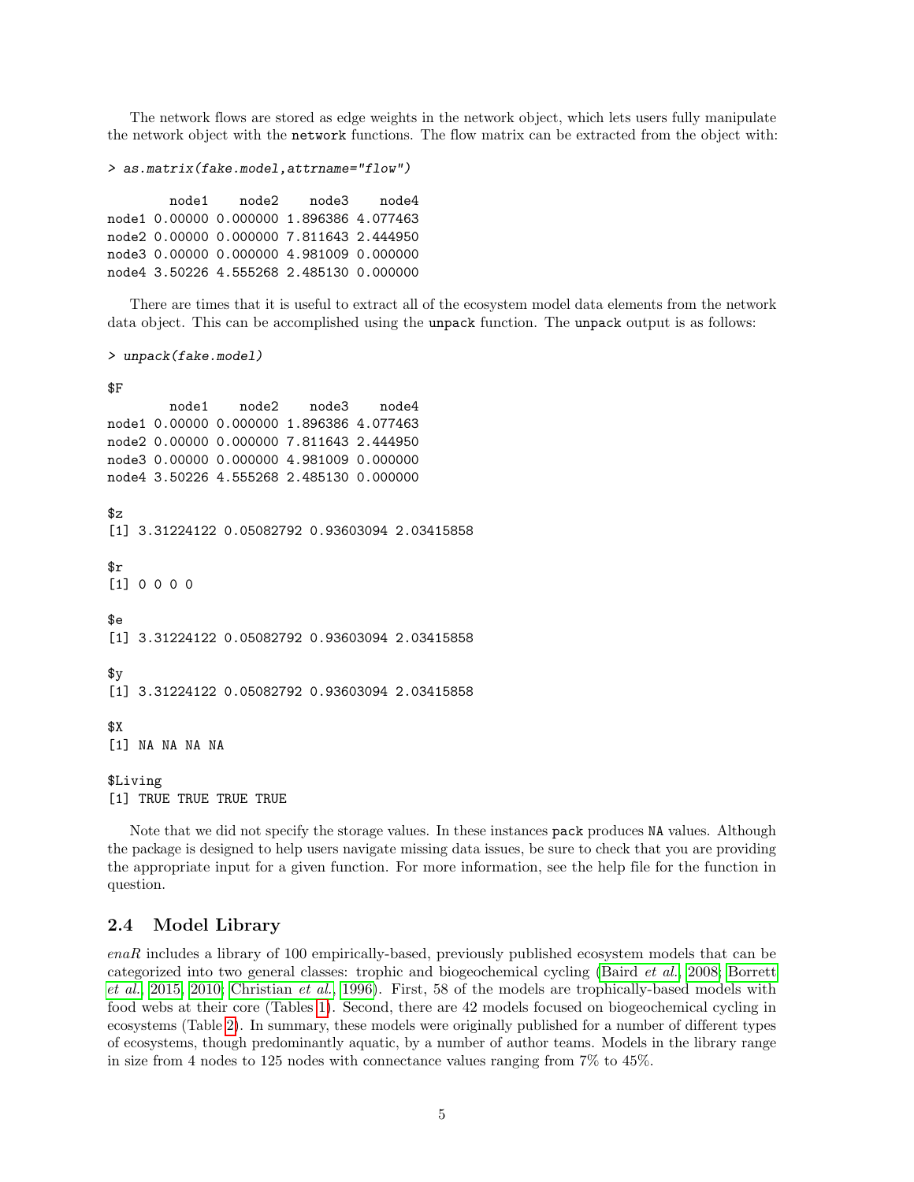The network flows are stored as edge weights in the network object, which lets users fully manipulate the network object with the `network` functions. The flow matrix can be extracted from the object with:

```
> as.matrix(fake.model,attrname="flow")

        node1    node2    node3    node4
node1 0.00000 0.000000 1.896386 4.077463
node2 0.00000 0.000000 7.811643 2.444950
node3 0.00000 0.000000 4.981009 0.000000
node4 3.50226 4.555268 2.485130 0.000000
```

There are times that it is useful to extract all of the ecosystem model data elements from the network data object. This can be accomplished using the `unpack` function. The `unpack` output is as follows:

```
> unpack(fake.model)

$F
        node1    node2    node3    node4
node1 0.00000 0.000000 1.896386 4.077463
node2 0.00000 0.000000 7.811643 2.444950
node3 0.00000 0.000000 4.981009 0.000000
node4 3.50226 4.555268 2.485130 0.000000

$z
[1] 3.31224122 0.05082792 0.93603094 2.03415858

$r
[1] 0 0 0 0

$e
[1] 3.31224122 0.05082792 0.93603094 2.03415858

$y
[1] 3.31224122 0.05082792 0.93603094 2.03415858

$X
[1] NA NA NA NA

$Living
[1] TRUE TRUE TRUE TRUE
```

Note that we did not specify the storage values. In these instances `pack` produces `NA` values. Although the package is designed to help users navigate missing data issues, be sure to check that you are providing the appropriate input for a given function. For more information, see the help file for the function in question.

## 2.4 Model Library

*enaR* includes a library of 100 empirically-based, previously published ecosystem models that can be categorized into two general classes: trophic and biogeochemical cycling (Baird *et al.*, 2008; Borrett *et al.*, 2015, 2010; Christian *et al.*, 1996). First, 58 of the models are trophically-based models with food webs at their core (Tables 1). Second, there are 42 models focused on biogeochemical cycling in ecosystems (Table 2). In summary, these models were originally published for a number of different types of ecosystems, though predominantly aquatic, by a number of author teams. Models in the library range in size from 4 nodes to 125 nodes with connectance values ranging from 7% to 45%.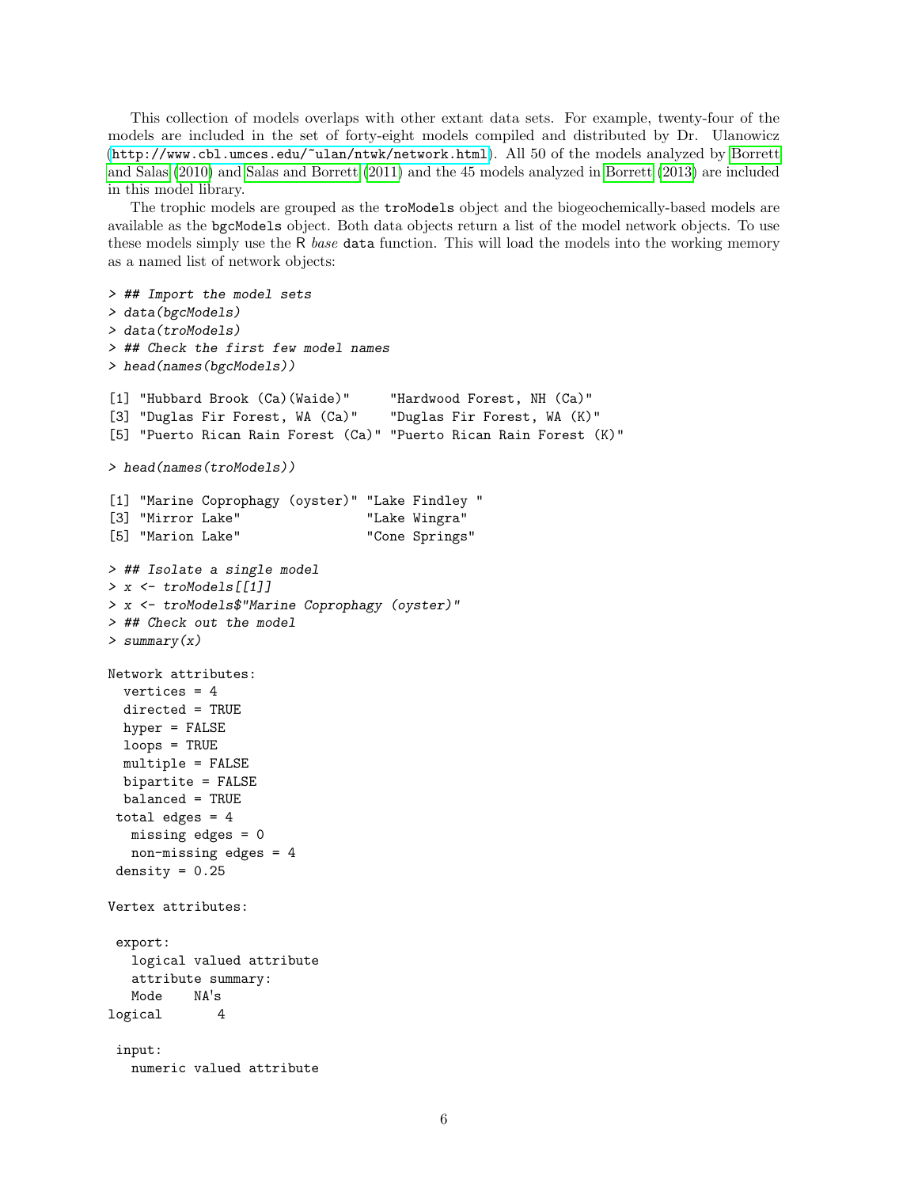This collection of models overlaps with other extant data sets. For example, twenty-four of the models are included in the set of forty-eight models compiled and distributed by Dr. Ulanowicz (http://www.cbl.umces.edu/~ulan/ntwk/network.html). All 50 of the models analyzed by Borrett and Salas (2010) and Salas and Borrett (2011) and the 45 models analyzed in Borrett (2013) are included in this model library.

The trophic models are grouped as the `troModels` object and the biogeochemically-based models are available as the `bgcModels` object. Both data objects return a list of the model network objects. To use these models simply use the R *base* `data` function. This will load the models into the working memory as a named list of network objects:

```
> ## Import the model sets
> data(bgcModels)
> data(troModels)
> ## Check the first few model names
> head(names(bgcModels))

[1] "Hubbard Brook (Ca)(Waide)"     "Hardwood Forest, NH (Ca)"
[3] "Duglas Fir Forest, WA (Ca)"    "Duglas Fir Forest, WA (K)"
[5] "Puerto Rican Rain Forest (Ca)" "Puerto Rican Rain Forest (K)"

> head(names(troModels))

[1] "Marine Coprophagy (oyster)" "Lake Findley "
[3] "Mirror Lake"                "Lake Wingra"
[5] "Marion Lake"                "Cone Springs"

> ## Isolate a single model
> x <- troModels[[1]]
> x <- troModels$"Marine Coprophagy (oyster)"
> ## Check out the model
> summary(x)

Network attributes:
  vertices = 4
  directed = TRUE
  hyper = FALSE
  loops = TRUE
  multiple = FALSE
  bipartite = FALSE
  balanced = TRUE
 total edges = 4
   missing edges = 0
   non-missing edges = 4
 density = 0.25

Vertex attributes:

 export:
   logical valued attribute
   attribute summary:
   Mode    NA's
logical       4

 input:
   numeric valued attribute
```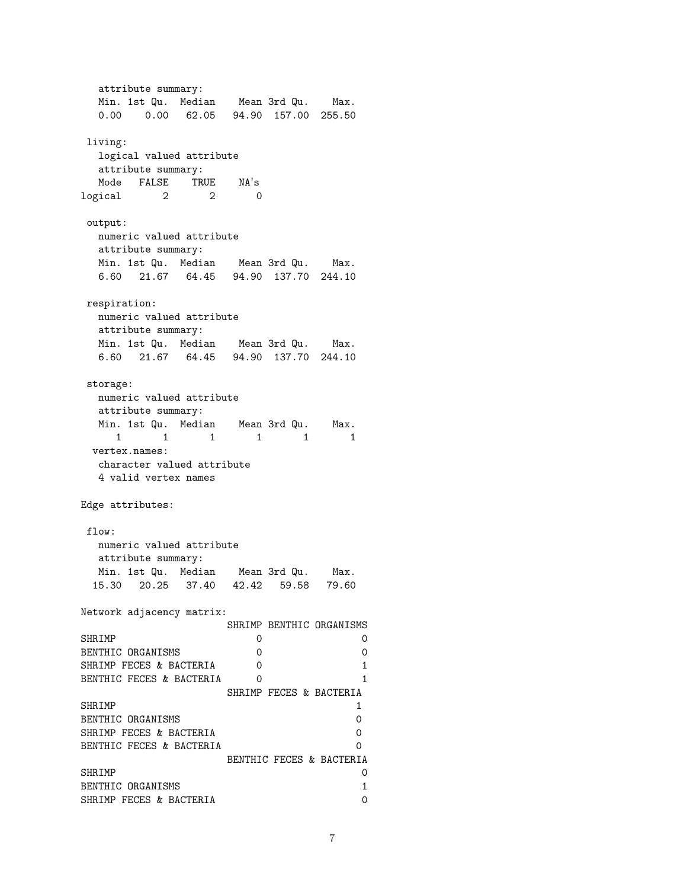```
   attribute summary:
   Min. 1st Qu.  Median    Mean 3rd Qu.    Max.
   0.00    0.00   62.05   94.90  157.00  255.50

 living:
   logical valued attribute
   attribute summary:
   Mode   FALSE    TRUE    NA's
logical       2       2       0

 output:
   numeric valued attribute
   attribute summary:
   Min. 1st Qu.  Median    Mean 3rd Qu.    Max.
   6.60   21.67   64.45   94.90  137.70  244.10

 respiration:
   numeric valued attribute
   attribute summary:
   Min. 1st Qu.  Median    Mean 3rd Qu.    Max.
   6.60   21.67   64.45   94.90  137.70  244.10

 storage:
   numeric valued attribute
   attribute summary:
   Min. 1st Qu.  Median    Mean 3rd Qu.    Max.
      1       1       1       1       1       1
  vertex.names:
   character valued attribute
   4 valid vertex names

Edge attributes:

 flow:
   numeric valued attribute
   attribute summary:
   Min. 1st Qu.  Median    Mean 3rd Qu.    Max.
  15.30   20.25   37.40   42.42   59.58   79.60

Network adjacency matrix:
                         SHRIMP BENTHIC ORGANISMS
SHRIMP                        0                 0
BENTHIC ORGANISMS             0                 0
SHRIMP FECES & BACTERIA       0                 1
BENTHIC FECES & BACTERIA      0                 1
                         SHRIMP FECES & BACTERIA
SHRIMP                                         1
BENTHIC ORGANISMS                              0
SHRIMP FECES & BACTERIA                        0
BENTHIC FECES & BACTERIA                       0
                         BENTHIC FECES & BACTERIA
SHRIMP                                          0
BENTHIC ORGANISMS                               1
SHRIMP FECES & BACTERIA                         0
```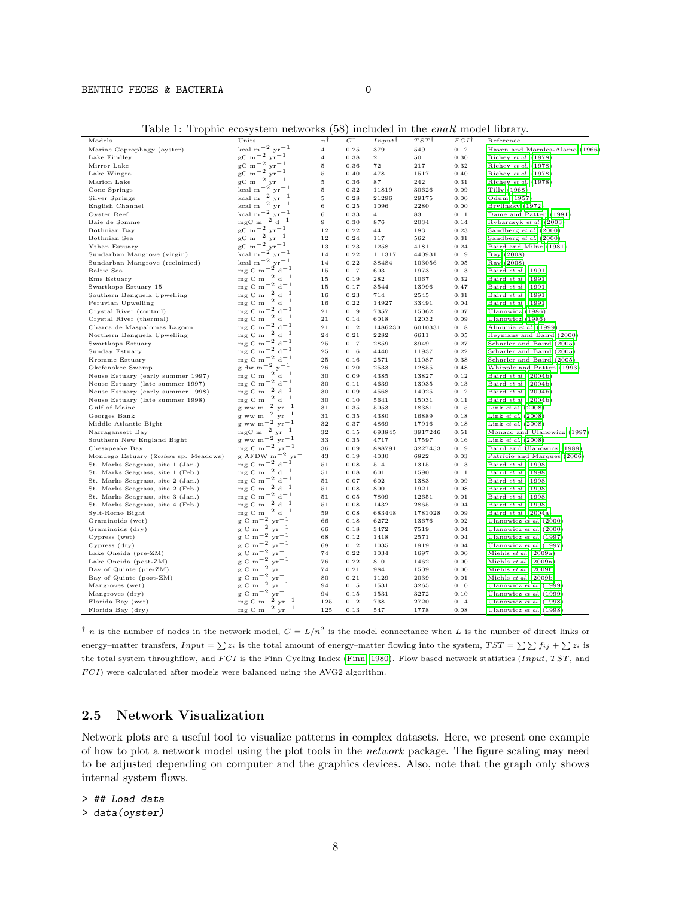Table 1: Trophic ecosystem networks (58) included in the *enaR* model library.

| Models | Units | $n^\dagger$ | $C^\dagger$ | $Input^\dagger$ | $TST^\dagger$ | $FCI^\dagger$ | Reference |
|---|---|---|---|---|---|---|---|
| Marine Coprophagy (oyster) | kcal $m^{-2}$ $yr^{-1}$ | 4 | 0.25 | 379 | 549 | 0.12 | Haven and Morales-Alamo (1966) |
| Lake Findley | gC $m^{-2}$ $yr^{-1}$ | 4 | 0.38 | 21 | 50 | 0.30 | Richey *et al.* (1978) |
| Mirror Lake | gC $m^{-2}$ $yr^{-1}$ | 5 | 0.36 | 72 | 217 | 0.32 | Richey *et al.* (1978) |
| Lake Wingra | gC $m^{-2}$ $yr^{-1}$ | 5 | 0.40 | 478 | 1517 | 0.40 | Richey *et al.* (1978) |
| Marion Lake | gC $m^{-2}$ $yr^{-1}$ | 5 | 0.36 | 87 | 242 | 0.31 | Richey *et al.* (1978) |
| Cone Springs | kcal $m^{-2}$ $yr^{-1}$ | 5 | 0.32 | 11819 | 30626 | 0.09 | Tilly (1968) |
| Silver Springs | kcal $m^{-2}$ $yr^{-1}$ | 5 | 0.28 | 21296 | 29175 | 0.00 | Odum (1957) |
| English Channel | kcal $m^{-2}$ $yr^{-1}$ | 6 | 0.25 | 1096 | 2280 | 0.00 | Brylinsky (1972) |
| Oyster Reef | kcal $m^{-2}$ $yr^{-1}$ | 6 | 0.33 | 41 | 83 | 0.11 | Dame and Patten (1981) |
| Baie de Somme | mgC $m^{-2}$ $d^{-1}$ | 9 | 0.30 | 876 | 2034 | 0.14 | Rybarczyk *et al.* (2003) |
| Bothnian Bay | gC $m^{-2}$ $yr^{-1}$ | 12 | 0.22 | 44 | 183 | 0.23 | Sandberg *et al.* (2000) |
| Bothnian Sea | gC $m^{-2}$ $yr^{-1}$ | 12 | 0.24 | 117 | 562 | 0.31 | Sandberg *et al.* (2000) |
| Ythan Estuary | gC $m^{-2}$ $yr^{-1}$ | 13 | 0.23 | 1258 | 4181 | 0.24 | Baird and Milne (1981) |
| Sundarban Mangrove (virgin) | kcal $m^{-2}$ $yr^{-1}$ | 14 | 0.22 | 111317 | 440931 | 0.19 | Ray (2008) |
| Sundarban Mangrove (reclaimed) | kcal $m^{-2}$ $yr^{-1}$ | 14 | 0.22 | 38484 | 103056 | 0.05 | Ray (2008) |
| Baltic Sea | mg C $m^{-2}$ $d^{-1}$ | 15 | 0.17 | 603 | 1973 | 0.13 | Baird *et al.* (1991) |
| Ems Estuary | mg C $m^{-2}$ $d^{-1}$ | 15 | 0.19 | 282 | 1067 | 0.32 | Baird *et al.* (1991) |
| Swartkops Estuary 15 | mg C $m^{-2}$ $d^{-1}$ | 15 | 0.17 | 3544 | 13996 | 0.47 | Baird *et al.* (1991) |
| Southern Benguela Upwelling | mg C $m^{-2}$ $d^{-1}$ | 16 | 0.23 | 714 | 2545 | 0.31 | Baird *et al.* (1991) |
| Peruvian Upwelling | mg C $m^{-2}$ $d^{-1}$ | 16 | 0.22 | 14927 | 33491 | 0.04 | Baird *et al.* (1991) |
| Crystal River (control) | mg C $m^{-2}$ $d^{-1}$ | 21 | 0.19 | 7357 | 15062 | 0.07 | Ulanowicz (1986) |
| Crystal River (thermal) | mg C $m^{-2}$ $d^{-1}$ | 21 | 0.14 | 6018 | 12032 | 0.09 | Ulanowicz (1986) |
| Charca de Maspalomas Lagoon | mg C $m^{-2}$ $d^{-1}$ | 21 | 0.12 | 1486230 | 6010331 | 0.18 | Almunia *et al.* (1999) |
| Northern Benguela Upwelling | mg C $m^{-2}$ $d^{-1}$ | 24 | 0.21 | 2282 | 6611 | 0.05 | Heymans and Baird (2000) |
| Swartkops Estuary | mg C $m^{-2}$ $d^{-1}$ | 25 | 0.17 | 2859 | 8949 | 0.27 | Scharler and Baird (2005) |
| Sunday Estuary | mg C $m^{-2}$ $d^{-1}$ | 25 | 0.16 | 4440 | 11937 | 0.22 | Scharler and Baird (2005) |
| Kromme Estuary | mg C $m^{-2}$ $d^{-1}$ | 25 | 0.16 | 2571 | 11087 | 0.38 | Scharler and Baird (2005) |
| Okefenokee Swamp | g dw $m^{-2}$ $y^{-1}$ | 26 | 0.20 | 2533 | 12855 | 0.48 | Whipple and Patten (1993) |
| Neuse Estuary (early summer 1997) | mg C $m^{-2}$ $d^{-1}$ | 30 | 0.09 | 4385 | 13827 | 0.12 | Baird *et al.* (2004b) |
| Neuse Estuary (late summer 1997) | mg C $m^{-2}$ $d^{-1}$ | 30 | 0.11 | 4639 | 13035 | 0.13 | Baird *et al.* (2004b) |
| Neuse Estuary (early summer 1998) | mg C $m^{-2}$ $d^{-1}$ | 30 | 0.09 | 4568 | 14025 | 0.12 | Baird *et al.* (2004b) |
| Neuse Estuary (late summer 1998) | mg C $m^{-2}$ $d^{-1}$ | 30 | 0.10 | 5641 | 15031 | 0.11 | Baird *et al.* (2004b) |
| Gulf of Maine | g ww $m^{-2}$ $yr^{-1}$ | 31 | 0.35 | 5053 | 18381 | 0.15 | Link *et al.* (2008) |
| Georges Bank | g ww $m^{-2}$ $yr^{-1}$ | 31 | 0.35 | 4380 | 16889 | 0.18 | Link *et al.* (2008) |
| Middle Atlantic Bight | g ww $m^{-2}$ $yr^{-1}$ | 32 | 0.37 | 4869 | 17916 | 0.18 | Link *et al.* (2008) |
| Narragansett Bay | mgC $m^{-2}$ $yr^{-1}$ | 32 | 0.15 | 693845 | 3917246 | 0.51 | Monaco and Ulanowicz (1997) |
| Southern New England Bight | g ww $m^{-2}$ $yr^{-1}$ | 33 | 0.35 | 4717 | 17597 | 0.16 | Link *et al.* (2008) |
| Chesapeake Bay | mg C $m^{-2}$ $yr^{-1}$ | 36 | 0.09 | 888791 | 3227453 | 0.19 | Baird and Ulanowicz (1989) |
| Mondego Estuary (*Zostera* sp. Meadows) | g AFDW $m^{-2}$ $yr^{-1}$ | 43 | 0.19 | 4030 | 6822 | 0.03 | Patrício and Marques (2006) |
| St. Marks Seagrass, site 1 (Jan.) | mg C $m^{-2}$ $d^{-1}$ | 51 | 0.08 | 514 | 1315 | 0.13 | Baird *et al.* (1998) |
| St. Marks Seagrass, site 1 (Feb.) | mg C $m^{-2}$ $d^{-1}$ | 51 | 0.08 | 601 | 1590 | 0.11 | Baird *et al.* (1998) |
| St. Marks Seagrass, site 2 (Jan.) | mg C $m^{-2}$ $d^{-1}$ | 51 | 0.07 | 602 | 1383 | 0.09 | Baird *et al.* (1998) |
| St. Marks Seagrass, site 2 (Feb.) | mg C $m^{-2}$ $d^{-1}$ | 51 | 0.08 | 800 | 1921 | 0.08 | Baird *et al.* (1998) |
| St. Marks Seagrass, site 3 (Jan.) | mg C $m^{-2}$ $d^{-1}$ | 51 | 0.05 | 7809 | 12651 | 0.01 | Baird *et al.* (1998) |
| St. Marks Seagrass, site 4 (Feb.) | mg C $m^{-2}$ $d^{-1}$ | 51 | 0.08 | 1432 | 2865 | 0.04 | Baird *et al.* (1998) |
| Sylt-Rømø Bight | mg C $m^{-2}$ $d^{-1}$ | 59 | 0.08 | 683448 | 1781028 | 0.09 | Baird *et al.* (2004a) |
| Graminoids (wet) | g C $m^{-2}$ $yr^{-1}$ | 66 | 0.18 | 6272 | 13676 | 0.02 | Ulanowicz *et al.* (2000) |
| Graminoids (dry) | g C $m^{-2}$ $yr^{-1}$ | 66 | 0.18 | 3472 | 7519 | 0.04 | Ulanowicz *et al.* (2000) |
| Cypress (wet) | g C $m^{-2}$ $yr^{-1}$ | 68 | 0.12 | 1418 | 2571 | 0.04 | Ulanowicz *et al.* (1997) |
| Cypress (dry) | g C $m^{-2}$ $yr^{-1}$ | 68 | 0.12 | 1035 | 1919 | 0.04 | Ulanowicz *et al.* (1997) |
| Lake Oneida (pre-ZM) | g C $m^{-2}$ $yr^{-1}$ | 74 | 0.22 | 1034 | 1697 | 0.00 | Miehls *et al.* (2009a) |
| Lake Oneida (post-ZM) | g C $m^{-2}$ $yr^{-1}$ | 76 | 0.22 | 810 | 1462 | 0.00 | Miehls *et al.* (2009a) |
| Bay of Quinte (pre-ZM) | g C $m^{-2}$ $yr^{-1}$ | 74 | 0.21 | 984 | 1509 | 0.00 | Miehls *et al.* (2009b) |
| Bay of Quinte (post-ZM) | g C $m^{-2}$ $yr^{-1}$ | 80 | 0.21 | 1129 | 2039 | 0.01 | Miehls *et al.* (2009b) |
| Mangroves (wet) | g C $m^{-2}$ $yr^{-1}$ | 94 | 0.15 | 1531 | 3265 | 0.10 | Ulanowicz *et al.* (1999) |
| Mangroves (dry) | g C $m^{-2}$ $yr^{-1}$ | 94 | 0.15 | 1531 | 3272 | 0.10 | Ulanowicz *et al.* (1999) |
| Florida Bay (wet) | mg C $m^{-2}$ $yr^{-1}$ | 125 | 0.12 | 738 | 2720 | 0.14 | Ulanowicz *et al.* (1998) |
| Florida Bay (dry) | mg C $m^{-2}$ $yr^{-1}$ | 125 | 0.13 | 547 | 1778 | 0.08 | Ulanowicz *et al.* (1998) |

† $n$ is the number of nodes in the network model, $C = L/n^2$ is the model connectance when $L$ is the number of direct links or energy–matter transfers, $Input = \sum z_i$ is the total amount of energy–matter flowing into the system, $TST = \sum\sum f_{ij} + \sum z_i$ is the total system throughflow, and $FCI$ is the Finn Cycling Index (Finn, 1980). Flow based network statistics ($Input$, $TST$, and $FCI$) were calculated after models were balanced using the AVG2 algorithm.

## 2.5 Network Visualization

Network plots are a useful tool to visualize patterns in complex datasets. Here, we present one example of how to plot a network model using the plot tools in the *network* package. The figure scaling may need to be adjusted depending on computer and the graphics devices. Also, note that the graph only shows internal system flows.

```
> ## Load data
> data(oyster)
```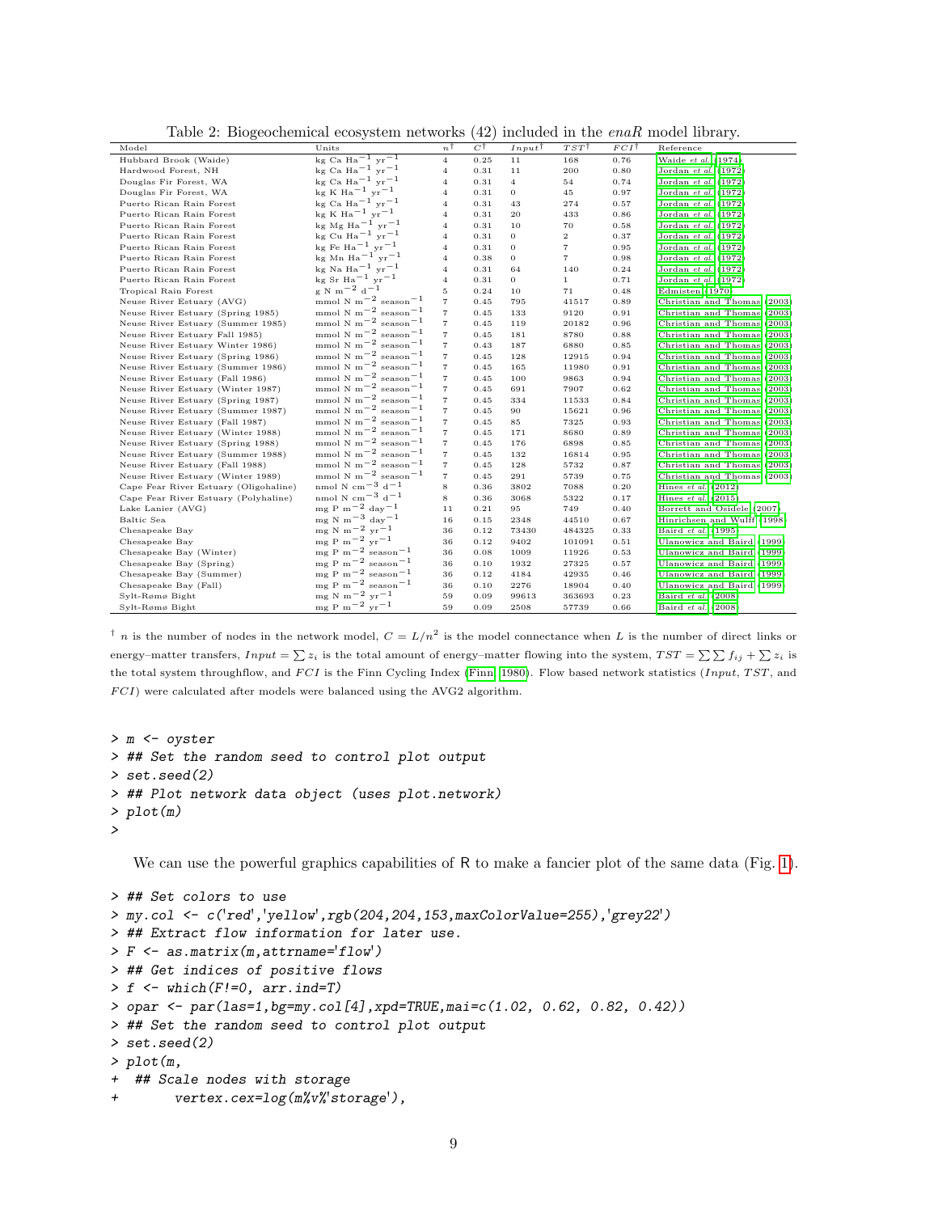Table 2: Biogeochemical ecosystem networks (42) included in the *enaR* model library.

| Model | Units | $n^\dagger$ | $C^\dagger$ | $Input^\dagger$ | $TST^\dagger$ | $FCI^\dagger$ | Reference |
|---|---|---|---|---|---|---|---|
| Hubbard Brook (Waide) | kg Ca $Ha^{-1}$ $yr^{-1}$ | 4 | 0.25 | 11 | 168 | 0.76 | Waide *et al.* (1974) |
| Hardwood Forest, NH | kg Ca $Ha^{-1}$ $yr^{-1}$ | 4 | 0.31 | 11 | 200 | 0.80 | Jordan *et al.* (1972) |
| Douglas Fir Forest, WA | kg Ca $Ha^{-1}$ $yr^{-1}$ | 4 | 0.31 | 4 | 54 | 0.74 | Jordan *et al.* (1972) |
| Douglas Fir Forest, WA | kg K $Ha^{-1}$ $yr^{-1}$ | 4 | 0.31 | 0 | 45 | 0.97 | Jordan *et al.* (1972) |
| Puerto Rican Rain Forest | kg Ca $Ha^{-1}$ $yr^{-1}$ | 4 | 0.31 | 43 | 274 | 0.57 | Jordan *et al.* (1972) |
| Puerto Rican Rain Forest | kg K $Ha^{-1}$ $yr^{-1}$ | 4 | 0.31 | 20 | 433 | 0.86 | Jordan *et al.* (1972) |
| Puerto Rican Rain Forest | kg Mg $Ha^{-1}$ $yr^{-1}$ | 4 | 0.31 | 10 | 70 | 0.58 | Jordan *et al.* (1972) |
| Puerto Rican Rain Forest | kg Cu $Ha^{-1}$ $yr^{-1}$ | 4 | 0.31 | 0 | 2 | 0.37 | Jordan *et al.* (1972) |
| Puerto Rican Rain Forest | kg Fe $Ha^{-1}$ $yr^{-1}$ | 4 | 0.31 | 0 | 7 | 0.95 | Jordan *et al.* (1972) |
| Puerto Rican Rain Forest | kg Mn $Ha^{-1}$ $yr^{-1}$ | 4 | 0.38 | 0 | 7 | 0.98 | Jordan *et al.* (1972) |
| Puerto Rican Rain Forest | kg Na $Ha^{-1}$ $yr^{-1}$ | 4 | 0.31 | 64 | 140 | 0.24 | Jordan *et al.* (1972) |
| Puerto Rican Rain Forest | kg Sr $Ha^{-1}$ $yr^{-1}$ | 4 | 0.31 | 0 | 1 | 0.71 | Jordan *et al.* (1972) |
| Tropical Rain Forest | g N $m^{-2}$ $d^{-1}$ | 5 | 0.24 | 10 | 71 | 0.48 | Edmisten (1970) |
| Neuse River Estuary (AVG) | mmol N $m^{-2}$ $season^{-1}$ | 7 | 0.45 | 795 | 41517 | 0.89 | Christian and Thomas (2003) |
| Neuse River Estuary (Spring 1985) | mmol N $m^{-2}$ $season^{-1}$ | 7 | 0.45 | 133 | 9120 | 0.91 | Christian and Thomas (2003) |
| Neuse River Estuary (Summer 1985) | mmol N $m^{-2}$ $season^{-1}$ | 7 | 0.45 | 119 | 20182 | 0.96 | Christian and Thomas (2003) |
| Neuse River Estuary Fall 1985) | mmol N $m^{-2}$ $season^{-1}$ | 7 | 0.45 | 181 | 8780 | 0.88 | Christian and Thomas (2003) |
| Neuse River Estuary Winter 1986) | mmol N $m^{-2}$ $season^{-1}$ | 7 | 0.43 | 187 | 6880 | 0.85 | Christian and Thomas (2003) |
| Neuse River Estuary (Spring 1986) | mmol N $m^{-2}$ $season^{-1}$ | 7 | 0.45 | 128 | 12915 | 0.94 | Christian and Thomas (2003) |
| Neuse River Estuary (Summer 1986) | mmol N $m^{-2}$ $season^{-1}$ | 7 | 0.45 | 165 | 11980 | 0.91 | Christian and Thomas (2003) |
| Neuse River Estuary (Fall 1986) | mmol N $m^{-2}$ $season^{-1}$ | 7 | 0.45 | 100 | 9863 | 0.94 | Christian and Thomas (2003) |
| Neuse River Estuary (Winter 1987) | mmol N $m^{-2}$ $season^{-1}$ | 7 | 0.45 | 691 | 7907 | 0.62 | Christian and Thomas (2003) |
| Neuse River Estuary (Spring 1987) | mmol N $m^{-2}$ $season^{-1}$ | 7 | 0.45 | 334 | 11533 | 0.84 | Christian and Thomas (2003) |
| Neuse River Estuary (Summer 1987) | mmol N $m^{-2}$ $season^{-1}$ | 7 | 0.45 | 90 | 15621 | 0.96 | Christian and Thomas (2003) |
| Neuse River Estuary (Fall 1987) | mmol N $m^{-2}$ $season^{-1}$ | 7 | 0.45 | 85 | 7325 | 0.93 | Christian and Thomas (2003) |
| Neuse River Estuary (Winter 1988) | mmol N $m^{-2}$ $season^{-1}$ | 7 | 0.45 | 171 | 8680 | 0.89 | Christian and Thomas (2003) |
| Neuse River Estuary (Spring 1988) | mmol N $m^{-2}$ $season^{-1}$ | 7 | 0.45 | 176 | 6898 | 0.85 | Christian and Thomas (2003) |
| Neuse River Estuary (Summer 1988) | mmol N $m^{-2}$ $season^{-1}$ | 7 | 0.45 | 132 | 16814 | 0.95 | Christian and Thomas (2003) |
| Neuse River Estuary (Fall 1988) | mmol N $m^{-2}$ $season^{-1}$ | 7 | 0.45 | 128 | 5732 | 0.87 | Christian and Thomas (2003) |
| Neuse River Estuary (Winter 1989) | mmol N $m^{-2}$ $season^{-1}$ | 7 | 0.45 | 291 | 5739 | 0.75 | Christian and Thomas (2003) |
| Cape Fear River Estuary (Oligohaline) | nmol N $cm^{-3}$ $d^{-1}$ | 8 | 0.36 | 3802 | 7088 | 0.20 | Hines *et al.* (2012) |
| Cape Fear River Estuary (Polyhaline) | nmol N $cm^{-3}$ $d^{-1}$ | 8 | 0.36 | 3068 | 5322 | 0.17 | Hines *et al.* (2015) |
| Lake Lanier (AVG) | mg P $m^{-2}$ $day^{-1}$ | 11 | 0.21 | 95 | 749 | 0.40 | Borrett and Osidele (2007) |
| Baltic Sea | mg N $m^{-3}$ $day^{-1}$ | 16 | 0.15 | 2348 | 44510 | 0.67 | Hinrichsen and Wulff (1998) |
| Chesapeake Bay | mg N $m^{-2}$ $yr^{-1}$ | 36 | 0.12 | 73430 | 484325 | 0.33 | Baird *et al.* (1995) |
| Chesapeake Bay | mg P $m^{-2}$ $yr^{-1}$ | 36 | 0.12 | 9402 | 101091 | 0.51 | Ulanowicz and Baird (1999) |
| Chesapeake Bay (Winter) | mg P $m^{-2}$ $season^{-1}$ | 36 | 0.08 | 1009 | 11926 | 0.53 | Ulanowicz and Baird (1999) |
| Chesapeake Bay (Spring) | mg P $m^{-2}$ $season^{-1}$ | 36 | 0.10 | 1932 | 27325 | 0.57 | Ulanowicz and Baird (1999) |
| Chesapeake Bay (Summer) | mg P $m^{-2}$ $season^{-1}$ | 36 | 0.12 | 4184 | 42935 | 0.46 | Ulanowicz and Baird (1999) |
| Chesapeake Bay (Fall) | mg P $m^{-2}$ $season^{-1}$ | 36 | 0.10 | 2276 | 18904 | 0.40 | Ulanowicz and Baird (1999) |
| Sylt-Rømø Bight | mg N $m^{-2}$ $yr^{-1}$ | 59 | 0.09 | 99613 | 363693 | 0.23 | Baird *et al.* (2008) |
| Sylt-Rømø Bight | mg P $m^{-2}$ $yr^{-1}$ | 59 | 0.09 | 2508 | 57739 | 0.66 | Baird *et al.* (2008) |

† $n$ is the number of nodes in the network model, $C = L/n^2$ is the model connectance when $L$ is the number of direct links or energy–matter transfers, $Input = \sum z_i$ is the total amount of energy–matter flowing into the system, $TST = \sum\sum f_{ij} + \sum z_i$ is the total system throughflow, and $FCI$ is the Finn Cycling Index (Finn, 1980). Flow based network statistics ($Input$, $TST$, and $FCI$) were calculated after models were balanced using the AVG2 algorithm.

```
> m <- oyster
> ## Set the random seed to control plot output
> set.seed(2)
> ## Plot network data object (uses plot.network)
> plot(m)
>
```

We can use the powerful graphics capabilities of R to make a fancier plot of the same data (Fig. 1).

```
> ## Set colors to use
> my.col <- c('red','yellow',rgb(204,204,153,maxColorValue=255),'grey22')
> ## Extract flow information for later use.
> F <- as.matrix(m,attrname='flow')
> ## Get indices of positive flows
> f <- which(F!=0, arr.ind=T)
> opar <- par(las=1,bg=my.col[4],xpd=TRUE,mai=c(1.02, 0.62, 0.82, 0.42))
> ## Set the random seed to control plot output
> set.seed(2)
> plot(m,
+  ## Scale nodes with storage
+       vertex.cex=log(m%v%'storage'),
```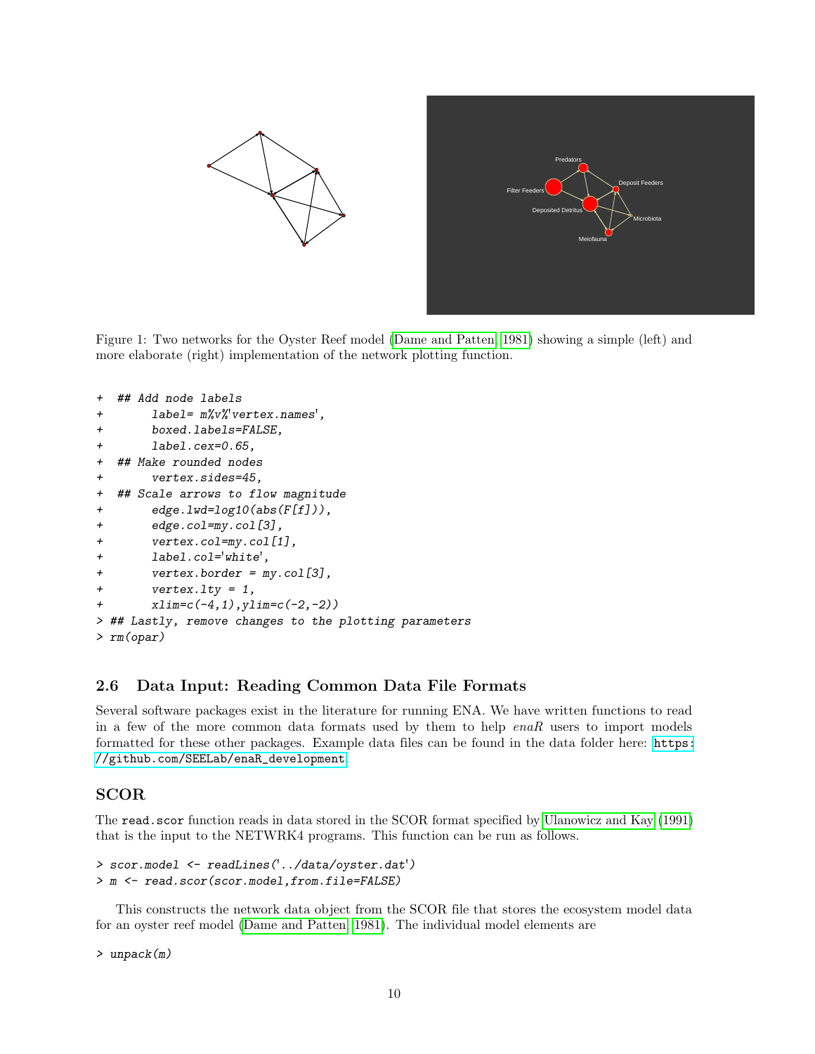Figure 1: Two networks for the Oyster Reef model (Dame and Patten, 1981) showing a simple (left) and more elaborate (right) implementation of the network plotting function.

```
+  ## Add node labels
+        label= m%v%'vertex.names',
+        boxed.labels=FALSE,
+        label.cex=0.65,
+  ## Make rounded nodes
+        vertex.sides=45,
+  ## Scale arrows to flow magnitude
+        edge.lwd=log10(abs(F[f])),
+        edge.col=my.col[3],
+        vertex.col=my.col[1],
+        label.col='white',
+        vertex.border = my.col[3],
+        vertex.lty = 1,
+        xlim=c(-4,1),ylim=c(-2,-2))
> ## Lastly, remove changes to the plotting parameters
> rm(opar)
```

### 2.6 Data Input: Reading Common Data File Formats

Several software packages exist in the literature for running ENA. We have written functions to read in a few of the more common data formats used by them to help *enaR* users to import models formatted for these other packages. Example data files can be found in the data folder here: https://github.com/SEELab/enaR_development.

## SCOR

The `read.scor` function reads in data stored in the SCOR format specified by Ulanowicz and Kay (1991) that is the input to the NETWRK4 programs. This function can be run as follows.

```
> scor.model <- readLines('../data/oyster.dat')
> m <- read.scor(scor.model,from.file=FALSE)
```

This constructs the network data object from the SCOR file that stores the ecosystem model data for an oyster reef model (Dame and Patten, 1981). The individual model elements are

```
> unpack(m)
```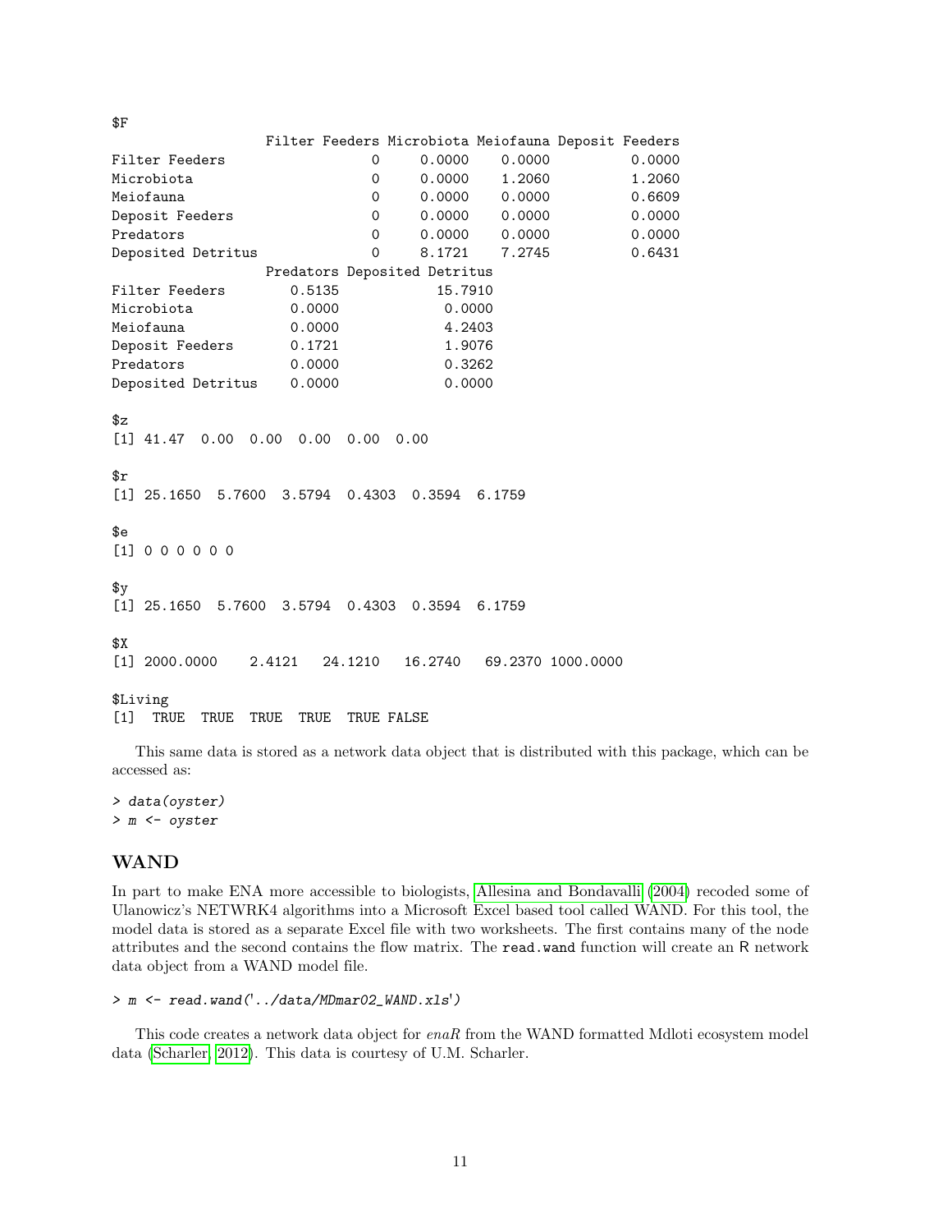```
$F
                  Filter Feeders Microbiota Meiofauna Deposit Feeders
Filter Feeders                 0     0.0000    0.0000          0.0000
Microbiota                     0     0.0000    1.2060          1.2060
Meiofauna                      0     0.0000    0.0000          0.6609
Deposit Feeders                0     0.0000    0.0000          0.0000
Predators                      0     0.0000    0.0000          0.0000
Deposited Detritus             0     8.1721    7.2745          0.6431
                  Predators Deposited Detritus
Filter Feeders       0.5135            15.7910
Microbiota           0.0000             0.0000
Meiofauna            0.0000             4.2403
Deposit Feeders      0.1721             1.9076
Predators            0.0000             0.3262
Deposited Detritus   0.0000             0.0000

$z
[1] 41.47  0.00  0.00  0.00  0.00  0.00

$r
[1] 25.1650  5.7600  3.5794  0.4303  0.3594  6.1759

$e
[1] 0 0 0 0 0 0

$y
[1] 25.1650  5.7600  3.5794  0.4303  0.3594  6.1759

$X
[1] 2000.0000    2.4121   24.1210   16.2740   69.2370 1000.0000

$Living
[1]  TRUE  TRUE  TRUE  TRUE  TRUE FALSE
```

This same data is stored as a network data object that is distributed with this package, which can be accessed as:

```
> data(oyster)
> m <- oyster
```

## WAND

In part to make ENA more accessible to biologists, Allesina and Bondavalli (2004) recoded some of Ulanowicz's NETWRK4 algorithms into a Microsoft Excel based tool called WAND. For this tool, the model data is stored as a separate Excel file with two worksheets. The first contains many of the node attributes and the second contains the flow matrix. The `read.wand` function will create an R network data object from a WAND model file.

```
> m <- read.wand('../data/MDmar02_WAND.xls')
```

This code creates a network data object for *enaR* from the WAND formatted Mdloti ecosystem model data (Scharler, 2012). This data is courtesy of U.M. Scharler.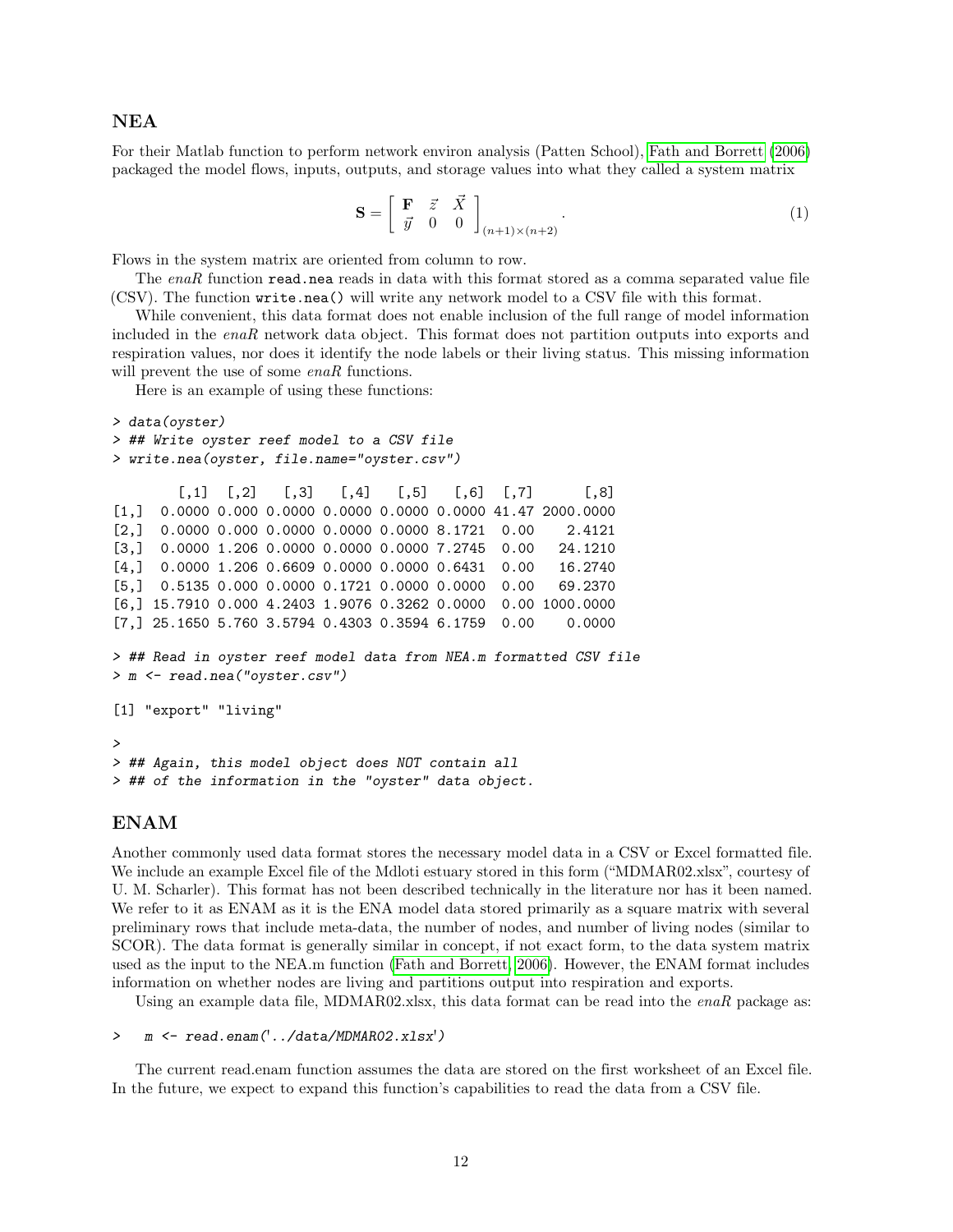## NEA

For their Matlab function to perform network environ analysis (Patten School), Fath and Borrett (2006) packaged the model flows, inputs, outputs, and storage values into what they called a system matrix

$$\mathbf{S} = \begin{bmatrix} \mathbf{F} & \vec{z} & \vec{X} \\ \vec{y} & 0 & 0 \end{bmatrix}_{(n+1)\times(n+2)}. \tag{1}$$

Flows in the system matrix are oriented from column to row.

The *enaR* function `read.nea` reads in data with this format stored as a comma separated value file (CSV). The function `write.nea()` will write any network model to a CSV file with this format.

While convenient, this data format does not enable inclusion of the full range of model information included in the *enaR* network data object. This format does not partition outputs into exports and respiration values, nor does it identify the node labels or their living status. This missing information will prevent the use of some *enaR* functions.

Here is an example of using these functions:

```
> data(oyster)
> ## Write oyster reef model to a CSV file
> write.nea(oyster, file.name="oyster.csv")

        [,1]  [,2]   [,3]   [,4]   [,5]   [,6]  [,7]      [,8]
[1,]  0.0000 0.000 0.0000 0.0000 0.0000 0.0000 41.47 2000.0000
[2,]  0.0000 0.000 0.0000 0.0000 0.0000 8.1721  0.00    2.4121
[3,]  0.0000 1.206 0.0000 0.0000 0.0000 7.2745  0.00   24.1210
[4,]  0.0000 1.206 0.6609 0.0000 0.0000 0.6431  0.00   16.2740
[5,]  0.5135 0.000 0.0000 0.1721 0.0000 0.0000  0.00   69.2370
[6,] 15.7910 0.000 4.2403 1.9076 0.3262 0.0000  0.00 1000.0000
[7,] 25.1650 5.760 3.5794 0.4303 0.3594 6.1759  0.00    0.0000

> ## Read in oyster reef model data from NEA.m formatted CSV file
> m <- read.nea("oyster.csv")

[1] "export" "living"

>
> ## Again, this model object does NOT contain all
> ## of the information in the "oyster" data object.
```

## ENAM

Another commonly used data format stores the necessary model data in a CSV or Excel formatted file. We include an example Excel file of the Mdloti estuary stored in this form ("MDMAR02.xlsx", courtesy of U. M. Scharler). This format has not been described technically in the literature nor has it been named. We refer to it as ENAM as it is the ENA model data stored primarily as a square matrix with several preliminary rows that include meta-data, the number of nodes, and number of living nodes (similar to SCOR). The data format is generally similar in concept, if not exact form, to the data system matrix used as the input to the NEA.m function (Fath and Borrett, 2006). However, the ENAM format includes information on whether nodes are living and partitions output into respiration and exports.

Using an example data file, MDMAR02.xlsx, this data format can be read into the *enaR* package as:

```
>   m <- read.enam('../data/MDMAR02.xlsx')
```

The current read.enam function assumes the data are stored on the first worksheet of an Excel file. In the future, we expect to expand this function's capabilities to read the data from a CSV file.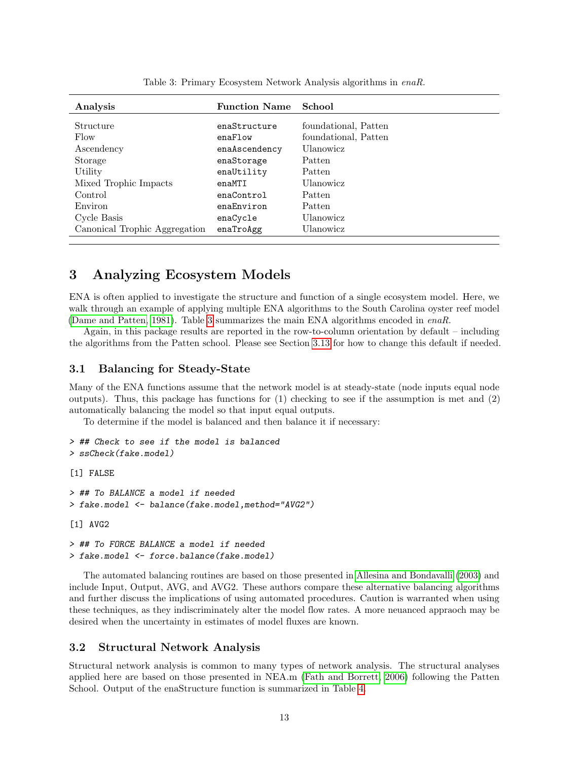Table 3: Primary Ecosystem Network Analysis algorithms in *enaR*.

| Analysis | Function Name | School |
|---|---|---|
| Structure | `enaStructure` | foundational, Patten |
| Flow | `enaFlow` | foundational, Patten |
| Ascendency | `enaAscendency` | Ulanowicz |
| Storage | `enaStorage` | Patten |
| Utility | `enaUtility` | Patten |
| Mixed Trophic Impacts | `enaMTI` | Ulanowicz |
| Control | `enaControl` | Patten |
| Environ | `enaEnviron` | Patten |
| Cycle Basis | `enaCycle` | Ulanowicz |
| Canonical Trophic Aggregation | `enaTroAgg` | Ulanowicz |

# 3 Analyzing Ecosystem Models

ENA is often applied to investigate the structure and function of a single ecosystem model. Here, we walk through an example of applying multiple ENA algorithms to the South Carolina oyster reef model (Dame and Patten, 1981). Table 3 summarizes the main ENA algorithms encoded in *enaR*.

Again, in this package results are reported in the row-to-column orientation by default – including the algorithms from the Patten school. Please see Section 3.13 for how to change this default if needed.

## 3.1 Balancing for Steady-State

Many of the ENA functions assume that the network model is at steady-state (node inputs equal node outputs). Thus, this package has functions for (1) checking to see if the assumption is met and (2) automatically balancing the model so that input equal outputs.

To determine if the model is balanced and then balance it if necessary:

```
> ## Check to see if the model is balanced
> ssCheck(fake.model)

[1] FALSE

> ## To BALANCE a model if needed
> fake.model <- balance(fake.model,method="AVG2")

[1] AVG2

> ## To FORCE BALANCE a model if needed
> fake.model <- force.balance(fake.model)
```

The automated balancing routines are based on those presented in Allesina and Bondavalli (2003) and include Input, Output, AVG, and AVG2. These authors compare these alternative balancing algorithms and further discuss the implications of using automated procedures. Caution is warranted when using these techniques, as they indiscriminately alter the model flow rates. A more neuanced appraoch may be desired when the uncertainty in estimates of model fluxes are known.

## 3.2 Structural Network Analysis

Structural network analysis is common to many types of network analysis. The structural analyses applied here are based on those presented in NEA.m (Fath and Borrett, 2006) following the Patten School. Output of the enaStructure function is summarized in Table 4.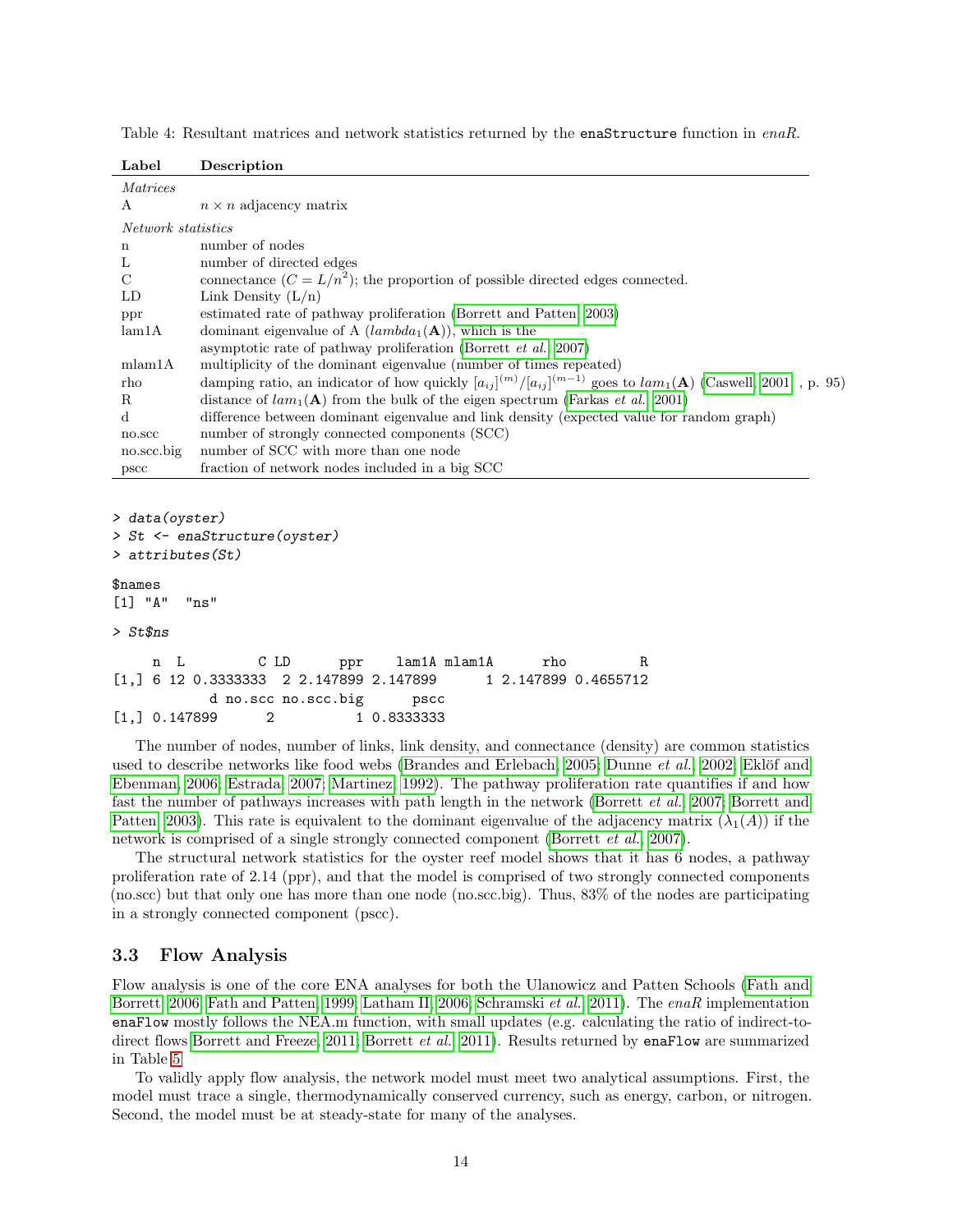Table 4: Resultant matrices and network statistics returned by the `enaStructure` function in *enaR*.

| Label | Description |
|---|---|
| *Matrices* | |
| A | $n \times n$ adjacency matrix |
| *Network statistics* | |
| n | number of nodes |
| L | number of directed edges |
| C | connectance ($C = L/n^2$); the proportion of possible directed edges connected. |
| LD | Link Density (L/n) |
| ppr | estimated rate of pathway proliferation (Borrett and Patten, 2003) |
| lam1A | dominant eigenvalue of A ($lambda_1(\mathbf{A})$), which is the asymptotic rate of pathway proliferation (Borrett *et al.*, 2007) |
| mlam1A | multiplicity of the dominant eigenvalue (number of times repeated) |
| rho | damping ratio, an indicator of how quickly $[a_{ij}]^{(m)}/[a_{ij}]^{(m-1)}$ goes to $lam_1(\mathbf{A})$ (Caswell, 2001, , p. 95) |
| R | distance of $lam_1(\mathbf{A})$ from the bulk of the eigen spectrum (Farkas *et al.*, 2001) |
| d | difference between dominant eigenvalue and link density (expected value for random graph) |
| no.scc | number of strongly connected components (SCC) |
| no.scc.big | number of SCC with more than one node |
| pscc | fraction of network nodes included in a big SCC |

```
> data(oyster)
> St <- enaStructure(oyster)
> attributes(St)

$names
[1] "A"  "ns"

> St$ns

     n  L         C LD      ppr    lam1A mlam1A      rho         R
[1,] 6 12 0.3333333  2 2.147899 2.147899      1 2.147899 0.4655712
            d no.scc no.scc.big      pscc
[1,] 0.147899      2          1 0.8333333
```

The number of nodes, number of links, link density, and connectance (density) are common statistics used to describe networks like food webs (Brandes and Erlebach, 2005; Dunne *et al.*, 2002; Eklöf and Ebenman, 2006; Estrada, 2007; Martinez, 1992). The pathway proliferation rate quantifies if and how fast the number of pathways increases with path length in the network (Borrett *et al.*, 2007; Borrett and Patten, 2003). This rate is equivalent to the dominant eigenvalue of the adjacency matrix ($\lambda_1(A)$) if the network is comprised of a single strongly connected component (Borrett *et al.*, 2007).

The structural network statistics for the oyster reef model shows that it has 6 nodes, a pathway proliferation rate of 2.14 (ppr), and that the model is comprised of two strongly connected components (no.scc) but that only one has more than one node (no.scc.big). Thus, 83% of the nodes are participating in a strongly connected component (pscc).

## 3.3 Flow Analysis

Flow analysis is one of the core ENA analyses for both the Ulanowicz and Patten Schools (Fath and Borrett, 2006; Fath and Patten, 1999; Latham II, 2006; Schramski *et al.*, 2011). The *enaR* implementation `enaFlow` mostly follows the NEA.m function, with small updates (e.g. calculating the ratio of indirect-to-direct flows Borrett and Freeze, 2011; Borrett *et al.*, 2011). Results returned by `enaFlow` are summarized in Table 5.

To validly apply flow analysis, the network model must meet two analytical assumptions. First, the model must trace a single, thermodynamically conserved currency, such as energy, carbon, or nitrogen. Second, the model must be at steady-state for many of the analyses.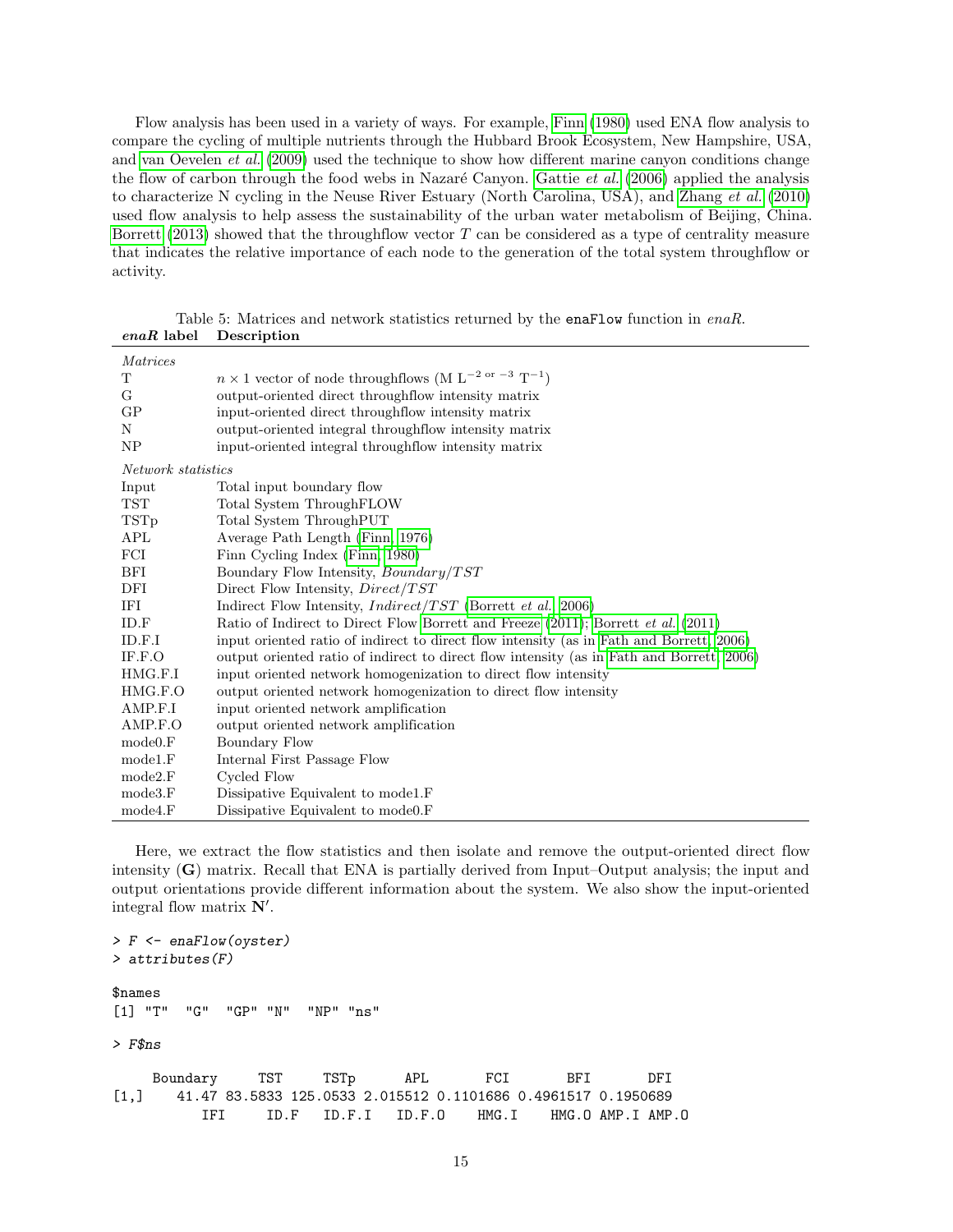Flow analysis has been used in a variety of ways. For example, Finn (1980) used ENA flow analysis to compare the cycling of multiple nutrients through the Hubbard Brook Ecosystem, New Hampshire, USA, and van Oevelen *et al.* (2009) used the technique to show how different marine canyon conditions change the flow of carbon through the food webs in Nazaré Canyon. Gattie *et al.* (2006) applied the analysis to characterize N cycling in the Neuse River Estuary (North Carolina, USA), and Zhang *et al.* (2010) used flow analysis to help assess the sustainability of the urban water metabolism of Beijing, China. Borrett (2013) showed that the throughflow vector $T$ can be considered as a type of centrality measure that indicates the relative importance of each node to the generation of the total system throughflow or activity.

Table 5: Matrices and network statistics returned by the `enaFlow` function in *enaR*.

| ***enaR* label** | **Description** |
|---|---|
| *Matrices* | |
| T | $n \times 1$ vector of node throughflows (M L$^{-2 \text{ or } -3}$ T$^{-1}$) |
| G | output-oriented direct throughflow intensity matrix |
| GP | input-oriented direct throughflow intensity matrix |
| N | output-oriented integral throughflow intensity matrix |
| NP | input-oriented integral throughflow intensity matrix |
| *Network statistics* | |
| Input | Total input boundary flow |
| TST | Total System ThroughFLOW |
| TSTp | Total System ThroughPUT |
| APL | Average Path Length (Finn, 1976) |
| FCI | Finn Cycling Index (Finn, 1980) |
| BFI | Boundary Flow Intensity, $Boundary/TST$ |
| DFI | Direct Flow Intensity, $Direct/TST$ |
| IFI | Indirect Flow Intensity, $Indirect/TST$ (Borrett *et al.*, 2006) |
| ID.F | Ratio of Indirect to Direct Flow Borrett and Freeze (2011); Borrett *et al.* (2011) |
| ID.F.I | input oriented ratio of indirect to direct flow intensity (as in Fath and Borrett, 2006) |
| IF.F.O | output oriented ratio of indirect to direct flow intensity (as in Fath and Borrett, 2006) |
| HMG.F.I | input oriented network homogenization to direct flow intensity |
| HMG.F.O | output oriented network homogenization to direct flow intensity |
| AMP.F.I | input oriented network amplification |
| AMP.F.O | output oriented network amplification |
| mode0.F | Boundary Flow |
| mode1.F | Internal First Passage Flow |
| mode2.F | Cycled Flow |
| mode3.F | Dissipative Equivalent to mode1.F |
| mode4.F | Dissipative Equivalent to mode0.F |

Here, we extract the flow statistics and then isolate and remove the output-oriented direct flow intensity (**G**) matrix. Recall that ENA is partially derived from Input–Output analysis; the input and output orientations provide different information about the system. We also show the input-oriented integral flow matrix $\mathbf{N}'$.

```
> F <- enaFlow(oyster)
> attributes(F)

$names
[1] "T"  "G"  "GP" "N"  "NP" "ns"

> F$ns

     Boundary     TST     TSTp      APL       FCI       BFI       DFI
[1,]    41.47 83.5833 125.0533 2.015512 0.1101686 0.4961517 0.1950689
          IFI     ID.F   ID.F.I   ID.F.O    HMG.I    HMG.O AMP.I AMP.O
```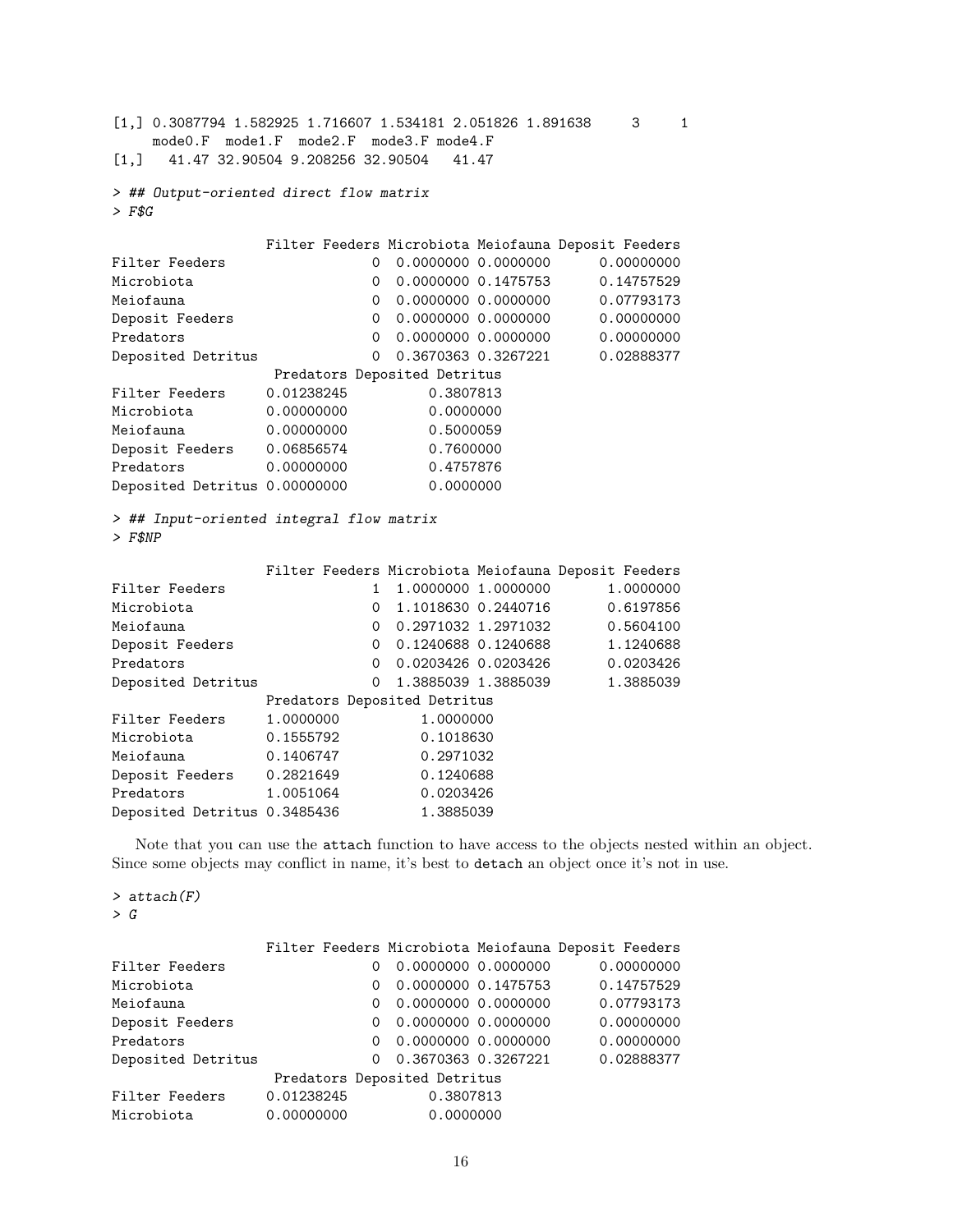```
[1,] 0.3087794 1.582925 1.716607 1.534181 2.051826 1.891638     3     1
     mode0.F  mode1.F  mode2.F  mode3.F mode4.F
[1,]   41.47 32.90504 9.208256 32.90504   41.47

> ## Output-oriented direct flow matrix
> F$G

                  Filter Feeders Microbiota Meiofauna Deposit Feeders
Filter Feeders                 0  0.0000000 0.0000000      0.00000000
Microbiota                     0  0.0000000 0.1475753      0.14757529
Meiofauna                      0  0.0000000 0.0000000      0.07793173
Deposit Feeders                0  0.0000000 0.0000000      0.00000000
Predators                      0  0.0000000 0.0000000      0.00000000
Deposited Detritus             0  0.3670363 0.3267221      0.02888377
                   Predators Deposited Detritus
Filter Feeders     0.01238245          0.3807813
Microbiota         0.00000000          0.0000000
Meiofauna          0.00000000          0.5000059
Deposit Feeders    0.06856574          0.7600000
Predators          0.00000000          0.4757876
Deposited Detritus 0.00000000          0.0000000

> ## Input-oriented integral flow matrix
> F$NP

                  Filter Feeders Microbiota Meiofauna Deposit Feeders
Filter Feeders                 1  1.0000000 1.0000000       1.0000000
Microbiota                     0  1.1018630 0.2440716       0.6197856
Meiofauna                      0  0.2971032 1.2971032       0.5604100
Deposit Feeders                0  0.1240688 0.1240688       1.1240688
Predators                      0  0.0203426 0.0203426       0.0203426
Deposited Detritus             0  1.3885039 1.3885039       1.3885039
                  Predators Deposited Detritus
Filter Feeders     1.0000000          1.0000000
Microbiota         0.1555792          0.1018630
Meiofauna          0.1406747          0.2971032
Deposit Feeders    0.2821649          0.1240688
Predators          1.0051064          0.0203426
Deposited Detritus 0.3485436          1.3885039
```

Note that you can use the attach function to have access to the objects nested within an object. Since some objects may conflict in name, it's best to detach an object once it's not in use.

```
> attach(F)
> G

                  Filter Feeders Microbiota Meiofauna Deposit Feeders
Filter Feeders                 0  0.0000000 0.0000000      0.00000000
Microbiota                     0  0.0000000 0.1475753      0.14757529
Meiofauna                      0  0.0000000 0.0000000      0.07793173
Deposit Feeders                0  0.0000000 0.0000000      0.00000000
Predators                      0  0.0000000 0.0000000      0.00000000
Deposited Detritus             0  0.3670363 0.3267221      0.02888377
                   Predators Deposited Detritus
Filter Feeders     0.01238245          0.3807813
Microbiota         0.00000000          0.0000000
```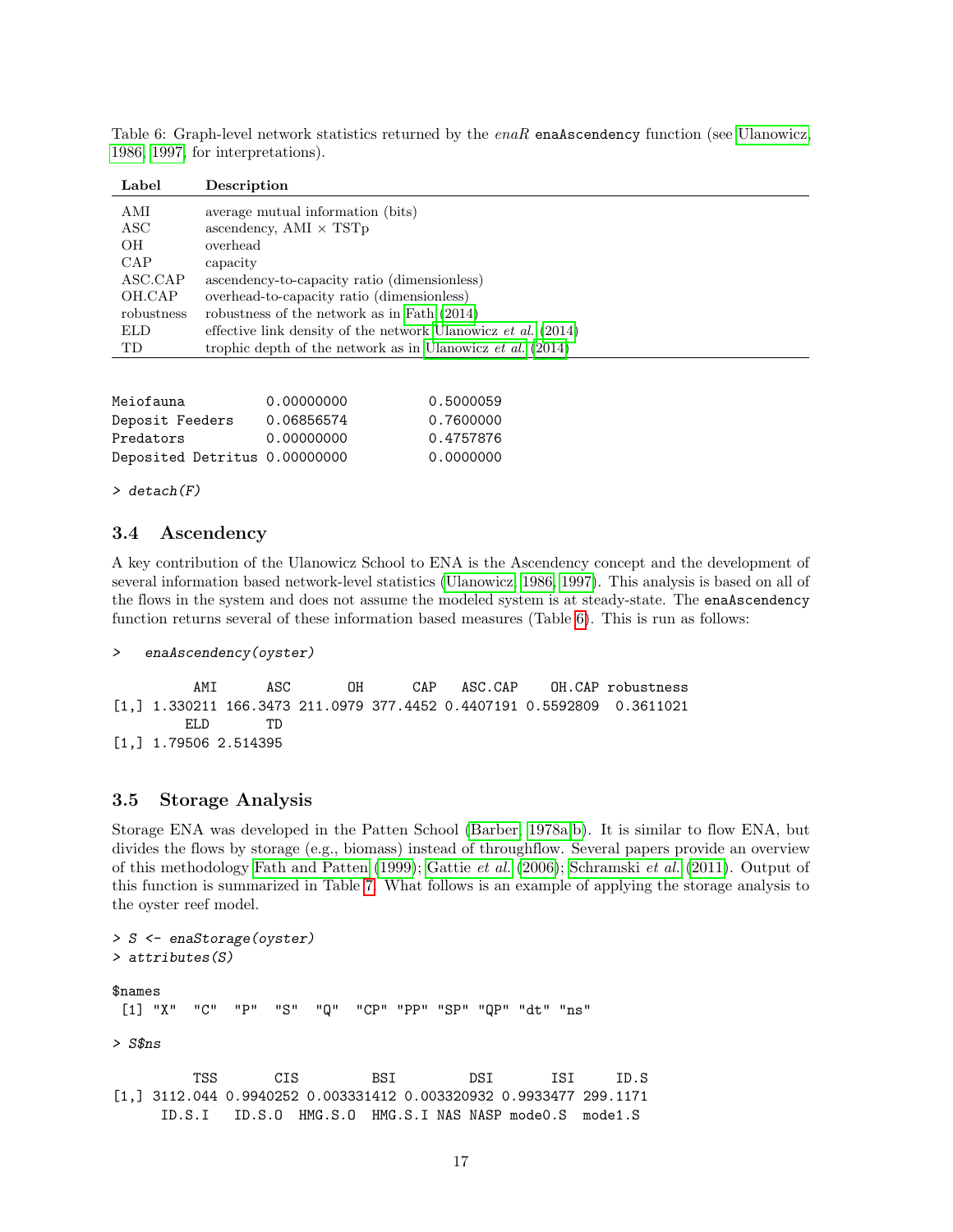Table 6: Graph-level network statistics returned by the *enaR* `enaAscendency` function (see Ulanowicz, 1986, 1997, for interpretations).

| Label | Description |
|---|---|
| AMI | average mutual information (bits) |
| ASC | ascendency, AMI × TSTp |
| OH | overhead |
| CAP | capacity |
| ASC.CAP | ascendency-to-capacity ratio (dimensionless) |
| OH.CAP | overhead-to-capacity ratio (dimensionless) |
| robustness | robustness of the network as in Fath (2014) |
| ELD | effective link density of the network Ulanowicz *et al.* (2014) |
| TD | trophic depth of the network as in Ulanowicz *et al.* (2014) |

```
Meiofauna           0.00000000          0.5000059
Deposit Feeders     0.06856574          0.7600000
Predators           0.00000000          0.4757876
Deposited Detritus  0.00000000          0.0000000

> detach(F)
```

### 3.4 Ascendency

A key contribution of the Ulanowicz School to ENA is the Ascendency concept and the development of several information based network-level statistics (Ulanowicz, 1986, 1997). This analysis is based on all of the flows in the system and does not assume the modeled system is at steady-state. The `enaAscendency` function returns several of these information based measures (Table 6). This is run as follows:

```
>   enaAscendency(oyster)

          AMI      ASC       OH      CAP   ASC.CAP    OH.CAP robustness
[1,] 1.330211 166.3473 211.0979 377.4452 0.4407191 0.5592809  0.3611021
         ELD       TD
[1,] 1.79506 2.514395
```

### 3.5 Storage Analysis

Storage ENA was developed in the Patten School (Barber, 1978a,b). It is similar to flow ENA, but divides the flows by storage (e.g., biomass) instead of throughflow. Several papers provide an overview of this methodology Fath and Patten (1999); Gattie *et al.* (2006); Schramski *et al.* (2011). Output of this function is summarized in Table 7. What follows is an example of applying the storage analysis to the oyster reef model.

```
> S <- enaStorage(oyster)
> attributes(S)

$names
 [1] "X"   "C"   "P"   "S"   "Q"   "CP"  "PP"  "SP"  "QP"  "dt"  "ns"

> S$ns

          TSS       CIS         BSI         DSI       ISI     ID.S
[1,] 3112.044 0.9940252 0.003331412 0.003320932 0.9933477 299.1171
       ID.S.I   ID.S.O  HMG.S.O  HMG.S.I NAS NASP mode0.S  mode1.S
```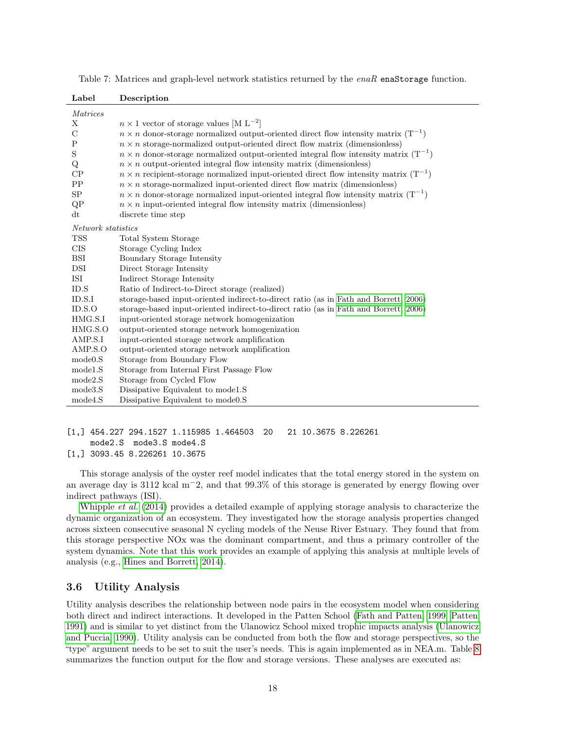Table 7: Matrices and graph-level network statistics returned by the *enaR* `enaStorage` function.

| Label | Description |
|---|---|
| *Matrices* | |
| X | $n \times 1$ vector of storage values [M L$^{-2}$] |
| C | $n \times n$ donor-storage normalized output-oriented direct flow intensity matrix (T$^{-1}$) |
| P | $n \times n$ storage-normalized output-oriented direct flow matrix (dimensionless) |
| S | $n \times n$ donor-storage normalized output-oriented integral flow intensity matrix (T$^{-1}$) |
| Q | $n \times n$ output-oriented integral flow intensity matrix (dimensionless) |
| CP | $n \times n$ recipient-storage normalized input-oriented direct flow intensity matrix (T$^{-1}$) |
| PP | $n \times n$ storage-normalized input-oriented direct flow matrix (dimensionless) |
| SP | $n \times n$ donor-storage normalized input-oriented integral flow intensity matrix (T$^{-1}$) |
| QP | $n \times n$ input-oriented integral flow intensity matrix (dimensionless) |
| dt | discrete time step |
| *Network statistics* | |
| TSS | Total System Storage |
| CIS | Storage Cycling Index |
| BSI | Boundary Storage Intensity |
| DSI | Direct Storage Intensity |
| ISI | Indirect Storage Intensity |
| ID.S | Ratio of Indirect-to-Direct storage (realized) |
| ID.S.I | storage-based input-oriented indirect-to-direct ratio (as in Fath and Borrett, 2006) |
| ID.S.O | storage-based input-oriented indirect-to-direct ratio (as in Fath and Borrett, 2006) |
| HMG.S.I | input-oriented storage network homogenization |
| HMG.S.O | output-oriented storage network homogenization |
| AMP.S.I | input-oriented storage network amplification |
| AMP.S.O | output-oriented storage network amplification |
| mode0.S | Storage from Boundary Flow |
| mode1.S | Storage from Internal First Passage Flow |
| mode2.S | Storage from Cycled Flow |
| mode3.S | Dissipative Equivalent to mode1.S |
| mode4.S | Dissipative Equivalent to mode0.S |

```
[1,] 454.227 294.1527 1.115985 1.464503  20   21 10.3675 8.226261
     mode2.S  mode3.S mode4.S
[1,] 3093.45 8.226261 10.3675
```

This storage analysis of the oyster reef model indicates that the total energy stored in the system on an average day is 3112 kcal m−2, and that 99.3% of this storage is generated by energy flowing over indirect pathways (ISI).

Whipple *et al.* (2014) provides a detailed example of applying storage analysis to characterize the dynamic organization of an ecosystem. They investigated how the storage analysis properties changed across sixteen consecutive seasonal N cycling models of the Neuse River Estuary. They found that from this storage perspective NOx was the dominant compartment, and thus a primary controller of the system dynamics. Note that this work provides an example of applying this analysis at multiple levels of analysis (e.g., Hines and Borrett, 2014).

### 3.6 Utility Analysis

Utility analysis describes the relationship between node pairs in the ecosystem model when considering both direct and indirect interactions. It developed in the Patten School (Fath and Patten, 1999; Patten 1991) and is similar to yet distinct from the Ulanowicz School mixed trophic impacts analysis (Ulanowicz and Puccia, 1990). Utility analysis can be conducted from both the flow and storage perspectives, so the "type" argument needs to be set to suit the user's needs. This is again implemented as in NEA.m. Table 8 summarizes the function output for the flow and storage versions. These analyses are executed as: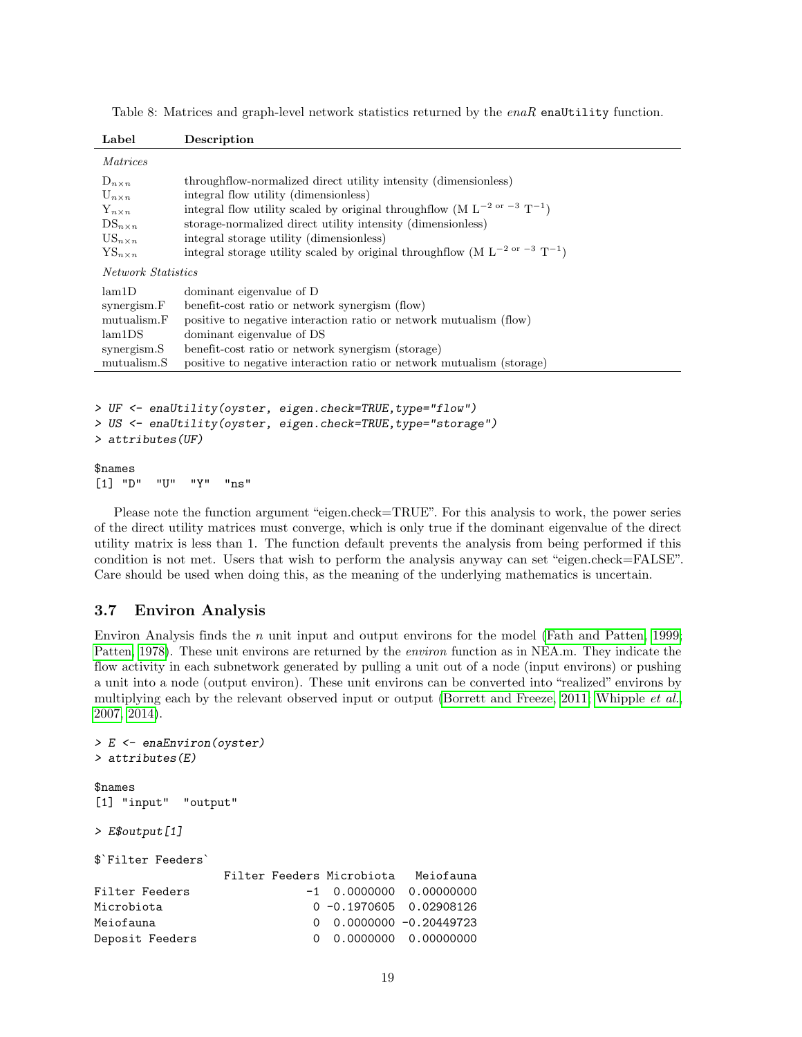Table 8: Matrices and graph-level network statistics returned by the *enaR* `enaUtility` function.

| Label | Description |
|---|---|
| *Matrices* | |
| $D_{n \times n}$ | throughflow-normalized direct utility intensity (dimensionless) |
| $U_{n \times n}$ | integral flow utility (dimensionless) |
| $Y_{n \times n}$ | integral flow utility scaled by original throughflow (M $L^{-2 \text{ or } -3}$ $T^{-1}$) |
| $DS_{n \times n}$ | storage-normalized direct utility intensity (dimensionless) |
| $US_{n \times n}$ | integral storage utility (dimensionless) |
| $YS_{n \times n}$ | integral storage utility scaled by original throughflow (M $L^{-2 \text{ or } -3}$ $T^{-1}$) |
| *Network Statistics* | |
| lam1D | dominant eigenvalue of D |
| synergism.F | benefit-cost ratio or network synergism (flow) |
| mutualism.F | positive to negative interaction ratio or network mutualism (flow) |
| lam1DS | dominant eigenvalue of DS |
| synergism.S | benefit-cost ratio or network synergism (storage) |
| mutualism.S | positive to negative interaction ratio or network mutualism (storage) |

```
> UF <- enaUtility(oyster, eigen.check=TRUE,type="flow")
> US <- enaUtility(oyster, eigen.check=TRUE,type="storage")
> attributes(UF)

$names
[1] "D"  "U"  "Y"  "ns"
```

Please note the function argument "eigen.check=TRUE". For this analysis to work, the power series of the direct utility matrices must converge, which is only true if the dominant eigenvalue of the direct utility matrix is less than 1. The function default prevents the analysis from being performed if this condition is not met. Users that wish to perform the analysis anyway can set "eigen.check=FALSE". Care should be used when doing this, as the meaning of the underlying mathematics is uncertain.

## 3.7 Environ Analysis

Environ Analysis finds the $n$ unit input and output environs for the model (Fath and Patten, 1999; Patten, 1978). These unit environs are returned by the *environ* function as in NEA.m. They indicate the flow activity in each subnetwork generated by pulling a unit out of a node (input environs) or pushing a unit into a node (output environ). These unit environs can be converted into "realized" environs by multiplying each by the relevant observed input or output (Borrett and Freeze, 2011; Whipple *et al.*, 2007, 2014).

```
> E <- enaEnviron(oyster)
> attributes(E)

$names
[1] "input"  "output"

> E$output[1]

$`Filter Feeders`
                Filter Feeders Microbiota   Meiofauna
Filter Feeders              -1  0.0000000  0.00000000
Microbiota                   0 -0.1970605  0.02908126
Meiofauna                    0  0.0000000 -0.20449723
Deposit Feeders              0  0.0000000  0.00000000
```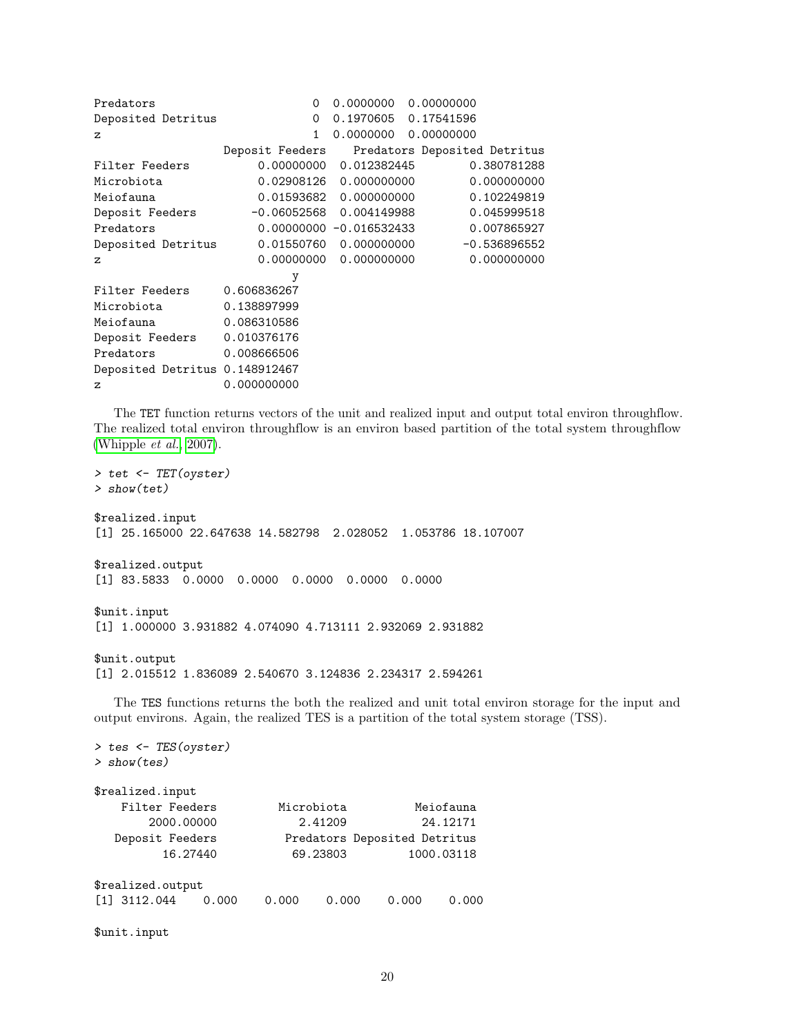```
Predators                     0  0.0000000  0.00000000
Deposited Detritus            0  0.1970605  0.17541596
z                             1  0.0000000  0.00000000
                   Deposit Feeders    Predators Deposited Detritus
Filter Feeders          0.00000000  0.012382445        0.380781288
Microbiota              0.02908126  0.000000000        0.000000000
Meiofauna               0.01593682  0.000000000        0.102249819
Deposit Feeders        -0.06052568  0.004149988        0.045999518
Predators               0.00000000 -0.016532433        0.007865927
Deposited Detritus      0.01550760  0.000000000       -0.536896552
z                       0.00000000  0.000000000        0.000000000
                             y
Filter Feeders     0.606836267
Microbiota         0.138897999
Meiofauna          0.086310586
Deposit Feeders    0.010376176
Predators          0.008666506
Deposited Detritus 0.148912467
z                  0.000000000
```

The TET function returns vectors of the unit and realized input and output total environ throughflow. The realized total environ throughflow is an environ based partition of the total system throughflow (Whipple *et al.*, 2007).

```
> tet <- TET(oyster)
> show(tet)

$realized.input
[1] 25.165000 22.647638 14.582798  2.028052  1.053786 18.107007

$realized.output
[1] 83.5833  0.0000  0.0000  0.0000  0.0000  0.0000

$unit.input
[1] 1.000000 3.931882 4.074090 4.713111 2.932069 2.931882

$unit.output
[1] 2.015512 1.836089 2.540670 3.124836 2.234317 2.594261
```

The TES functions returns the both the realized and unit total environ storage for the input and output environs. Again, the realized TES is a partition of the total system storage (TSS).

```
> tes <- TES(oyster)
> show(tes)

$realized.input
    Filter Feeders         Microbiota          Meiofauna
        2000.00000            2.41209           24.12171
   Deposit Feeders          Predators Deposited Detritus
          16.27440           69.23803         1000.03118

$realized.output
[1] 3112.044    0.000    0.000    0.000    0.000    0.000

$unit.input
```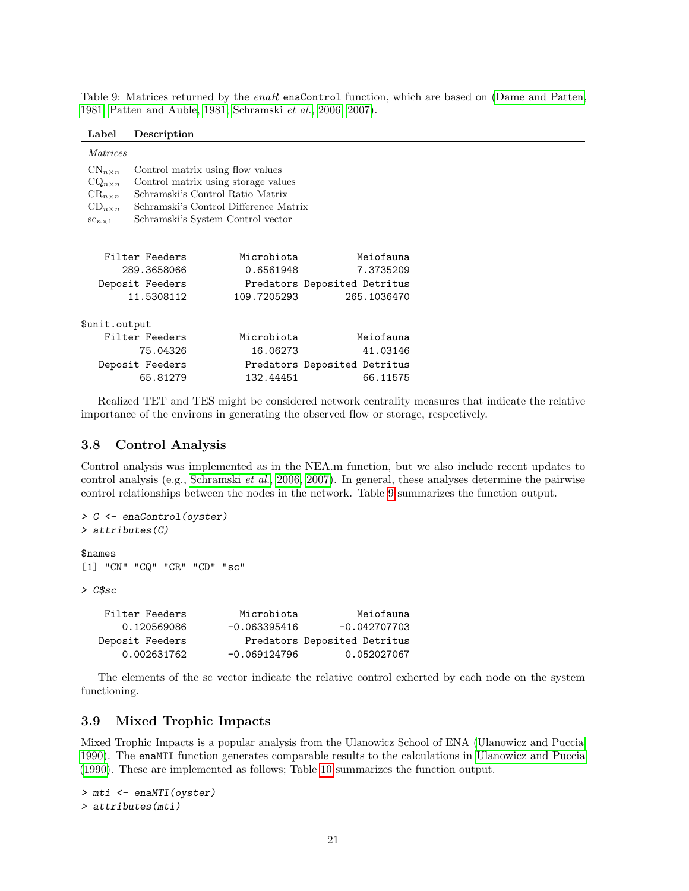Table 9: Matrices returned by the *enaR* `enaControl` function, which are based on (Dame and Patten, 1981; Patten and Auble, 1981; Schramski *et al.*, 2006, 2007).

| Label | Description |
|---|---|
| *Matrices* | |
| $\text{CN}_{n\times n}$ | Control matrix using flow values |
| $\text{CQ}_{n\times n}$ | Control matrix using storage values |
| $\text{CR}_{n\times n}$ | Schramski's Control Ratio Matrix |
| $\text{CD}_{n\times n}$ | Schramski's Control Difference Matrix |
| $\text{sc}_{n\times 1}$ | Schramski's System Control vector |

```
   Filter Feeders         Microbiota          Meiofauna
      289.3658066          0.6561948          7.3735209
  Deposit Feeders          Predators Deposited Detritus
       11.5308112        109.7205293        265.1036470

$unit.output
   Filter Feeders         Microbiota          Meiofauna
         75.04326           16.06273           41.03146
  Deposit Feeders          Predators Deposited Detritus
         65.81279          132.44451           66.11575
```

Realized TET and TES might be considered network centrality measures that indicate the relative importance of the environs in generating the observed flow or storage, respectively.

## 3.8 Control Analysis

Control analysis was implemented as in the NEA.m function, but we also include recent updates to control analysis (e.g., Schramski *et al.*, 2006, 2007). In general, these analyses determine the pairwise control relationships between the nodes in the network. Table 9 summarizes the function output.

```
> C <- enaControl(oyster)
> attributes(C)

$names
[1] "CN" "CQ" "CR" "CD" "sc"

> C$sc

   Filter Feeders         Microbiota          Meiofauna
      0.120569086       -0.063395416       -0.042707703
  Deposit Feeders          Predators Deposited Detritus
      0.002631762       -0.069124796        0.052027067
```

The elements of the sc vector indicate the relative control exherted by each node on the system functioning.

## 3.9 Mixed Trophic Impacts

Mixed Trophic Impacts is a popular analysis from the Ulanowicz School of ENA (Ulanowicz and Puccia, 1990). The `enaMTI` function generates comparable results to the calculations in Ulanowicz and Puccia (1990). These are implemented as follows; Table 10 summarizes the function output.

```
> mti <- enaMTI(oyster)
> attributes(mti)
```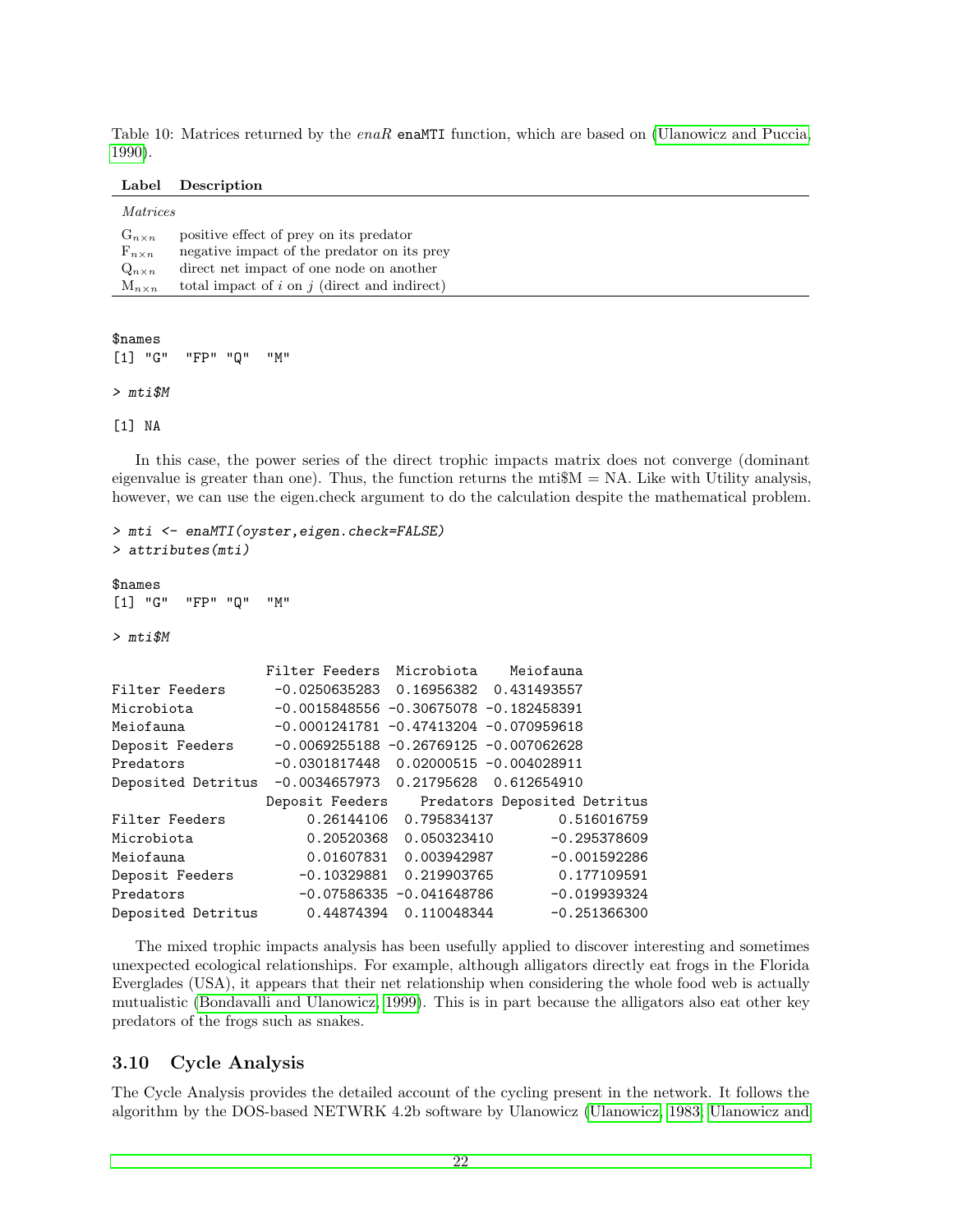Table 10: Matrices returned by the *enaR* `enaMTI` function, which are based on (Ulanowicz and Puccia, 1990).

| Label | Description |
|---|---|
| *Matrices* | |
| $G_{n\times n}$ | positive effect of prey on its predator |
| $F_{n\times n}$ | negative impact of the predator on its prey |
| $Q_{n\times n}$ | direct net impact of one node on another |
| $M_{n\times n}$ | total impact of $i$ on $j$ (direct and indirect) |

```
$names
[1] "G"  "FP" "Q"  "M"

> mti$M

[1] NA
```

In this case, the power series of the direct trophic impacts matrix does not converge (dominant eigenvalue is greater than one). Thus, the function returns the mti$M = NA. Like with Utility analysis, however, we can use the eigen.check argument to do the calculation despite the mathematical problem.

```
> mti <- enaMTI(oyster,eigen.check=FALSE)
> attributes(mti)

$names
[1] "G"  "FP" "Q"  "M"

> mti$M

                  Filter Feeders  Microbiota    Meiofauna
Filter Feeders     -0.0250635283  0.16956382  0.431493557
Microbiota         -0.0015848556 -0.30675078 -0.182458391
Meiofauna          -0.0001241781 -0.47413204 -0.070959618
Deposit Feeders    -0.0069255188 -0.26769125 -0.007062628
Predators          -0.0301817448  0.02000515 -0.004028911
Deposited Detritus -0.0034657973  0.21795628  0.612654910
                  Deposit Feeders    Predators Deposited Detritus
Filter Feeders         0.26144106  0.795834137        0.516016759
Microbiota             0.20520368  0.050323410       -0.295378609
Meiofauna              0.01607831  0.003942987       -0.001592286
Deposit Feeders       -0.10329881  0.219903765        0.177109591
Predators             -0.07586335 -0.041648786       -0.019939324
Deposited Detritus     0.44874394  0.110048344       -0.251366300
```

The mixed trophic impacts analysis has been usefully applied to discover interesting and sometimes unexpected ecological relationships. For example, although alligators directly eat frogs in the Florida Everglades (USA), it appears that their net relationship when considering the whole food web is actually mutualistic (Bondavalli and Ulanowicz, 1999). This is in part because the alligators also eat other key predators of the frogs such as snakes.

## 3.10 Cycle Analysis

The Cycle Analysis provides the detailed account of the cycling present in the network. It follows the algorithm by the DOS-based NETWRK 4.2b software by Ulanowicz (Ulanowicz, 1983; Ulanowicz and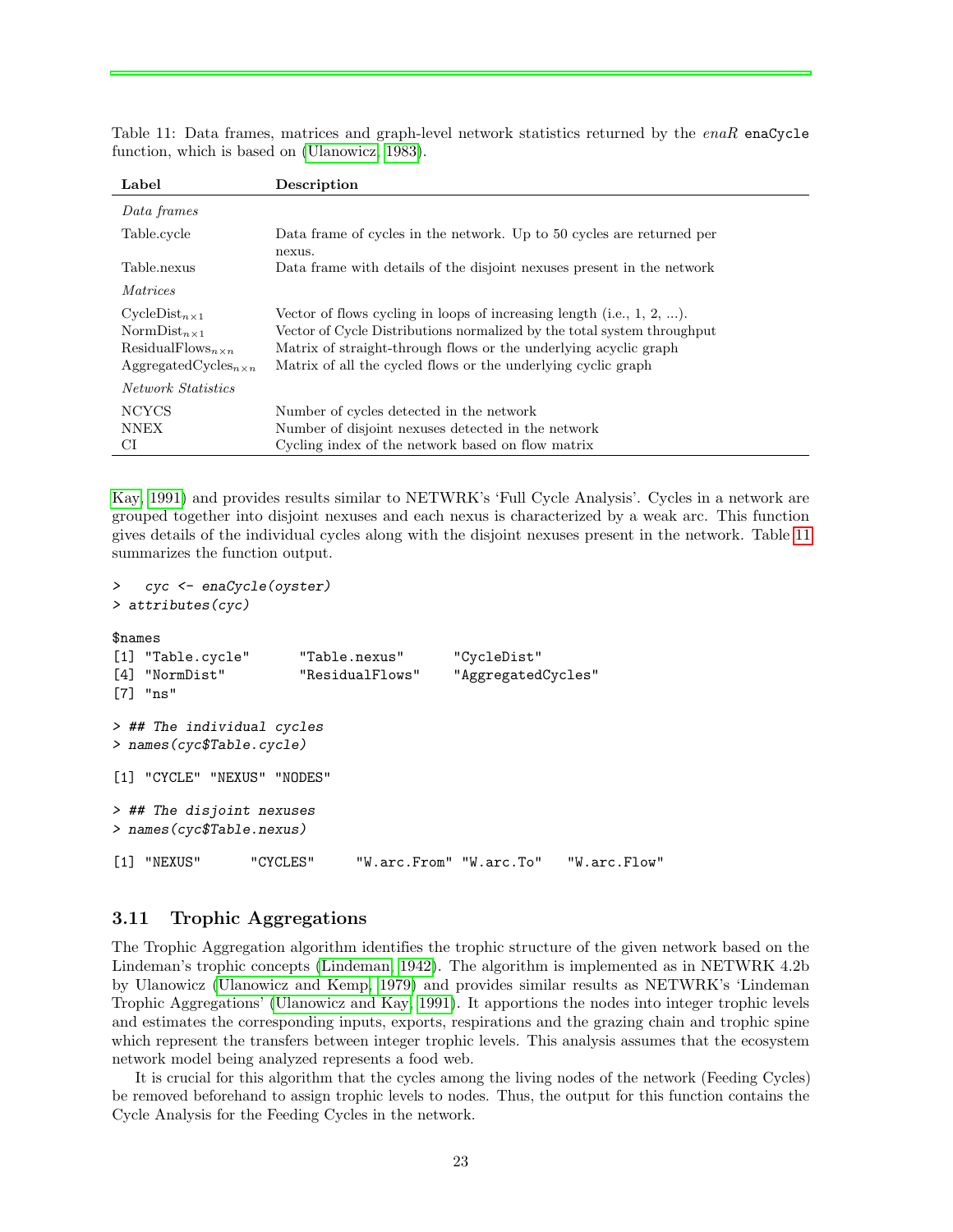Table 11: Data frames, matrices and graph-level network statistics returned by the *enaR* `enaCycle` function, which is based on (Ulanowicz, 1983).

| Label | Description |
|---|---|
| *Data frames* | |
| Table.cycle | Data frame of cycles in the network. Up to 50 cycles are returned per nexus. |
| Table.nexus | Data frame with details of the disjoint nexuses present in the network |
| *Matrices* | |
| $\text{CycleDist}_{n\times1}$ | Vector of flows cycling in loops of increasing length (i.e., 1, 2, ...). |
| $\text{NormDist}_{n\times1}$ | Vector of Cycle Distributions normalized by the total system throughput |
| $\text{ResidualFlows}_{n\times n}$ | Matrix of straight-through flows or the underlying acyclic graph |
| $\text{AggregatedCycles}_{n\times n}$ | Matrix of all the cycled flows or the underlying cyclic graph |
| *Network Statistics* | |
| NCYCS | Number of cycles detected in the network |
| NNEX | Number of disjoint nexuses detected in the network |
| CI | Cycling index of the network based on flow matrix |

Kay, 1991) and provides results similar to NETWRK's 'Full Cycle Analysis'. Cycles in a network are grouped together into disjoint nexuses and each nexus is characterized by a weak arc. This function gives details of the individual cycles along with the disjoint nexuses present in the network. Table 11 summarizes the function output.

```
>   cyc <- enaCycle(oyster)
> attributes(cyc)

$names
[1] "Table.cycle"      "Table.nexus"      "CycleDist"
[4] "NormDist"         "ResidualFlows"    "AggregatedCycles"
[7] "ns"

> ## The individual cycles
> names(cyc$Table.cycle)

[1] "CYCLE" "NEXUS" "NODES"

> ## The disjoint nexuses
> names(cyc$Table.nexus)

[1] "NEXUS"      "CYCLES"     "W.arc.From" "W.arc.To"   "W.arc.Flow"
```

### 3.11 Trophic Aggregations

The Trophic Aggregation algorithm identifies the trophic structure of the given network based on the Lindeman's trophic concepts (Lindeman, 1942). The algorithm is implemented as in NETWRK 4.2b by Ulanowicz (Ulanowicz and Kemp, 1979) and provides similar results as NETWRK's 'Lindeman Trophic Aggregations' (Ulanowicz and Kay, 1991). It apportions the nodes into integer trophic levels and estimates the corresponding inputs, exports, respirations and the grazing chain and trophic spine which represent the transfers between integer trophic levels. This analysis assumes that the ecosystem network model being analyzed represents a food web.

It is crucial for this algorithm that the cycles among the living nodes of the network (Feeding Cycles) be removed beforehand to assign trophic levels to nodes. Thus, the output for this function contains the Cycle Analysis for the Feeding Cycles in the network.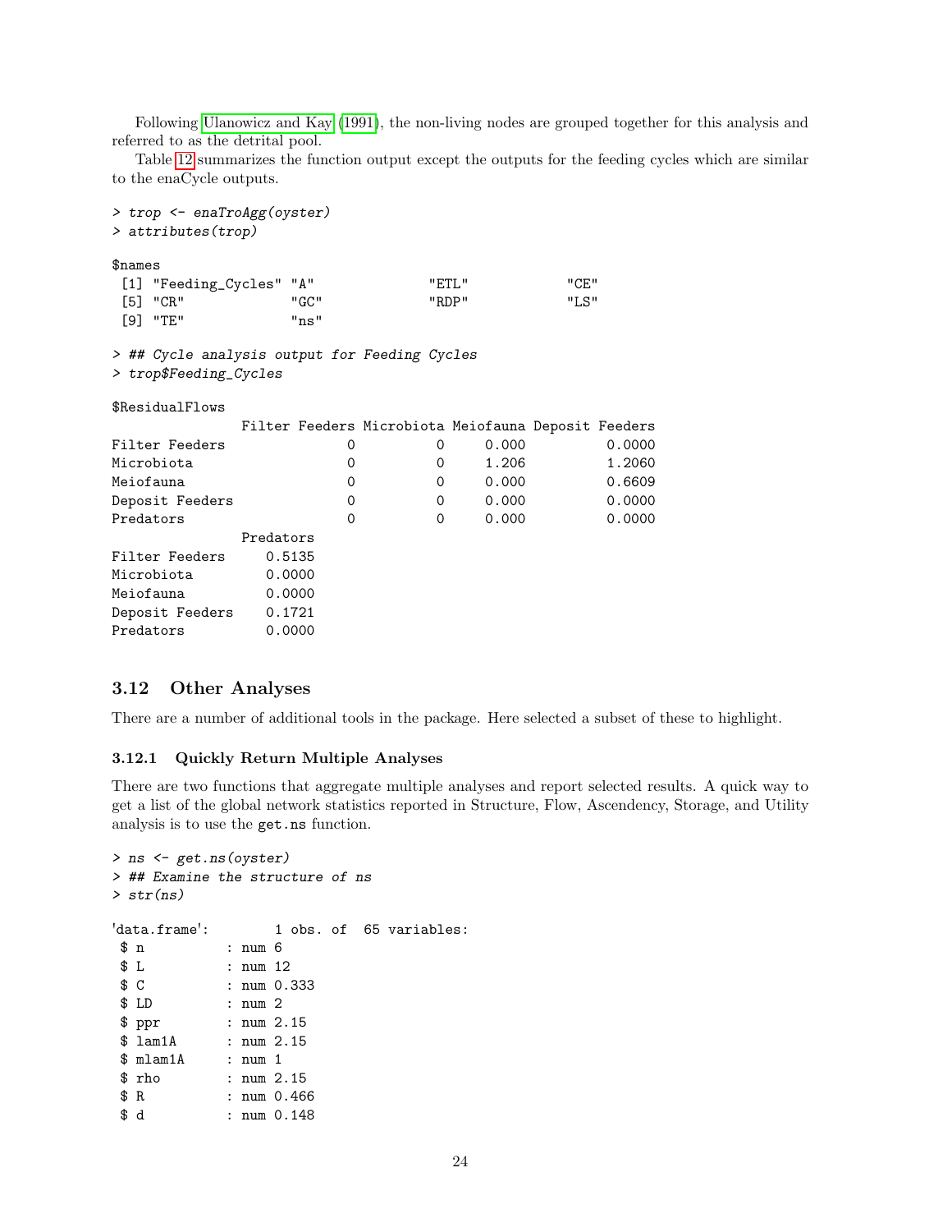Following Ulanowicz and Kay (1991), the non-living nodes are grouped together for this analysis and referred to as the detrital pool.

Table 12 summarizes the function output except the outputs for the feeding cycles which are similar to the enaCycle outputs.

```
> trop <- enaTroAgg(oyster)
> attributes(trop)

$names
 [1] "Feeding_Cycles" "A"              "ETL"            "CE"
 [5] "CR"             "GC"             "RDP"            "LS"
 [9] "TE"             "ns"

> ## Cycle analysis output for Feeding Cycles
> trop$Feeding_Cycles

$ResidualFlows
               Filter Feeders Microbiota Meiofauna Deposit Feeders
Filter Feeders              0          0     0.000          0.0000
Microbiota                  0          0     1.206          1.2060
Meiofauna                   0          0     0.000          0.6609
Deposit Feeders             0          0     0.000          0.0000
Predators                   0          0     0.000          0.0000
               Predators
Filter Feeders    0.5135
Microbiota        0.0000
Meiofauna         0.0000
Deposit Feeders   0.1721
Predators         0.0000
```

## 3.12 Other Analyses

There are a number of additional tools in the package. Here selected a subset of these to highlight.

### 3.12.1 Quickly Return Multiple Analyses

There are two functions that aggregate multiple analyses and report selected results. A quick way to get a list of the global network statistics reported in Structure, Flow, Ascendency, Storage, and Utility analysis is to use the `get.ns` function.

```
> ns <- get.ns(oyster)
> ## Examine the structure of ns
> str(ns)

'data.frame':        1 obs. of  65 variables:
 $ n          : num 6
 $ L          : num 12
 $ C          : num 0.333
 $ LD         : num 2
 $ ppr        : num 2.15
 $ lam1A      : num 2.15
 $ mlam1A     : num 1
 $ rho        : num 2.15
 $ R          : num 0.466
 $ d          : num 0.148
```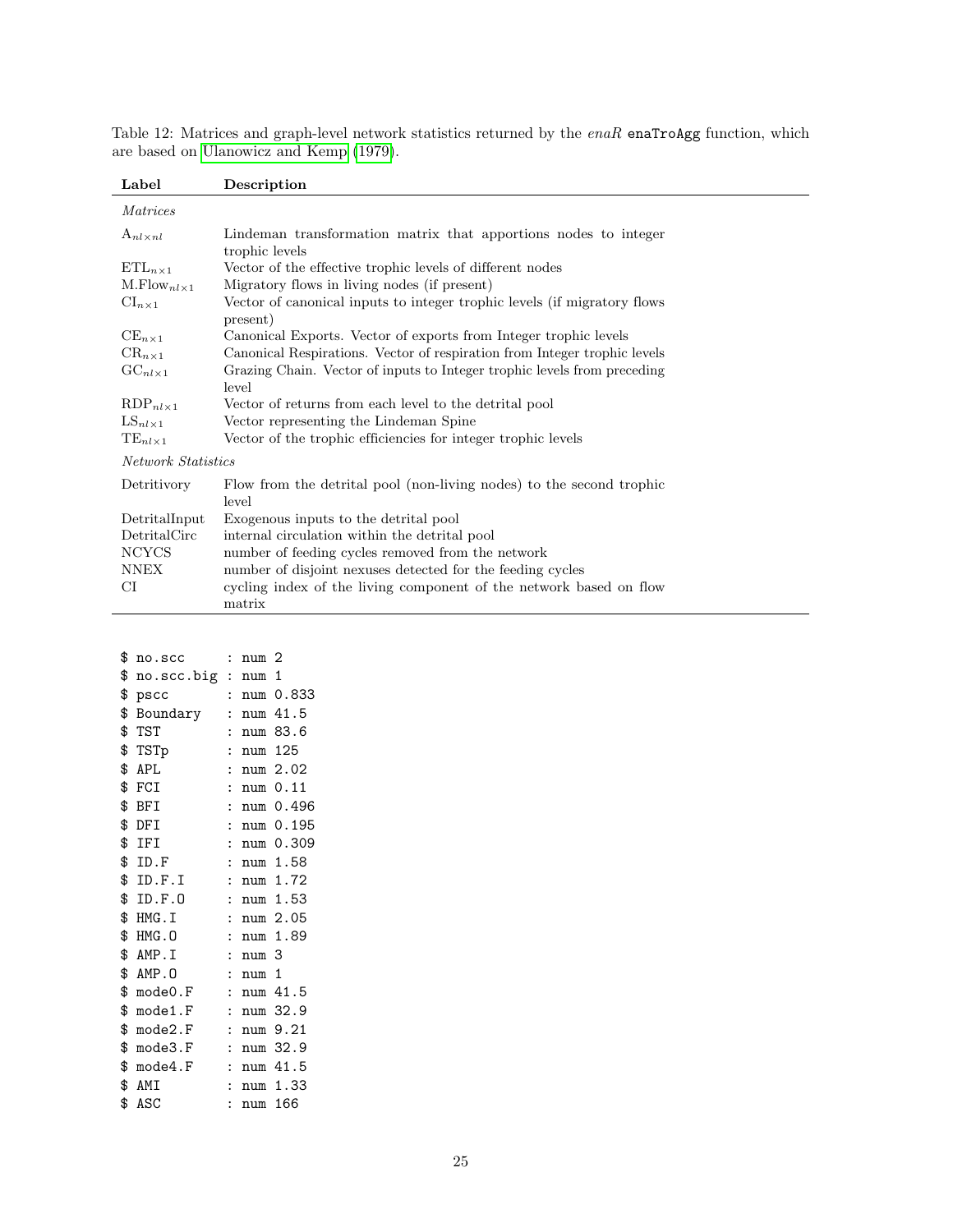Table 12: Matrices and graph-level network statistics returned by the *enaR* `enaTroAgg` function, which are based on Ulanowicz and Kemp (1979).

| Label | Description |
| --- | --- |
| *Matrices* | |
| $\mathrm{A}_{nl \times nl}$ | Lindeman transformation matrix that apportions nodes to integer trophic levels |
| $\mathrm{ETL}_{n \times 1}$ | Vector of the effective trophic levels of different nodes |
| $\mathrm{M.Flow}_{nl \times 1}$ | Migratory flows in living nodes (if present) |
| $\mathrm{CI}_{n \times 1}$ | Vector of canonical inputs to integer trophic levels (if migratory flows present) |
| $\mathrm{CE}_{n \times 1}$ | Canonical Exports. Vector of exports from Integer trophic levels |
| $\mathrm{CR}_{n \times 1}$ | Canonical Respirations. Vector of respiration from Integer trophic levels |
| $\mathrm{GC}_{nl \times 1}$ | Grazing Chain. Vector of inputs to Integer trophic levels from preceding level |
| $\mathrm{RDP}_{nl \times 1}$ | Vector of returns from each level to the detrital pool |
| $\mathrm{LS}_{nl \times 1}$ | Vector representing the Lindeman Spine |
| $\mathrm{TE}_{nl \times 1}$ | Vector of the trophic efficiencies for integer trophic levels |
| *Network Statistics* | |
| Detritivory | Flow from the detrital pool (non-living nodes) to the second trophic level |
| DetritalInput | Exogenous inputs to the detrital pool |
| DetritalCirc | internal circulation within the detrital pool |
| NCYCS | number of feeding cycles removed from the network |
| NNEX | number of disjoint nexuses detected for the feeding cycles |
| CI | cycling index of the living component of the network based on flow matrix |

```
 $ no.scc     : num 2
 $ no.scc.big : num 1
 $ pscc       : num 0.833
 $ Boundary   : num 41.5
 $ TST        : num 83.6
 $ TSTp       : num 125
 $ APL        : num 2.02
 $ FCI        : num 0.11
 $ BFI        : num 0.496
 $ DFI        : num 0.195
 $ IFI        : num 0.309
 $ ID.F       : num 1.58
 $ ID.F.I     : num 1.72
 $ ID.F.O     : num 1.53
 $ HMG.I      : num 2.05
 $ HMG.O      : num 1.89
 $ AMP.I      : num 3
 $ AMP.O      : num 1
 $ mode0.F    : num 41.5
 $ mode1.F    : num 32.9
 $ mode2.F    : num 9.21
 $ mode3.F    : num 32.9
 $ mode4.F    : num 41.5
 $ AMI        : num 1.33
 $ ASC        : num 166
```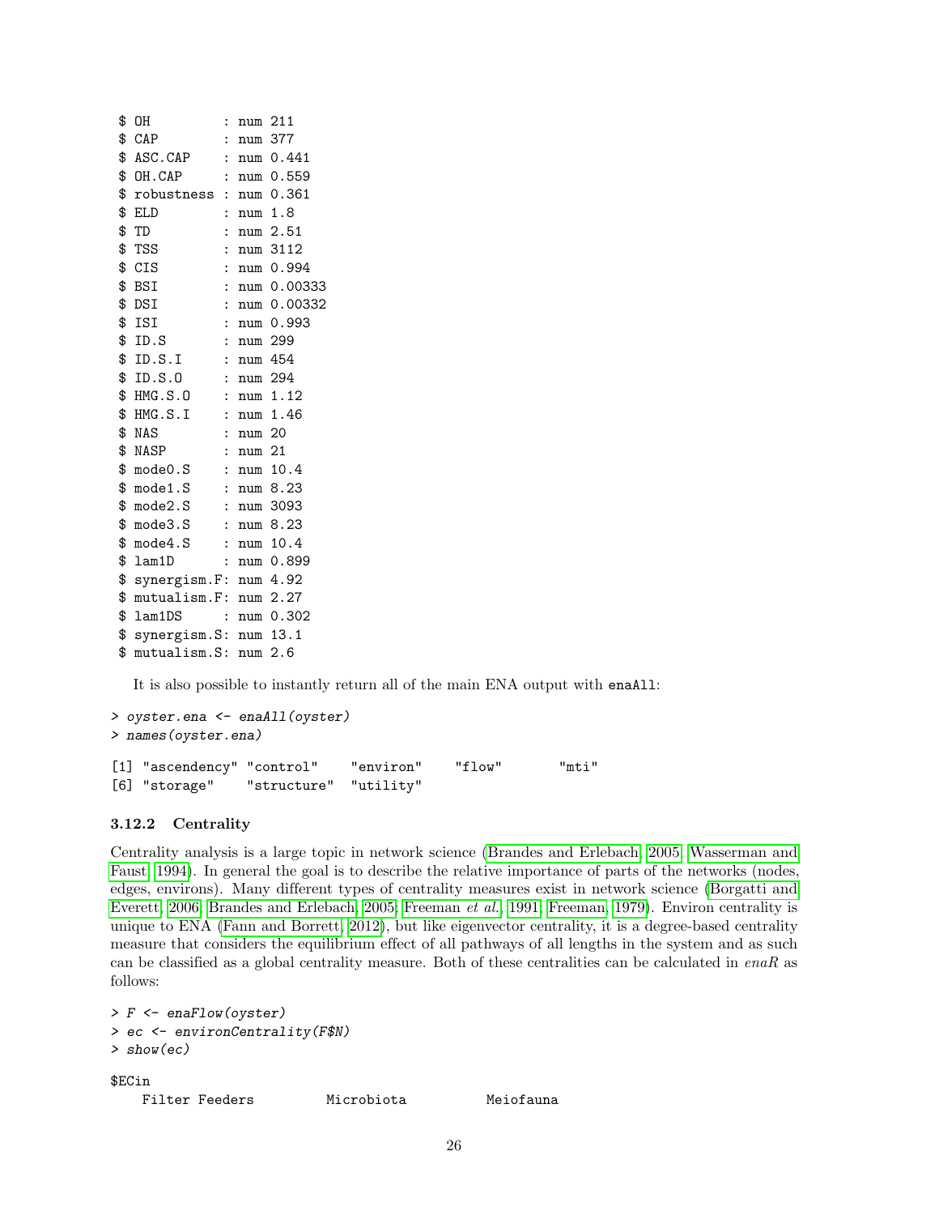```
 $ OH         : num 211
 $ CAP        : num 377
 $ ASC.CAP    : num 0.441
 $ OH.CAP     : num 0.559
 $ robustness : num 0.361
 $ ELD        : num 1.8
 $ TD         : num 2.51
 $ TSS        : num 3112
 $ CIS        : num 0.994
 $ BSI        : num 0.00333
 $ DSI        : num 0.00332
 $ ISI        : num 0.993
 $ ID.S       : num 299
 $ ID.S.I     : num 454
 $ ID.S.O     : num 294
 $ HMG.S.O    : num 1.12
 $ HMG.S.I    : num 1.46
 $ NAS        : num 20
 $ NASP       : num 21
 $ mode0.S    : num 10.4
 $ mode1.S    : num 8.23
 $ mode2.S    : num 3093
 $ mode3.S    : num 8.23
 $ mode4.S    : num 10.4
 $ lam1D      : num 0.899
 $ synergism.F: num 4.92
 $ mutualism.F: num 2.27
 $ lam1DS     : num 0.302
 $ synergism.S: num 13.1
 $ mutualism.S: num 2.6
```

It is also possible to instantly return all of the main ENA output with `enaAll`:

```
> oyster.ena <- enaAll(oyster)
> names(oyster.ena)

[1] "ascendency" "control"    "environ"    "flow"       "mti"
[6] "storage"    "structure"  "utility"
```

### 3.12.2 Centrality

Centrality analysis is a large topic in network science (Brandes and Erlebach, 2005; Wasserman and Faust, 1994). In general the goal is to describe the relative importance of parts of the networks (nodes, edges, environs). Many different types of centrality measures exist in network science (Borgatti and Everett, 2006; Brandes and Erlebach, 2005; Freeman *et al.*, 1991; Freeman, 1979). Environ centrality is unique to ENA (Fann and Borrett, 2012), but like eigenvector centrality, it is a degree-based centrality measure that considers the equilibrium effect of all pathways of all lengths in the system and as such can be classified as a global centrality measure. Both of these centralities can be calculated in *enaR* as follows:

```
> F <- enaFlow(oyster)
> ec <- environCentrality(F$N)
> show(ec)

$ECin
   Filter Feeders          Microbiota           Meiofauna
```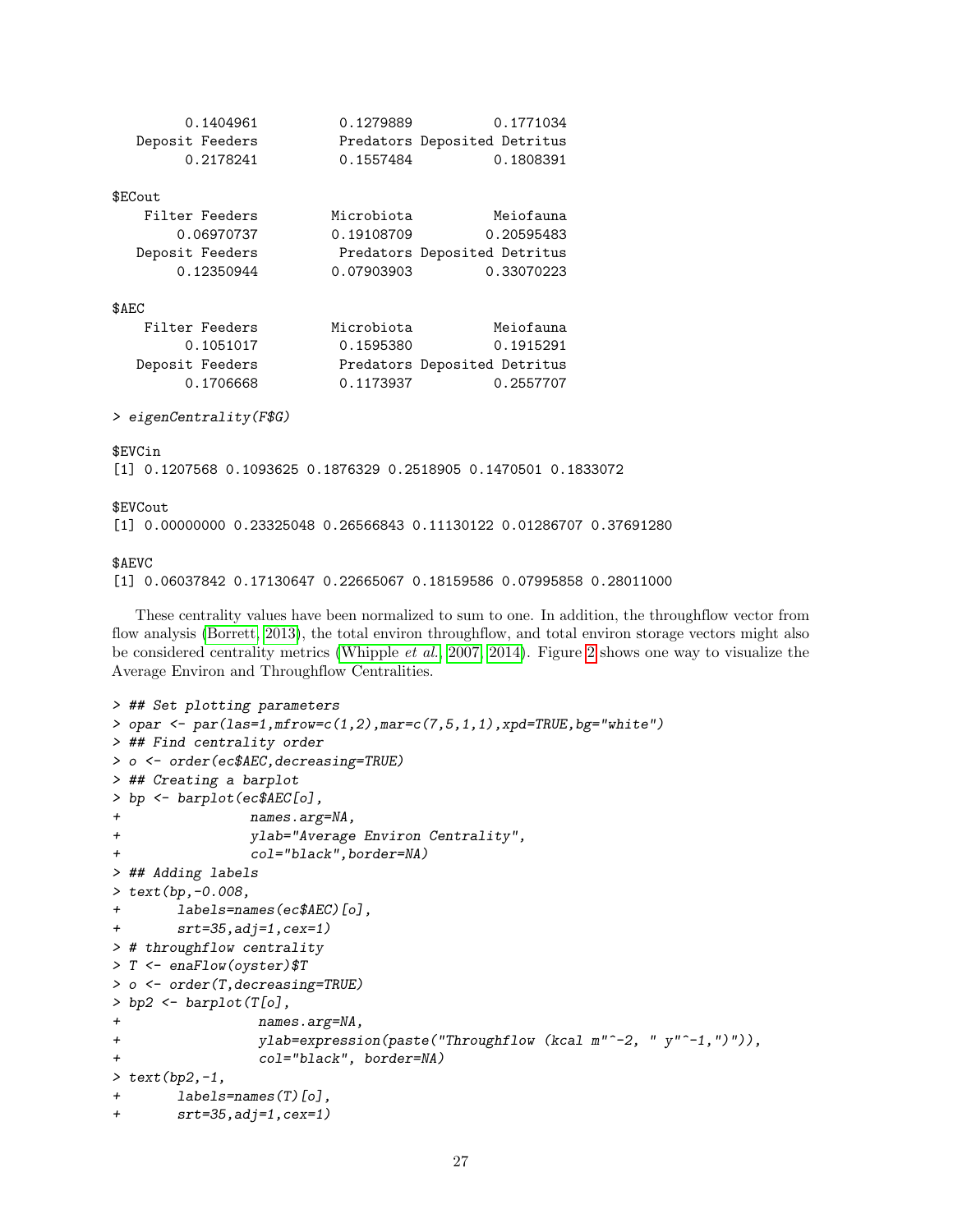```
        0.1404961           0.1279889           0.1771034
   Deposit Feeders          Predators Deposited Detritus
        0.2178241           0.1557484           0.1808391

$ECout
    Filter Feeders         Microbiota          Meiofauna
        0.06970737         0.19108709         0.20595483
   Deposit Feeders          Predators Deposited Detritus
        0.12350944         0.07903903         0.33070223

$AEC
    Filter Feeders         Microbiota          Meiofauna
        0.1051017           0.1595380           0.1915291
   Deposit Feeders          Predators Deposited Detritus
        0.1706668           0.1173937           0.2557707

> eigenCentrality(F$G)

$EVCin
[1] 0.1207568 0.1093625 0.1876329 0.2518905 0.1470501 0.1833072

$EVCout
[1] 0.00000000 0.23325048 0.26566843 0.11130122 0.01286707 0.37691280

$AEVC
[1] 0.06037842 0.17130647 0.22665067 0.18159586 0.07995858 0.28011000
```

These centrality values have been normalized to sum to one. In addition, the throughflow vector from flow analysis (Borrett, 2013), the total environ throughflow, and total environ storage vectors might also be considered centrality metrics (Whipple *et al.*, 2007, 2014). Figure 2 shows one way to visualize the Average Environ and Throughflow Centralities.

```
> ## Set plotting parameters
> opar <- par(las=1,mfrow=c(1,2),mar=c(7,5,1,1),xpd=TRUE,bg="white")
> ## Find centrality order
> o <- order(ec$AEC,decreasing=TRUE)
> ## Creating a barplot
> bp <- barplot(ec$AEC[o],
+               names.arg=NA,
+               ylab="Average Environ Centrality",
+               col="black",border=NA)
> ## Adding labels
> text(bp,-0.008,
+      labels=names(ec$AEC)[o],
+      srt=35,adj=1,cex=1)
> # throughflow centrality
> T <- enaFlow(oyster)$T
> o <- order(T,decreasing=TRUE)
> bp2 <- barplot(T[o],
+                names.arg=NA,
+                ylab=expression(paste("Throughflow (kcal m"^-2, " y"^-1,")")),
+                col="black", border=NA)
> text(bp2,-1,
+      labels=names(T)[o],
+      srt=35,adj=1,cex=1)
```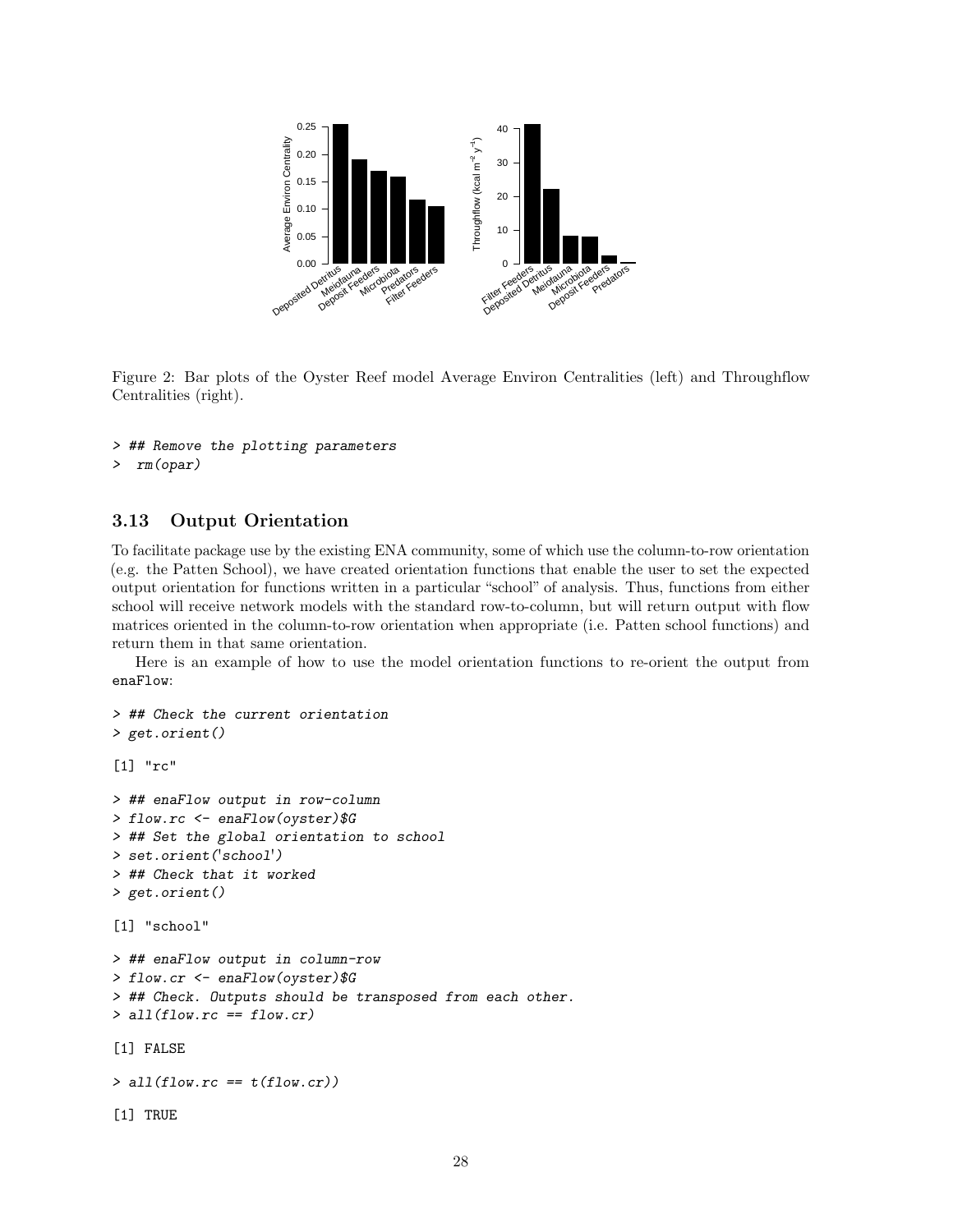Figure 2: Bar plots of the Oyster Reef model Average Environ Centralities (left) and Throughflow Centralities (right).

```
> ## Remove the plotting parameters
>  rm(opar)
```

### 3.13 Output Orientation

To facilitate package use by the existing ENA community, some of which use the column-to-row orientation (e.g. the Patten School), we have created orientation functions that enable the user to set the expected output orientation for functions written in a particular "school" of analysis. Thus, functions from either school will receive network models with the standard row-to-column, but will return output with flow matrices oriented in the column-to-row orientation when appropriate (i.e. Patten school functions) and return them in that same orientation.

Here is an example of how to use the model orientation functions to re-orient the output from `enaFlow`:

```
> ## Check the current orientation
> get.orient()

[1] "rc"

> ## enaFlow output in row-column
> flow.rc <- enaFlow(oyster)$G
> ## Set the global orientation to school
> set.orient('school')
> ## Check that it worked
> get.orient()

[1] "school"

> ## enaFlow output in column-row
> flow.cr <- enaFlow(oyster)$G
> ## Check. Outputs should be transposed from each other.
> all(flow.rc == flow.cr)

[1] FALSE

> all(flow.rc == t(flow.cr))

[1] TRUE
```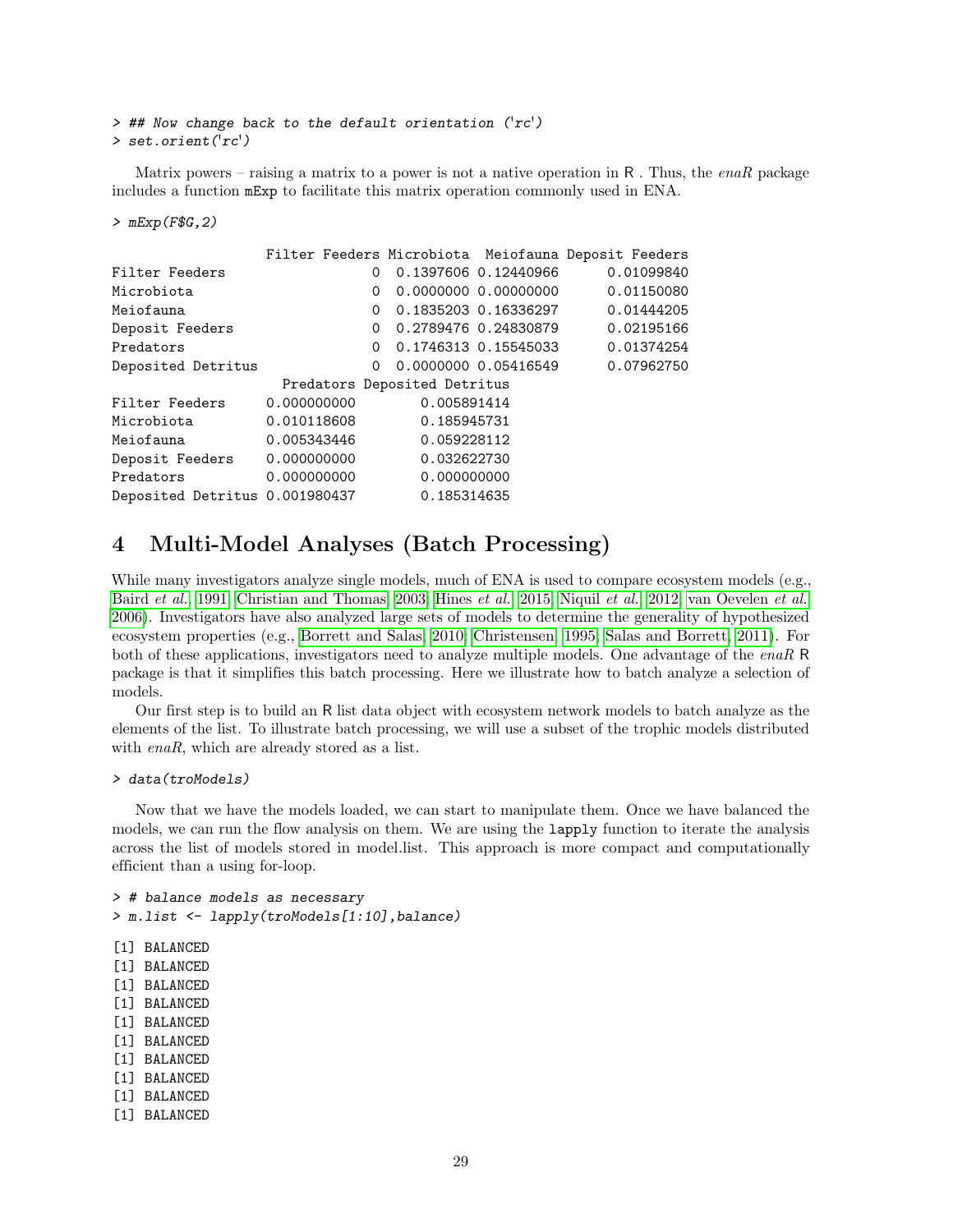```
> ## Now change back to the default orientation ('rc')
> set.orient('rc')
```

Matrix powers – raising a matrix to a power is not a native operation in R . Thus, the *enaR* package includes a function `mExp` to facilitate this matrix operation commonly used in ENA.

```
> mExp(F$G,2)

                  Filter Feeders Microbiota  Meiofauna Deposit Feeders
Filter Feeders                 0  0.1397606 0.12440966      0.01099840
Microbiota                     0  0.0000000 0.00000000      0.01150080
Meiofauna                      0  0.1835203 0.16336297      0.01444205
Deposit Feeders                0  0.2789476 0.24830879      0.02195166
Predators                      0  0.1746313 0.15545033      0.01374254
Deposited Detritus             0  0.0000000 0.05416549      0.07962750
                    Predators Deposited Detritus
Filter Feeders     0.000000000        0.005891414
Microbiota         0.010118608        0.185945731
Meiofauna          0.005343446        0.059228112
Deposit Feeders    0.000000000        0.032622730
Predators          0.000000000        0.000000000
Deposited Detritus 0.001980437        0.185314635
```

# 4 Multi-Model Analyses (Batch Processing)

While many investigators analyze single models, much of ENA is used to compare ecosystem models (e.g., Baird *et al.*, 1991; Christian and Thomas, 2003; Hines *et al.*, 2015; Niquil *et al.*, 2012; van Oevelen *et al.*, 2006). Investigators have also analyzed large sets of models to determine the generality of hypothesized ecosystem properties (e.g., Borrett and Salas, 2010; Christensen, 1995; Salas and Borrett, 2011). For both of these applications, investigators need to analyze multiple models. One advantage of the *enaR* R package is that it simplifies this batch processing. Here we illustrate how to batch analyze a selection of models.

Our first step is to build an R list data object with ecosystem network models to batch analyze as the elements of the list. To illustrate batch processing, we will use a subset of the trophic models distributed with *enaR*, which are already stored as a list.

```
> data(troModels)
```

Now that we have the models loaded, we can start to manipulate them. Once we have balanced the models, we can run the flow analysis on them. We are using the `lapply` function to iterate the analysis across the list of models stored in model.list. This approach is more compact and computationally efficient than a using for-loop.

```
> # balance models as necessary
> m.list <- lapply(troModels[1:10],balance)

[1] BALANCED
[1] BALANCED
[1] BALANCED
[1] BALANCED
[1] BALANCED
[1] BALANCED
[1] BALANCED
[1] BALANCED
[1] BALANCED
[1] BALANCED
```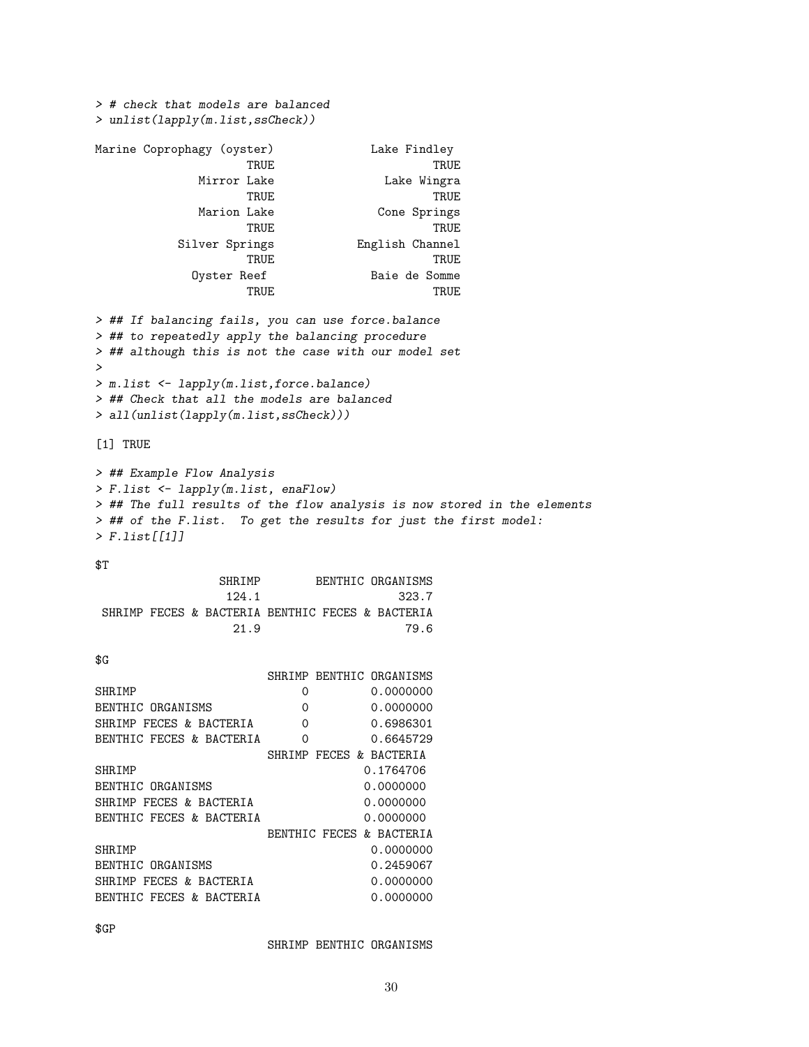```
> # check that models are balanced
> unlist(lapply(m.list,ssCheck))

Marine Coprophagy (oyster)              Lake Findley 
                      TRUE                      TRUE 
               Mirror Lake               Lake Wingra 
                      TRUE                      TRUE 
               Marion Lake              Cone Springs 
                      TRUE                      TRUE 
            Silver Springs           English Channel 
                      TRUE                      TRUE 
               Oyster Reef             Baie de Somme 
                      TRUE                      TRUE 

> ## If balancing fails, you can use force.balance
> ## to repeatedly apply the balancing procedure
> ## although this is not the case with our model set
> 
> m.list <- lapply(m.list,force.balance)
> ## Check that all the models are balanced
> all(unlist(lapply(m.list,ssCheck)))

[1] TRUE

> ## Example Flow Analysis
> F.list <- lapply(m.list, enaFlow)
> ## The full results of the flow analysis is now stored in the elements
> ## of the F.list.  To get the results for just the first model:
> F.list[[1]]

$T
                 SHRIMP        BENTHIC ORGANISMS 
                  124.1                    323.7 
 SHRIMP FECES & BACTERIA BENTHIC FECES & BACTERIA 
                   21.9                     79.6 

$G
                         SHRIMP BENTHIC ORGANISMS
SHRIMP                        0         0.0000000
BENTHIC ORGANISMS             0         0.0000000
SHRIMP FECES & BACTERIA       0         0.6986301
BENTHIC FECES & BACTERIA      0         0.6645729
                         SHRIMP FECES & BACTERIA
SHRIMP                                 0.1764706
BENTHIC ORGANISMS                      0.0000000
SHRIMP FECES & BACTERIA                0.0000000
BENTHIC FECES & BACTERIA               0.0000000
                         BENTHIC FECES & BACTERIA
SHRIMP                                  0.0000000
BENTHIC ORGANISMS                       0.2459067
SHRIMP FECES & BACTERIA                 0.0000000
BENTHIC FECES & BACTERIA                0.0000000

$GP
                         SHRIMP BENTHIC ORGANISMS
```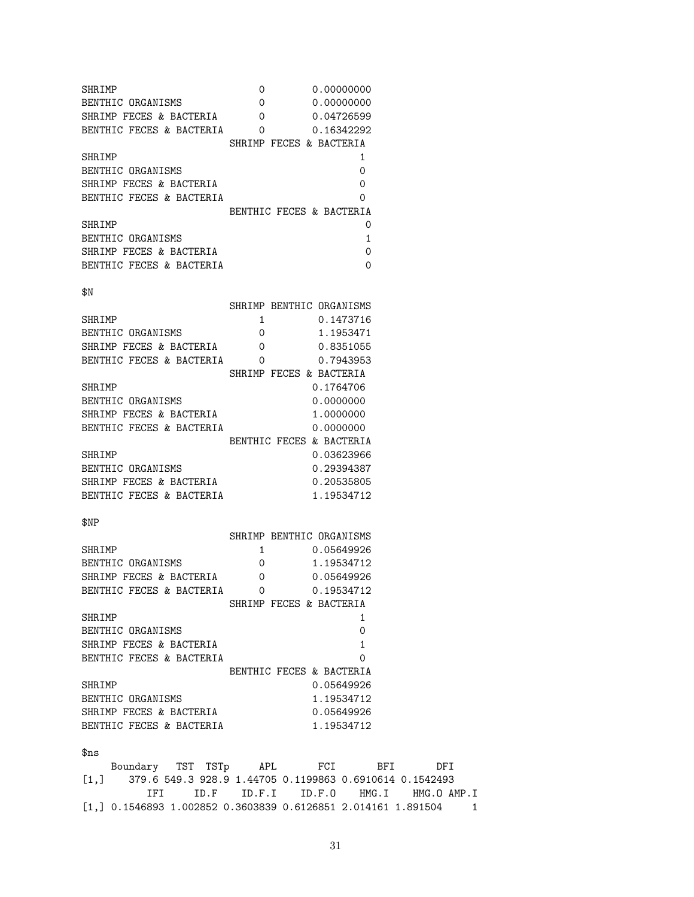```
SHRIMP                   0        0.00000000
BENTHIC ORGANISMS        0        0.00000000
SHRIMP FECES & BACTERIA  0        0.04726599
BENTHIC FECES & BACTERIA 0        0.16342292
                         SHRIMP FECES & BACTERIA
SHRIMP                                         1
BENTHIC ORGANISMS                              0
SHRIMP FECES & BACTERIA                        0
BENTHIC FECES & BACTERIA                       0
                         BENTHIC FECES & BACTERIA
SHRIMP                                          0
BENTHIC ORGANISMS                               1
SHRIMP FECES & BACTERIA                         0
BENTHIC FECES & BACTERIA                        0

$N
                         SHRIMP BENTHIC ORGANISMS
SHRIMP                        1         0.1473716
BENTHIC ORGANISMS             0         1.1953471
SHRIMP FECES & BACTERIA       0         0.8351055
BENTHIC FECES & BACTERIA      0         0.7943953
                         SHRIMP FECES & BACTERIA
SHRIMP                                 0.1764706
BENTHIC ORGANISMS                      0.0000000
SHRIMP FECES & BACTERIA                1.0000000
BENTHIC FECES & BACTERIA               0.0000000
                         BENTHIC FECES & BACTERIA
SHRIMP                                 0.03623966
BENTHIC ORGANISMS                      0.29394387
SHRIMP FECES & BACTERIA                0.20535805
BENTHIC FECES & BACTERIA               1.19534712

$NP
                         SHRIMP BENTHIC ORGANISMS
SHRIMP                        1        0.05649926
BENTHIC ORGANISMS             0        1.19534712
SHRIMP FECES & BACTERIA       0        0.05649926
BENTHIC FECES & BACTERIA      0        0.19534712
                         SHRIMP FECES & BACTERIA
SHRIMP                                         1
BENTHIC ORGANISMS                              0
SHRIMP FECES & BACTERIA                        1
BENTHIC FECES & BACTERIA                       0
                         BENTHIC FECES & BACTERIA
SHRIMP                                 0.05649926
BENTHIC ORGANISMS                      1.19534712
SHRIMP FECES & BACTERIA                0.05649926
BENTHIC FECES & BACTERIA               1.19534712

$ns
     Boundary   TST  TSTp     APL       FCI       BFI       DFI
[1,]    379.6 549.3 928.9 1.44705 0.1199863 0.6910614 0.1542493
           IFI     ID.F    ID.F.I    ID.F.O    HMG.I    HMG.O AMP.I
[1,] 0.1546893 1.002852 0.3603839 0.6126851 2.014161 1.891504     1
```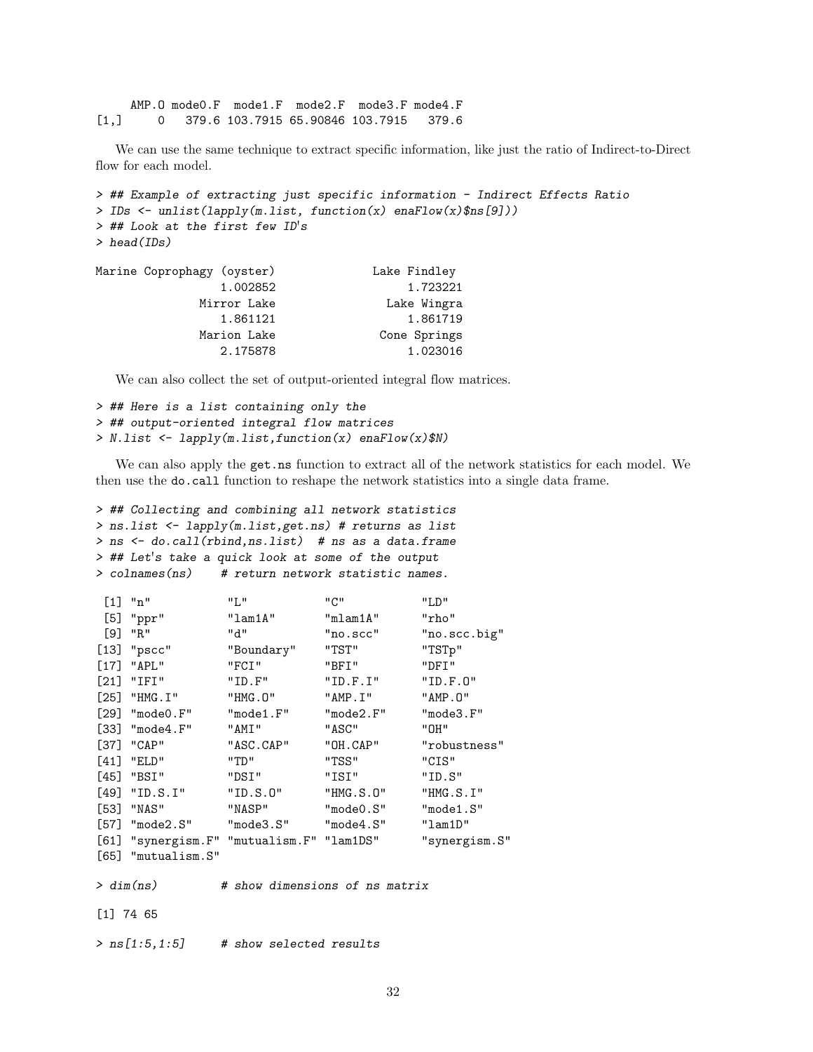```
     AMP.O mode0.F  mode1.F  mode2.F  mode3.F mode4.F
[1,]     0   379.6 103.7915 65.90846 103.7915   379.6
```

We can use the same technique to extract specific information, like just the ratio of Indirect-to-Direct flow for each model.

```
> ## Example of extracting just specific information - Indirect Effects Ratio
> IDs <- unlist(lapply(m.list, function(x) enaFlow(x)$ns[9]))
> ## Look at the first few ID's
> head(IDs)

Marine Coprophagy (oyster)              Lake Findley
                  1.002852                  1.723221
               Mirror Lake               Lake Wingra
                  1.861121                  1.861719
               Marion Lake              Cone Springs
                  2.175878                  1.023016
```

We can also collect the set of output-oriented integral flow matrices.

```
> ## Here is a list containing only the
> ## output-oriented integral flow matrices
> N.list <- lapply(m.list,function(x) enaFlow(x)$N)
```

We can also apply the get.ns function to extract all of the network statistics for each model. We then use the do.call function to reshape the network statistics into a single data frame.

```
> ## Collecting and combining all network statistics
> ns.list <- lapply(m.list,get.ns) # returns as list
> ns <- do.call(rbind,ns.list)  # ns as a data.frame
> ## Let's take a quick look at some of the output
> colnames(ns)    # return network statistic names.

 [1] "n"            "L"            "C"            "LD"
 [5] "ppr"          "lam1A"        "mlam1A"       "rho"
 [9] "R"            "d"            "no.scc"       "no.scc.big"
[13] "pscc"         "Boundary"     "TST"          "TSTp"
[17] "APL"          "FCI"          "BFI"          "DFI"
[21] "IFI"          "ID.F"         "ID.F.I"       "ID.F.O"
[25] "HMG.I"        "HMG.O"        "AMP.I"        "AMP.O"
[29] "mode0.F"      "mode1.F"      "mode2.F"      "mode3.F"
[33] "mode4.F"      "AMI"          "ASC"          "OH"
[37] "CAP"          "ASC.CAP"      "OH.CAP"       "robustness"
[41] "ELD"          "TD"           "TSS"          "CIS"
[45] "BSI"          "DSI"          "ISI"          "ID.S"
[49] "ID.S.I"       "ID.S.O"       "HMG.S.O"      "HMG.S.I"
[53] "NAS"          "NASP"         "mode0.S"      "mode1.S"
[57] "mode2.S"      "mode3.S"      "mode4.S"      "lam1D"
[61] "synergism.F" "mutualism.F" "lam1DS"       "synergism.S"
[65] "mutualism.S"

> dim(ns)         # show dimensions of ns matrix

[1] 74 65

> ns[1:5,1:5]     # show selected results
```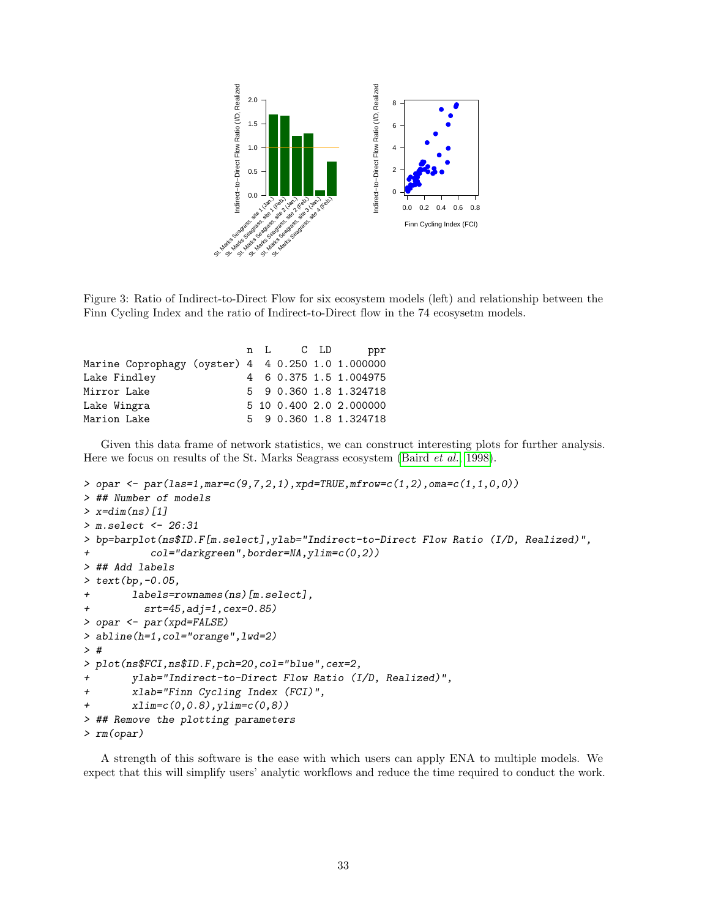Figure 3: Ratio of Indirect-to-Direct Flow for six ecosystem models (left) and relationship between the Finn Cycling Index and the ratio of Indirect-to-Direct flow in the 74 ecosysetm models.

```
                           n  L     C  LD      ppr
Marine Coprophagy (oyster) 4  4 0.250 1.0 1.000000
Lake Findley               4  6 0.375 1.5 1.004975
Mirror Lake                5  9 0.360 1.8 1.324718
Lake Wingra                5 10 0.400 2.0 2.000000
Marion Lake                5  9 0.360 1.8 1.324718
```

Given this data frame of network statistics, we can construct interesting plots for further analysis. Here we focus on results of the St. Marks Seagrass ecosystem (Baird *et al.* 1998).

```
> opar <- par(las=1,mar=c(9,7,2,1),xpd=TRUE,mfrow=c(1,2),oma=c(1,1,0,0))
> ## Number of models
> x=dim(ns)[1]
> m.select <- 26:31
> bp=barplot(ns$ID.F[m.select],ylab="Indirect-to-Direct Flow Ratio (I/D, Realized)",
+          col="darkgreen",border=NA,ylim=c(0,2))
> ## Add labels
> text(bp,-0.05,
+       labels=rownames(ns)[m.select],
+         srt=45,adj=1,cex=0.85)
> opar <- par(xpd=FALSE)
> abline(h=1,col="orange",lwd=2)
> #
> plot(ns$FCI,ns$ID.F,pch=20,col="blue",cex=2,
+       ylab="Indirect-to-Direct Flow Ratio (I/D, Realized)",
+       xlab="Finn Cycling Index (FCI)",
+       xlim=c(0,0.8),ylim=c(0,8))
> ## Remove the plotting parameters
> rm(opar)
```

A strength of this software is the ease with which users can apply ENA to multiple models. We expect that this will simplify users' analytic workflows and reduce the time required to conduct the work.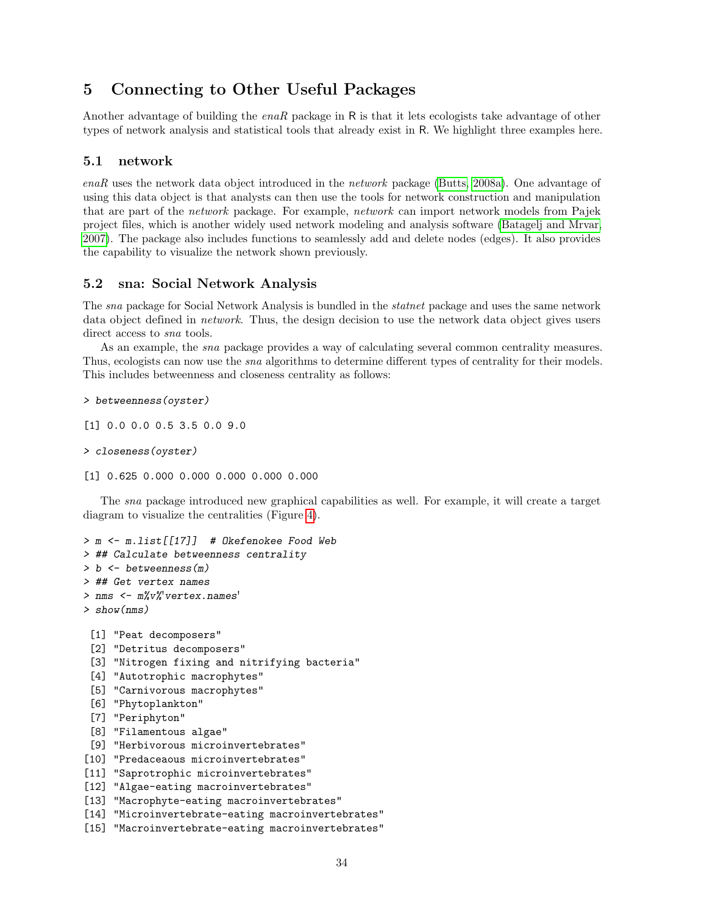## 5 Connecting to Other Useful Packages

Another advantage of building the *enaR* package in R is that it lets ecologists take advantage of other types of network analysis and statistical tools that already exist in R. We highlight three examples here.

### 5.1 network

*enaR* uses the network data object introduced in the *network* package (Butts, 2008a). One advantage of using this data object is that analysts can then use the tools for network construction and manipulation that are part of the *network* package. For example, *network* can import network models from Pajek project files, which is another widely used network modeling and analysis software (Batagelj and Mrvar, 2007). The package also includes functions to seamlessly add and delete nodes (edges). It also provides the capability to visualize the network shown previously.

### 5.2 sna: Social Network Analysis

The *sna* package for Social Network Analysis is bundled in the *statnet* package and uses the same network data object defined in *network*. Thus, the design decision to use the network data object gives users direct access to *sna* tools.

As an example, the *sna* package provides a way of calculating several common centrality measures. Thus, ecologists can now use the *sna* algorithms to determine different types of centrality for their models. This includes betweenness and closeness centrality as follows:

```
> betweenness(oyster)

[1] 0.0 0.0 0.5 3.5 0.0 9.0

> closeness(oyster)

[1] 0.625 0.000 0.000 0.000 0.000 0.000
```

The *sna* package introduced new graphical capabilities as well. For example, it will create a target diagram to visualize the centralities (Figure 4).

```
> m <- m.list[[17]]  # Okefenokee Food Web
> ## Calculate betweenness centrality
> b <- betweenness(m)
> ## Get vertex names
> nms <- m%v%'vertex.names'
> show(nms)

 [1] "Peat decomposers"
 [2] "Detritus decomposers"
 [3] "Nitrogen fixing and nitrifying bacteria"
 [4] "Autotrophic macrophytes"
 [5] "Carnivorous macrophytes"
 [6] "Phytoplankton"
 [7] "Periphyton"
 [8] "Filamentous algae"
 [9] "Herbivorous microinvertebrates"
[10] "Predaceaous microinvertebrates"
[11] "Saprotrophic microinvertebrates"
[12] "Algae-eating macroinvertebrates"
[13] "Macrophyte-eating macroinvertebrates"
[14] "Microinvertebrate-eating macroinvertebrates"
[15] "Macroinvertebrate-eating macroinvertebrates"
```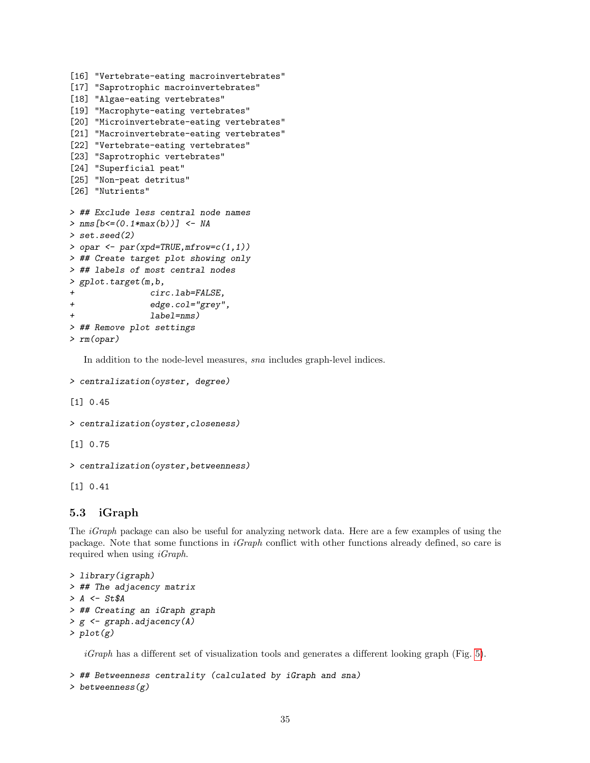```
[16] "Vertebrate-eating macroinvertebrates"
[17] "Saprotrophic macroinvertebrates"
[18] "Algae-eating vertebrates"
[19] "Macrophyte-eating vertebrates"
[20] "Microinvertebrate-eating vertebrates"
[21] "Macroinvertebrate-eating vertebrates"
[22] "Vertebrate-eating vertebrates"
[23] "Saprotrophic vertebrates"
[24] "Superficial peat"
[25] "Non-peat detritus"
[26] "Nutrients"
```

```
> ## Exclude less central node names
> nms[b<=(0.1*max(b))] <- NA
> set.seed(2)
> opar <- par(xpd=TRUE,mfrow=c(1,1))
> ## Create target plot showing only
> ## labels of most central nodes
> gplot.target(m,b,
+              circ.lab=FALSE,
+              edge.col="grey",
+              label=nms)
> ## Remove plot settings
> rm(opar)
```

In addition to the node-level measures, *sna* includes graph-level indices.

```
> centralization(oyster, degree)

[1] 0.45

> centralization(oyster,closeness)

[1] 0.75

> centralization(oyster,betweenness)

[1] 0.41
```

### 5.3 iGraph

The *iGraph* package can also be useful for analyzing network data. Here are a few examples of using the package. Note that some functions in *iGraph* conflict with other functions already defined, so care is required when using *iGraph*.

```
> library(igraph)
> ## The adjacency matrix
> A <- St$A
> ## Creating an iGraph graph
> g <- graph.adjacency(A)
> plot(g)
```

*iGraph* has a different set of visualization tools and generates a different looking graph (Fig. 5).

```
> ## Betweenness centrality (calculated by iGraph and sna)
> betweenness(g)
```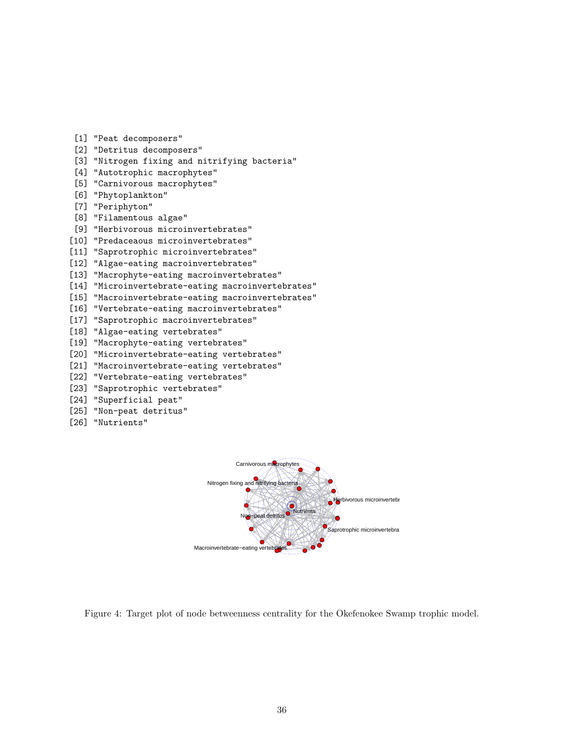```
 [1] "Peat decomposers"
 [2] "Detritus decomposers"
 [3] "Nitrogen fixing and nitrifying bacteria"
 [4] "Autotrophic macrophytes"
 [5] "Carnivorous macrophytes"
 [6] "Phytoplankton"
 [7] "Periphyton"
 [8] "Filamentous algae"
 [9] "Herbivorous microinvertebrates"
[10] "Predaceaous microinvertebrates"
[11] "Saprotrophic microinvertebrates"
[12] "Algae-eating macroinvertebrates"
[13] "Macrophyte-eating macroinvertebrates"
[14] "Microinvertebrate-eating macroinvertebrates"
[15] "Macroinvertebrate-eating macroinvertebrates"
[16] "Vertebrate-eating macroinvertebrates"
[17] "Saprotrophic macroinvertebrates"
[18] "Algae-eating vertebrates"
[19] "Macrophyte-eating vertebrates"
[20] "Microinvertebrate-eating vertebrates"
[21] "Macroinvertebrate-eating vertebrates"
[22] "Vertebrate-eating vertebrates"
[23] "Saprotrophic vertebrates"
[24] "Superficial peat"
[25] "Non-peat detritus"
[26] "Nutrients"
```

Figure 4: Target plot of node betweenness centrality for the Okefenokee Swamp trophic model.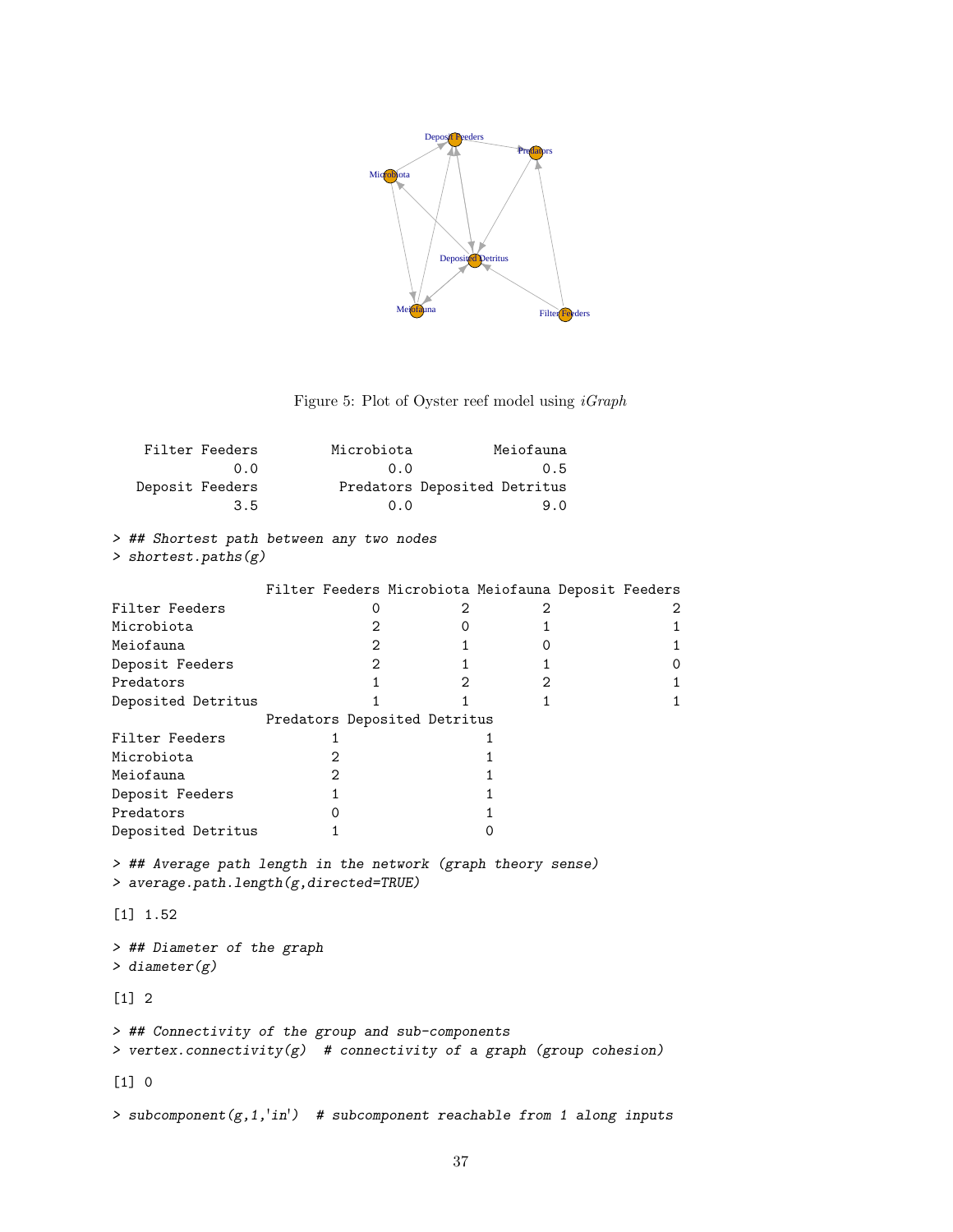Figure 5: Plot of Oyster reef model using *iGraph*

```
   Filter Feeders        Microbiota          Meiofauna
              0.0               0.0                0.5
  Deposit Feeders         Predators Deposited Detritus
              3.5               0.0                9.0
```

```
> ## Shortest path between any two nodes
> shortest.paths(g)
```

```
                  Filter Feeders Microbiota Meiofauna Deposit Feeders
Filter Feeders                 0          2         2               2
Microbiota                     2          0         1               1
Meiofauna                      2          1         0               1
Deposit Feeders                2          1         1               0
Predators                      1          2         2               1
Deposited Detritus             1          1         1               1
                  Predators Deposited Detritus
Filter Feeders            1                  1
Microbiota                2                  1
Meiofauna                 2                  1
Deposit Feeders           1                  1
Predators                 0                  1
Deposited Detritus        1                  0
```

```
> ## Average path length in the network (graph theory sense)
> average.path.length(g,directed=TRUE)
```

```
[1] 1.52
```

```
> ## Diameter of the graph
> diameter(g)
```

```
[1] 2
```

```
> ## Connectivity of the group and sub-components
> vertex.connectivity(g)  # connectivity of a graph (group cohesion)
```

```
[1] 0
```

```
> subcomponent(g,1,'in')  # subcomponent reachable from 1 along inputs
```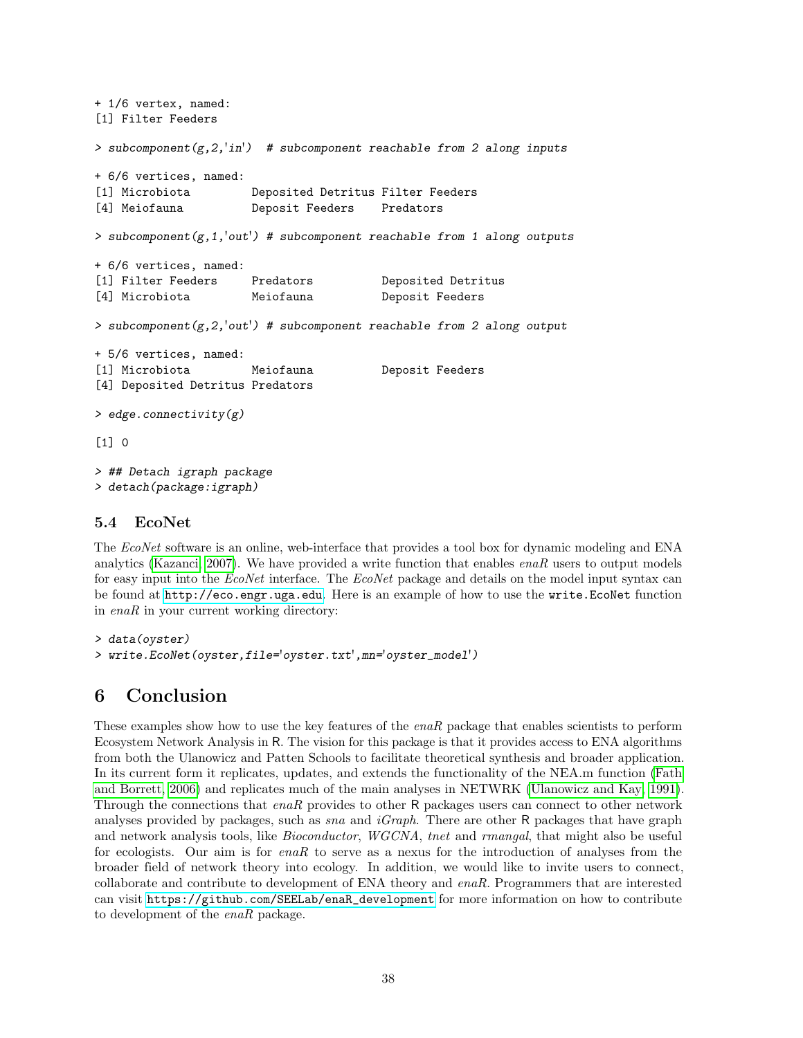```
+ 1/6 vertex, named:
[1] Filter Feeders

> subcomponent(g,2,'in')  # subcomponent reachable from 2 along inputs

+ 6/6 vertices, named:
[1] Microbiota         Deposited Detritus Filter Feeders
[4] Meiofauna          Deposit Feeders    Predators

> subcomponent(g,1,'out') # subcomponent reachable from 1 along outputs

+ 6/6 vertices, named:
[1] Filter Feeders     Predators          Deposited Detritus
[4] Microbiota         Meiofauna          Deposit Feeders

> subcomponent(g,2,'out') # subcomponent reachable from 2 along output

+ 5/6 vertices, named:
[1] Microbiota         Meiofauna          Deposit Feeders
[4] Deposited Detritus Predators

> edge.connectivity(g)

[1] 0

> ## Detach igraph package
> detach(package:igraph)
```

### 5.4 EcoNet

The *EcoNet* software is an online, web-interface that provides a tool box for dynamic modeling and ENA analytics (Kazanci, 2007). We have provided a write function that enables *enaR* users to output models for easy input into the *EcoNet* interface. The *EcoNet* package and details on the model input syntax can be found at http://eco.engr.uga.edu. Here is an example of how to use the `write.EcoNet` function in *enaR* in your current working directory:

```
> data(oyster)
> write.EcoNet(oyster,file='oyster.txt',mn='oyster_model')
```

## 6 Conclusion

These examples show how to use the key features of the *enaR* package that enables scientists to perform Ecosystem Network Analysis in R. The vision for this package is that it provides access to ENA algorithms from both the Ulanowicz and Patten Schools to facilitate theoretical synthesis and broader application. In its current form it replicates, updates, and extends the functionality of the NEA.m function (Fath and Borrett, 2006) and replicates much of the main analyses in NETWRK (Ulanowicz and Kay, 1991). Through the connections that *enaR* provides to other R packages users can connect to other network analyses provided by packages, such as *sna* and *iGraph*. There are other R packages that have graph and network analysis tools, like *Bioconductor*, *WGCNA*, *tnet* and *rmangal*, that might also be useful for ecologists. Our aim is for *enaR* to serve as a nexus for the introduction of analyses from the broader field of network theory into ecology. In addition, we would like to invite users to connect, collaborate and contribute to development of ENA theory and *enaR*. Programmers that are interested can visit https://github.com/SEELab/enaR_development for more information on how to contribute to development of the *enaR* package.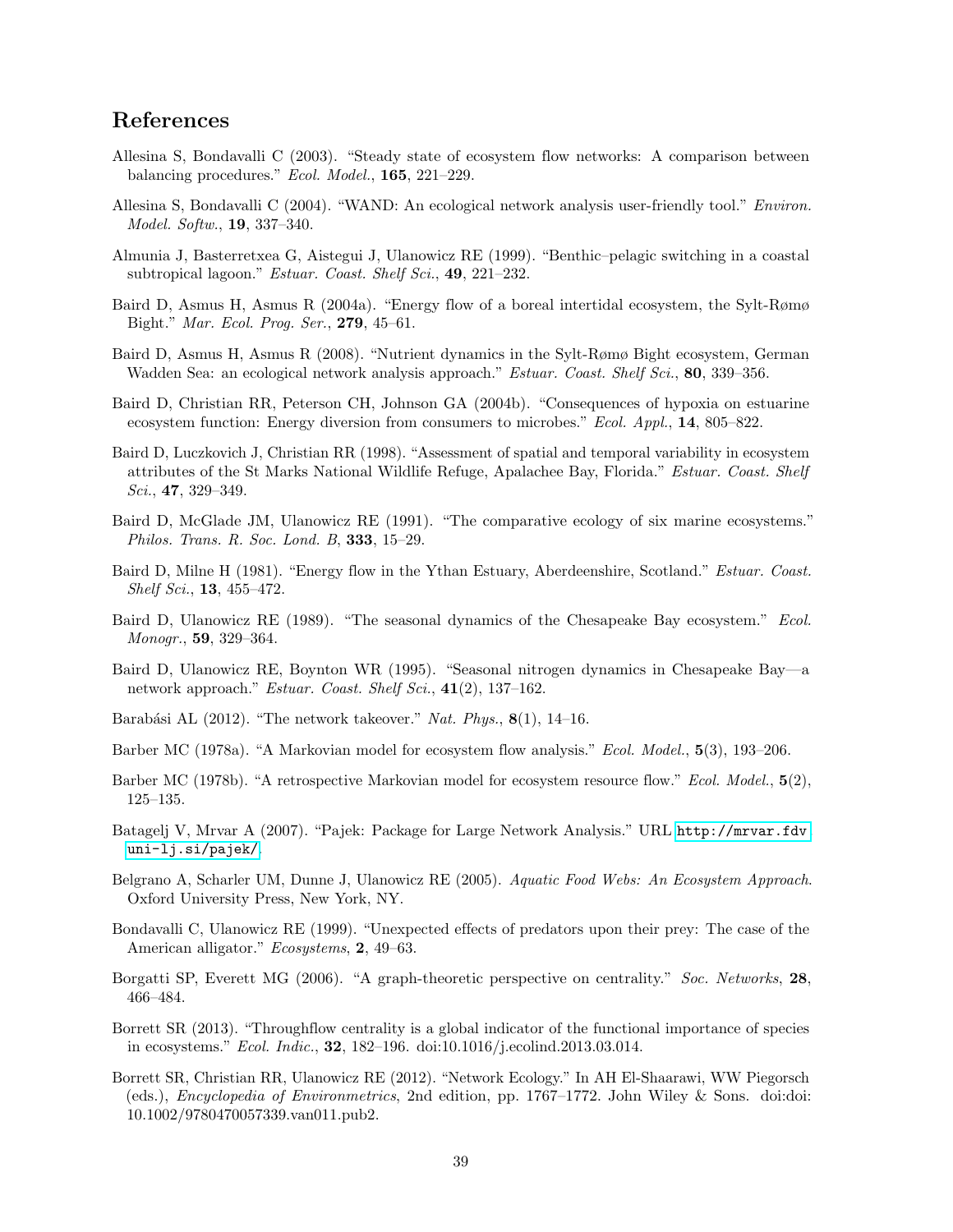# References

Allesina S, Bondavalli C (2003). "Steady state of ecosystem flow networks: A comparison between balancing procedures." *Ecol. Model.*, **165**, 221–229.

Allesina S, Bondavalli C (2004). "WAND: An ecological network analysis user-friendly tool." *Environ. Model. Softw.*, **19**, 337–340.

Almunia J, Basterretxea G, Aistegui J, Ulanowicz RE (1999). "Benthic–pelagic switching in a coastal subtropical lagoon." *Estuar. Coast. Shelf Sci.*, **49**, 221–232.

Baird D, Asmus H, Asmus R (2004a). "Energy flow of a boreal intertidal ecosystem, the Sylt-Rømø Bight." *Mar. Ecol. Prog. Ser.*, **279**, 45–61.

Baird D, Asmus H, Asmus R (2008). "Nutrient dynamics in the Sylt-Rømø Bight ecosystem, German Wadden Sea: an ecological network analysis approach." *Estuar. Coast. Shelf Sci.*, **80**, 339–356.

Baird D, Christian RR, Peterson CH, Johnson GA (2004b). "Consequences of hypoxia on estuarine ecosystem function: Energy diversion from consumers to microbes." *Ecol. Appl.*, **14**, 805–822.

Baird D, Luczkovich J, Christian RR (1998). "Assessment of spatial and temporal variability in ecosystem attributes of the St Marks National Wildlife Refuge, Apalachee Bay, Florida." *Estuar. Coast. Shelf Sci.*, **47**, 329–349.

Baird D, McGlade JM, Ulanowicz RE (1991). "The comparative ecology of six marine ecosystems." *Philos. Trans. R. Soc. Lond. B*, **333**, 15–29.

Baird D, Milne H (1981). "Energy flow in the Ythan Estuary, Aberdeenshire, Scotland." *Estuar. Coast. Shelf Sci.*, **13**, 455–472.

Baird D, Ulanowicz RE (1989). "The seasonal dynamics of the Chesapeake Bay ecosystem." *Ecol. Monogr.*, **59**, 329–364.

Baird D, Ulanowicz RE, Boynton WR (1995). "Seasonal nitrogen dynamics in Chesapeake Bay—a network approach." *Estuar. Coast. Shelf Sci.*, **41**(2), 137–162.

Barabási AL (2012). "The network takeover." *Nat. Phys.*, **8**(1), 14–16.

Barber MC (1978a). "A Markovian model for ecosystem flow analysis." *Ecol. Model.*, **5**(3), 193–206.

Barber MC (1978b). "A retrospective Markovian model for ecosystem resource flow." *Ecol. Model.*, **5**(2), 125–135.

Batagelj V, Mrvar A (2007). "Pajek: Package for Large Network Analysis." URL http://mrvar.fdv.uni-lj.si/pajek/.

Belgrano A, Scharler UM, Dunne J, Ulanowicz RE (2005). *Aquatic Food Webs: An Ecosystem Approach*. Oxford University Press, New York, NY.

Bondavalli C, Ulanowicz RE (1999). "Unexpected effects of predators upon their prey: The case of the American alligator." *Ecosystems*, **2**, 49–63.

Borgatti SP, Everett MG (2006). "A graph-theoretic perspective on centrality." *Soc. Networks*, **28**, 466–484.

Borrett SR (2013). "Throughflow centrality is a global indicator of the functional importance of species in ecosystems." *Ecol. Indic.*, **32**, 182–196. doi:10.1016/j.ecolind.2013.03.014.

Borrett SR, Christian RR, Ulanowicz RE (2012). "Network Ecology." In AH El-Shaarawi, WW Piegorsch (eds.), *Encyclopedia of Environmetrics*, 2nd edition, pp. 1767–1772. John Wiley & Sons. doi:doi:10.1002/9780470057339.van011.pub2.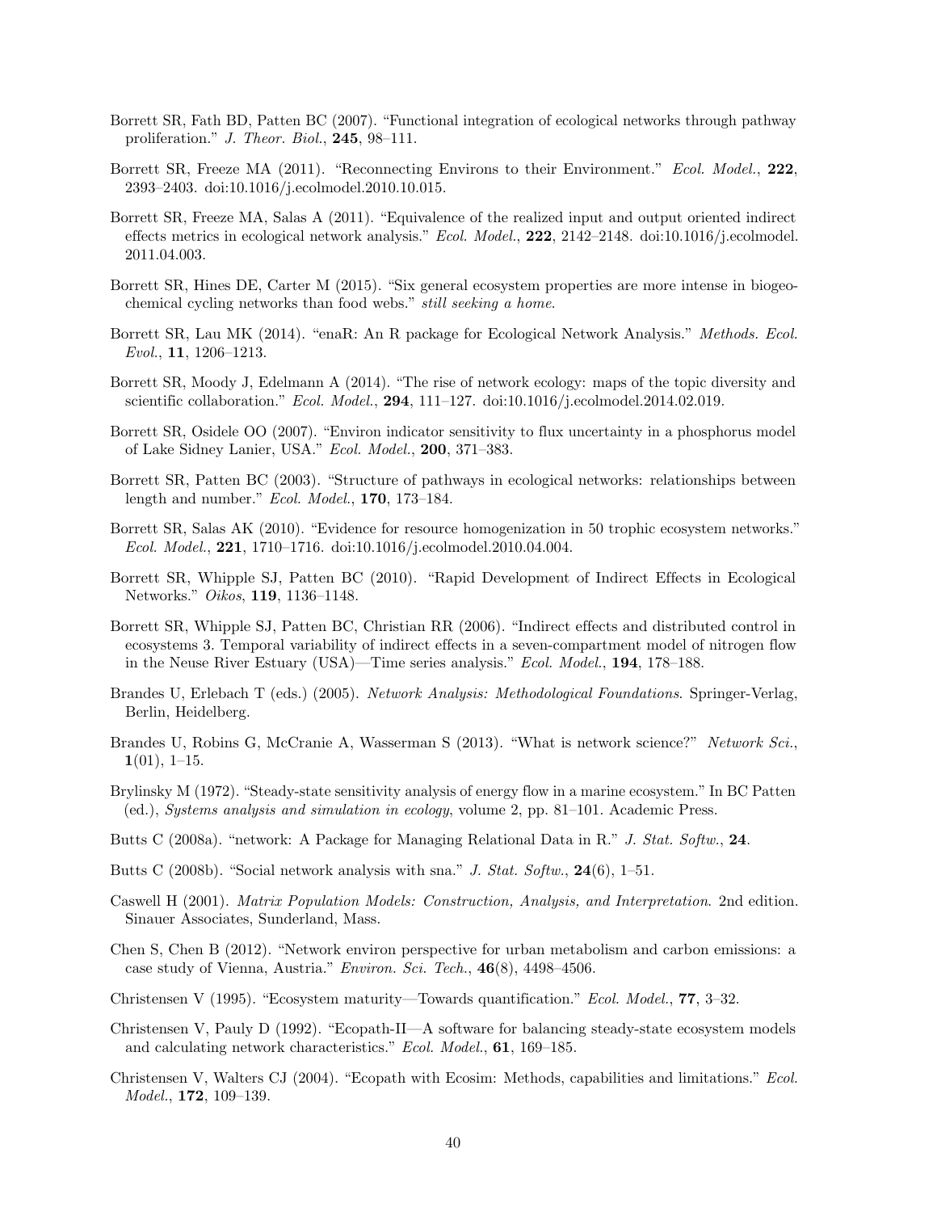Borrett SR, Fath BD, Patten BC (2007). "Functional integration of ecological networks through pathway proliferation." *J. Theor. Biol.*, **245**, 98–111.

Borrett SR, Freeze MA (2011). "Reconnecting Environs to their Environment." *Ecol. Model.*, **222**, 2393–2403. doi:10.1016/j.ecolmodel.2010.10.015.

Borrett SR, Freeze MA, Salas A (2011). "Equivalence of the realized input and output oriented indirect effects metrics in ecological network analysis." *Ecol. Model.*, **222**, 2142–2148. doi:10.1016/j.ecolmodel.2011.04.003.

Borrett SR, Hines DE, Carter M (2015). "Six general ecosystem properties are more intense in biogeochemical cycling networks than food webs." *still seeking a home*.

Borrett SR, Lau MK (2014). "enaR: An R package for Ecological Network Analysis." *Methods. Ecol. Evol.*, **11**, 1206–1213.

Borrett SR, Moody J, Edelmann A (2014). "The rise of network ecology: maps of the topic diversity and scientific collaboration." *Ecol. Model.*, **294**, 111–127. doi:10.1016/j.ecolmodel.2014.02.019.

Borrett SR, Osidele OO (2007). "Environ indicator sensitivity to flux uncertainty in a phosphorus model of Lake Sidney Lanier, USA." *Ecol. Model.*, **200**, 371–383.

Borrett SR, Patten BC (2003). "Structure of pathways in ecological networks: relationships between length and number." *Ecol. Model.*, **170**, 173–184.

Borrett SR, Salas AK (2010). "Evidence for resource homogenization in 50 trophic ecosystem networks." *Ecol. Model.*, **221**, 1710–1716. doi:10.1016/j.ecolmodel.2010.04.004.

Borrett SR, Whipple SJ, Patten BC (2010). "Rapid Development of Indirect Effects in Ecological Networks." *Oikos*, **119**, 1136–1148.

Borrett SR, Whipple SJ, Patten BC, Christian RR (2006). "Indirect effects and distributed control in ecosystems 3. Temporal variability of indirect effects in a seven-compartment model of nitrogen flow in the Neuse River Estuary (USA)—Time series analysis." *Ecol. Model.*, **194**, 178–188.

Brandes U, Erlebach T (eds.) (2005). *Network Analysis: Methodological Foundations*. Springer-Verlag, Berlin, Heidelberg.

Brandes U, Robins G, McCranie A, Wasserman S (2013). "What is network science?" *Network Sci.*, **1**(01), 1–15.

Brylinsky M (1972). "Steady-state sensitivity analysis of energy flow in a marine ecosystem." In BC Patten (ed.), *Systems analysis and simulation in ecology*, volume 2, pp. 81–101. Academic Press.

Butts C (2008a). "network: A Package for Managing Relational Data in R." *J. Stat. Softw.*, **24**.

Butts C (2008b). "Social network analysis with sna." *J. Stat. Softw.*, **24**(6), 1–51.

Caswell H (2001). *Matrix Population Models: Construction, Analysis, and Interpretation*. 2nd edition. Sinauer Associates, Sunderland, Mass.

Chen S, Chen B (2012). "Network environ perspective for urban metabolism and carbon emissions: a case study of Vienna, Austria." *Environ. Sci. Tech.*, **46**(8), 4498–4506.

Christensen V (1995). "Ecosystem maturity—Towards quantification." *Ecol. Model.*, **77**, 3–32.

Christensen V, Pauly D (1992). "Ecopath-II—A software for balancing steady-state ecosystem models and calculating network characteristics." *Ecol. Model.*, **61**, 169–185.

Christensen V, Walters CJ (2004). "Ecopath with Ecosim: Methods, capabilities and limitations." *Ecol. Model.*, **172**, 109–139.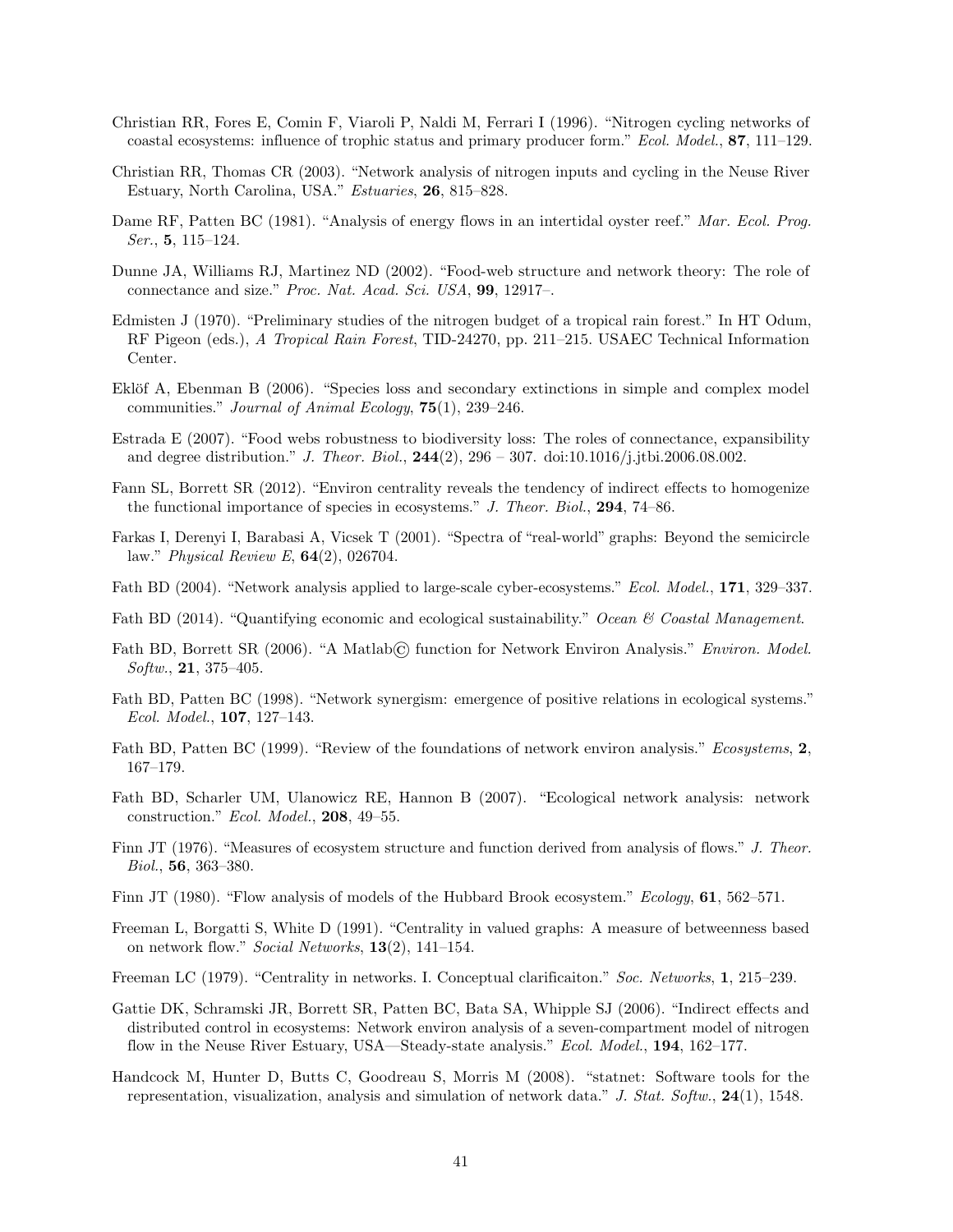Christian RR, Fores E, Comin F, Viaroli P, Naldi M, Ferrari I (1996). "Nitrogen cycling networks of coastal ecosystems: influence of trophic status and primary producer form." *Ecol. Model.*, **87**, 111–129.

Christian RR, Thomas CR (2003). "Network analysis of nitrogen inputs and cycling in the Neuse River Estuary, North Carolina, USA." *Estuaries*, **26**, 815–828.

Dame RF, Patten BC (1981). "Analysis of energy flows in an intertidal oyster reef." *Mar. Ecol. Prog. Ser.*, **5**, 115–124.

Dunne JA, Williams RJ, Martinez ND (2002). "Food-web structure and network theory: The role of connectance and size." *Proc. Nat. Acad. Sci. USA*, **99**, 12917–.

Edmisten J (1970). "Preliminary studies of the nitrogen budget of a tropical rain forest." In HT Odum, RF Pigeon (eds.), *A Tropical Rain Forest*, TID-24270, pp. 211–215. USAEC Technical Information Center.

Eklöf A, Ebenman B (2006). "Species loss and secondary extinctions in simple and complex model communities." *Journal of Animal Ecology*, **75**(1), 239–246.

Estrada E (2007). "Food webs robustness to biodiversity loss: The roles of connectance, expansibility and degree distribution." *J. Theor. Biol.*, **244**(2), 296 – 307. doi:10.1016/j.jtbi.2006.08.002.

Fann SL, Borrett SR (2012). "Environ centrality reveals the tendency of indirect effects to homogenize the functional importance of species in ecosystems." *J. Theor. Biol.*, **294**, 74–86.

Farkas I, Derenyi I, Barabasi A, Vicsek T (2001). "Spectra of "real-world" graphs: Beyond the semicircle law." *Physical Review E*, **64**(2), 026704.

Fath BD (2004). "Network analysis applied to large-scale cyber-ecosystems." *Ecol. Model.*, **171**, 329–337.

Fath BD (2014). "Quantifying economic and ecological sustainability." *Ocean & Coastal Management*.

Fath BD, Borrett SR (2006). "A Matlab© function for Network Environ Analysis." *Environ. Model. Softw.*, **21**, 375–405.

Fath BD, Patten BC (1998). "Network synergism: emergence of positive relations in ecological systems." *Ecol. Model.*, **107**, 127–143.

Fath BD, Patten BC (1999). "Review of the foundations of network environ analysis." *Ecosystems*, **2**, 167–179.

Fath BD, Scharler UM, Ulanowicz RE, Hannon B (2007). "Ecological network analysis: network construction." *Ecol. Model.*, **208**, 49–55.

Finn JT (1976). "Measures of ecosystem structure and function derived from analysis of flows." *J. Theor. Biol.*, **56**, 363–380.

Finn JT (1980). "Flow analysis of models of the Hubbard Brook ecosystem." *Ecology*, **61**, 562–571.

Freeman L, Borgatti S, White D (1991). "Centrality in valued graphs: A measure of betweenness based on network flow." *Social Networks*, **13**(2), 141–154.

Freeman LC (1979). "Centrality in networks. I. Conceptual clarificaiton." *Soc. Networks*, **1**, 215–239.

Gattie DK, Schramski JR, Borrett SR, Patten BC, Bata SA, Whipple SJ (2006). "Indirect effects and distributed control in ecosystems: Network environ analysis of a seven-compartment model of nitrogen flow in the Neuse River Estuary, USA—Steady-state analysis." *Ecol. Model.*, **194**, 162–177.

Handcock M, Hunter D, Butts C, Goodreau S, Morris M (2008). "statnet: Software tools for the representation, visualization, analysis and simulation of network data." *J. Stat. Softw.*, **24**(1), 1548.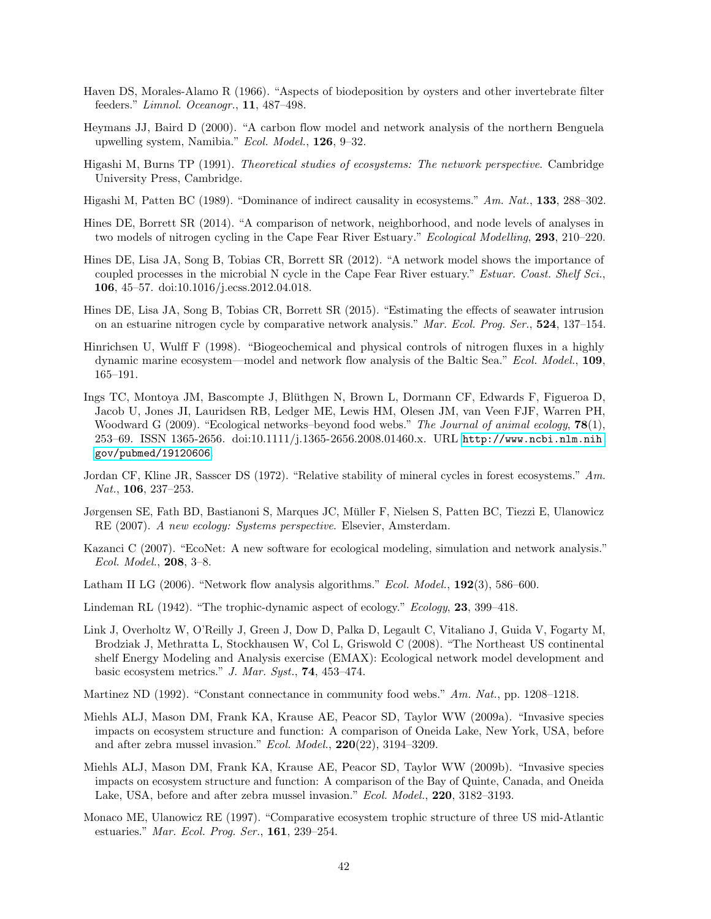Haven DS, Morales-Alamo R (1966). "Aspects of biodeposition by oysters and other invertebrate filter feeders." *Limnol. Oceanogr.*, **11**, 487–498.

Heymans JJ, Baird D (2000). "A carbon flow model and network analysis of the northern Benguela upwelling system, Namibia." *Ecol. Model.*, **126**, 9–32.

Higashi M, Burns TP (1991). *Theoretical studies of ecosystems: The network perspective*. Cambridge University Press, Cambridge.

Higashi M, Patten BC (1989). "Dominance of indirect causality in ecosystems." *Am. Nat.*, **133**, 288–302.

Hines DE, Borrett SR (2014). "A comparison of network, neighborhood, and node levels of analyses in two models of nitrogen cycling in the Cape Fear River Estuary." *Ecological Modelling*, **293**, 210–220.

Hines DE, Lisa JA, Song B, Tobias CR, Borrett SR (2012). "A network model shows the importance of coupled processes in the microbial N cycle in the Cape Fear River estuary." *Estuar. Coast. Shelf Sci.*, **106**, 45–57. doi:10.1016/j.ecss.2012.04.018.

Hines DE, Lisa JA, Song B, Tobias CR, Borrett SR (2015). "Estimating the effects of seawater intrusion on an estuarine nitrogen cycle by comparative network analysis." *Mar. Ecol. Prog. Ser.*, **524**, 137–154.

Hinrichsen U, Wulff F (1998). "Biogeochemical and physical controls of nitrogen fluxes in a highly dynamic marine ecosystem—model and network flow analysis of the Baltic Sea." *Ecol. Model.*, **109**, 165–191.

Ings TC, Montoya JM, Bascompte J, Blüthgen N, Brown L, Dormann CF, Edwards F, Figueroa D, Jacob U, Jones JI, Lauridsen RB, Ledger ME, Lewis HM, Olesen JM, van Veen FJF, Warren PH, Woodward G (2009). "Ecological networks–beyond food webs." *The Journal of animal ecology*, **78**(1), 253–69. ISSN 1365-2656. doi:10.1111/j.1365-2656.2008.01460.x. URL http://www.ncbi.nlm.nih.gov/pubmed/19120606.

Jordan CF, Kline JR, Sasscer DS (1972). "Relative stability of mineral cycles in forest ecosystems." *Am. Nat.*, **106**, 237–253.

Jørgensen SE, Fath BD, Bastianoni S, Marques JC, Müller F, Nielsen S, Patten BC, Tiezzi E, Ulanowicz RE (2007). *A new ecology: Systems perspective*. Elsevier, Amsterdam.

Kazanci C (2007). "EcoNet: A new software for ecological modeling, simulation and network analysis." *Ecol. Model.*, **208**, 3–8.

Latham II LG (2006). "Network flow analysis algorithms." *Ecol. Model.*, **192**(3), 586–600.

Lindeman RL (1942). "The trophic-dynamic aspect of ecology." *Ecology*, **23**, 399–418.

Link J, Overholtz W, O'Reilly J, Green J, Dow D, Palka D, Legault C, Vitaliano J, Guida V, Fogarty M, Brodziak J, Methratta L, Stockhausen W, Col L, Griswold C (2008). "The Northeast US continental shelf Energy Modeling and Analysis exercise (EMAX): Ecological network model development and basic ecosystem metrics." *J. Mar. Syst.*, **74**, 453–474.

Martinez ND (1992). "Constant connectance in community food webs." *Am. Nat.*, pp. 1208–1218.

Miehls ALJ, Mason DM, Frank KA, Krause AE, Peacor SD, Taylor WW (2009a). "Invasive species impacts on ecosystem structure and function: A comparison of Oneida Lake, New York, USA, before and after zebra mussel invasion." *Ecol. Model.*, **220**(22), 3194–3209.

Miehls ALJ, Mason DM, Frank KA, Krause AE, Peacor SD, Taylor WW (2009b). "Invasive species impacts on ecosystem structure and function: A comparison of the Bay of Quinte, Canada, and Oneida Lake, USA, before and after zebra mussel invasion." *Ecol. Model.*, **220**, 3182–3193.

Monaco ME, Ulanowicz RE (1997). "Comparative ecosystem trophic structure of three US mid-Atlantic estuaries." *Mar. Ecol. Prog. Ser.*, **161**, 239–254.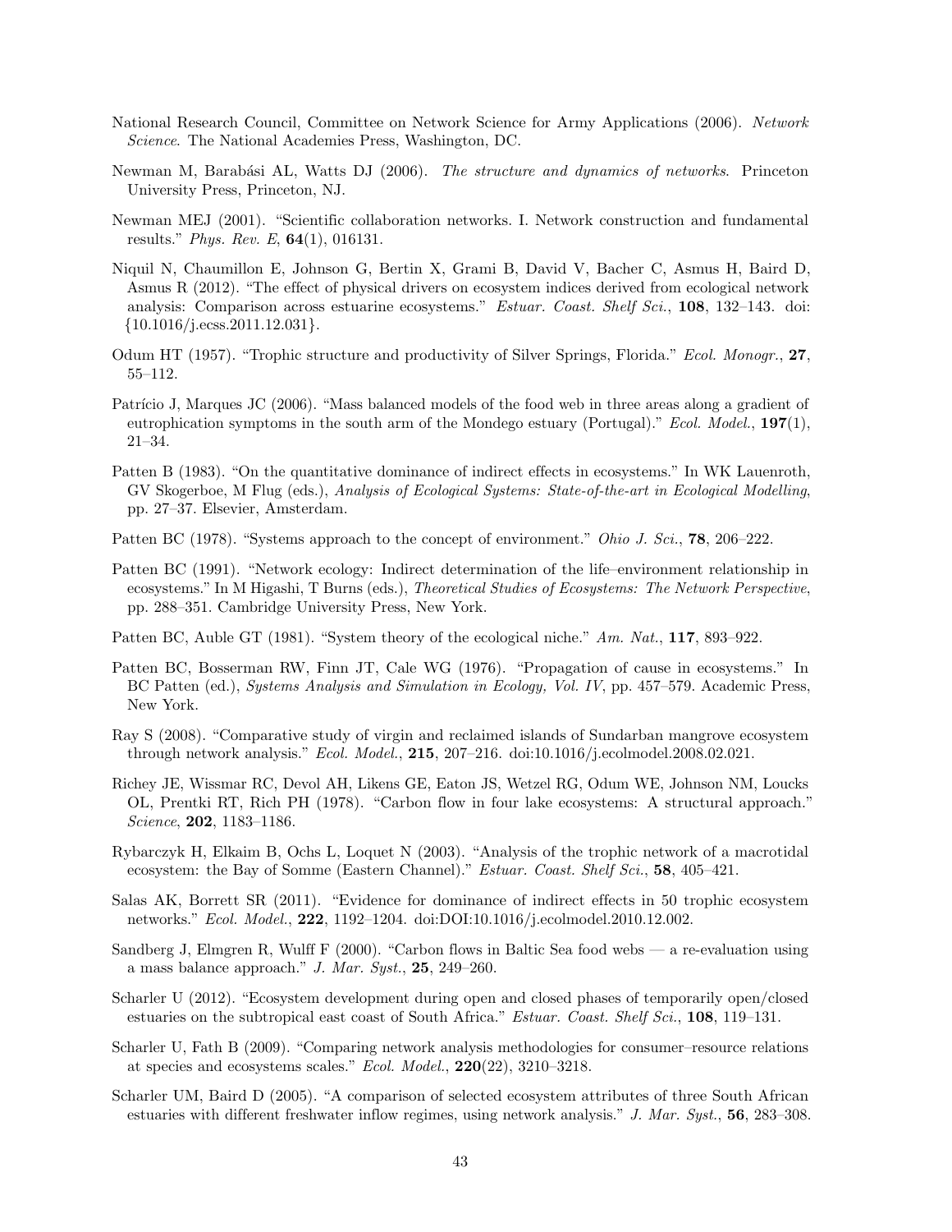National Research Council, Committee on Network Science for Army Applications (2006). *Network Science*. The National Academies Press, Washington, DC.

Newman M, Barabási AL, Watts DJ (2006). *The structure and dynamics of networks*. Princeton University Press, Princeton, NJ.

Newman MEJ (2001). "Scientific collaboration networks. I. Network construction and fundamental results." *Phys. Rev. E*, **64**(1), 016131.

Niquil N, Chaumillon E, Johnson G, Bertin X, Grami B, David V, Bacher C, Asmus H, Baird D, Asmus R (2012). "The effect of physical drivers on ecosystem indices derived from ecological network analysis: Comparison across estuarine ecosystems." *Estuar. Coast. Shelf Sci.*, **108**, 132–143. doi: {10.1016/j.ecss.2011.12.031}.

Odum HT (1957). "Trophic structure and productivity of Silver Springs, Florida." *Ecol. Monogr.*, **27**, 55–112.

Patrício J, Marques JC (2006). "Mass balanced models of the food web in three areas along a gradient of eutrophication symptoms in the south arm of the Mondego estuary (Portugal)." *Ecol. Model.*, **197**(1), 21–34.

Patten B (1983). "On the quantitative dominance of indirect effects in ecosystems." In WK Lauenroth, GV Skogerboe, M Flug (eds.), *Analysis of Ecological Systems: State-of-the-art in Ecological Modelling*, pp. 27–37. Elsevier, Amsterdam.

Patten BC (1978). "Systems approach to the concept of environment." *Ohio J. Sci.*, **78**, 206–222.

Patten BC (1991). "Network ecology: Indirect determination of the life–environment relationship in ecosystems." In M Higashi, T Burns (eds.), *Theoretical Studies of Ecosystems: The Network Perspective*, pp. 288–351. Cambridge University Press, New York.

Patten BC, Auble GT (1981). "System theory of the ecological niche." *Am. Nat.*, **117**, 893–922.

Patten BC, Bosserman RW, Finn JT, Cale WG (1976). "Propagation of cause in ecosystems." In BC Patten (ed.), *Systems Analysis and Simulation in Ecology, Vol. IV*, pp. 457–579. Academic Press, New York.

Ray S (2008). "Comparative study of virgin and reclaimed islands of Sundarban mangrove ecosystem through network analysis." *Ecol. Model.*, **215**, 207–216. doi:10.1016/j.ecolmodel.2008.02.021.

Richey JE, Wissmar RC, Devol AH, Likens GE, Eaton JS, Wetzel RG, Odum WE, Johnson NM, Loucks OL, Prentki RT, Rich PH (1978). "Carbon flow in four lake ecosystems: A structural approach." *Science*, **202**, 1183–1186.

Rybarczyk H, Elkaim B, Ochs L, Loquet N (2003). "Analysis of the trophic network of a macrotidal ecosystem: the Bay of Somme (Eastern Channel)." *Estuar. Coast. Shelf Sci.*, **58**, 405–421.

Salas AK, Borrett SR (2011). "Evidence for dominance of indirect effects in 50 trophic ecosystem networks." *Ecol. Model.*, **222**, 1192–1204. doi:DOI:10.1016/j.ecolmodel.2010.12.002.

Sandberg J, Elmgren R, Wulff F (2000). "Carbon flows in Baltic Sea food webs — a re-evaluation using a mass balance approach." *J. Mar. Syst.*, **25**, 249–260.

Scharler U (2012). "Ecosystem development during open and closed phases of temporarily open/closed estuaries on the subtropical east coast of South Africa." *Estuar. Coast. Shelf Sci.*, **108**, 119–131.

Scharler U, Fath B (2009). "Comparing network analysis methodologies for consumer–resource relations at species and ecosystems scales." *Ecol. Model.*, **220**(22), 3210–3218.

Scharler UM, Baird D (2005). "A comparison of selected ecosystem attributes of three South African estuaries with different freshwater inflow regimes, using network analysis." *J. Mar. Syst.*, **56**, 283–308.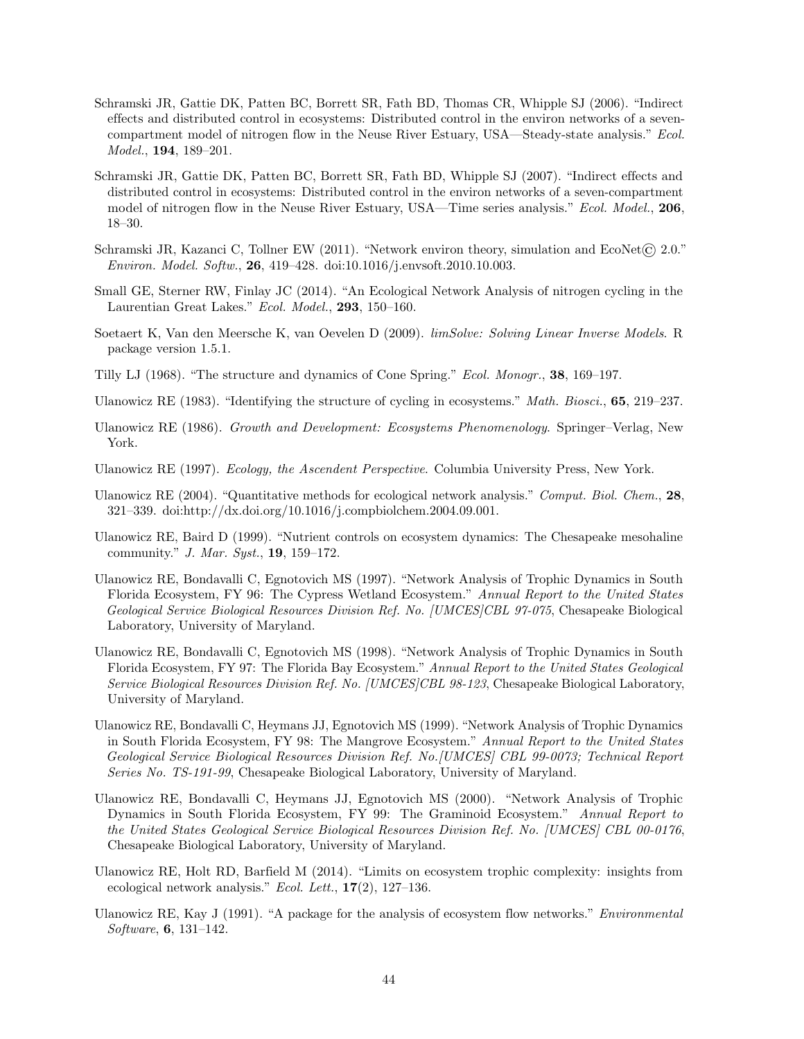Schramski JR, Gattie DK, Patten BC, Borrett SR, Fath BD, Thomas CR, Whipple SJ (2006). "Indirect effects and distributed control in ecosystems: Distributed control in the environ networks of a seven-compartment model of nitrogen flow in the Neuse River Estuary, USA—Steady-state analysis." *Ecol. Model.*, **194**, 189–201.

Schramski JR, Gattie DK, Patten BC, Borrett SR, Fath BD, Whipple SJ (2007). "Indirect effects and distributed control in ecosystems: Distributed control in the environ networks of a seven-compartment model of nitrogen flow in the Neuse River Estuary, USA—Time series analysis." *Ecol. Model.*, **206**, 18–30.

Schramski JR, Kazanci C, Tollner EW (2011). "Network environ theory, simulation and EcoNet© 2.0." *Environ. Model. Softw.*, **26**, 419–428. doi:10.1016/j.envsoft.2010.10.003.

Small GE, Sterner RW, Finlay JC (2014). "An Ecological Network Analysis of nitrogen cycling in the Laurentian Great Lakes." *Ecol. Model.*, **293**, 150–160.

Soetaert K, Van den Meersche K, van Oevelen D (2009). *limSolve: Solving Linear Inverse Models*. R package version 1.5.1.

Tilly LJ (1968). "The structure and dynamics of Cone Spring." *Ecol. Monogr.*, **38**, 169–197.

Ulanowicz RE (1983). "Identifying the structure of cycling in ecosystems." *Math. Biosci.*, **65**, 219–237.

Ulanowicz RE (1986). *Growth and Development: Ecosystems Phenomenology*. Springer–Verlag, New York.

Ulanowicz RE (1997). *Ecology, the Ascendent Perspective*. Columbia University Press, New York.

Ulanowicz RE (2004). "Quantitative methods for ecological network analysis." *Comput. Biol. Chem.*, **28**, 321–339. doi:http://dx.doi.org/10.1016/j.compbiolchem.2004.09.001.

Ulanowicz RE, Baird D (1999). "Nutrient controls on ecosystem dynamics: The Chesapeake mesohaline community." *J. Mar. Syst.*, **19**, 159–172.

Ulanowicz RE, Bondavalli C, Egnotovich MS (1997). "Network Analysis of Trophic Dynamics in South Florida Ecosystem, FY 96: The Cypress Wetland Ecosystem." *Annual Report to the United States Geological Service Biological Resources Division Ref. No. [UMCES]CBL 97-075*, Chesapeake Biological Laboratory, University of Maryland.

Ulanowicz RE, Bondavalli C, Egnotovich MS (1998). "Network Analysis of Trophic Dynamics in South Florida Ecosystem, FY 97: The Florida Bay Ecosystem." *Annual Report to the United States Geological Service Biological Resources Division Ref. No. [UMCES]CBL 98-123*, Chesapeake Biological Laboratory, University of Maryland.

Ulanowicz RE, Bondavalli C, Heymans JJ, Egnotovich MS (1999). "Network Analysis of Trophic Dynamics in South Florida Ecosystem, FY 98: The Mangrove Ecosystem." *Annual Report to the United States Geological Service Biological Resources Division Ref. No.[UMCES] CBL 99-0073; Technical Report Series No. TS-191-99*, Chesapeake Biological Laboratory, University of Maryland.

Ulanowicz RE, Bondavalli C, Heymans JJ, Egnotovich MS (2000). "Network Analysis of Trophic Dynamics in South Florida Ecosystem, FY 99: The Graminoid Ecosystem." *Annual Report to the United States Geological Service Biological Resources Division Ref. No. [UMCES] CBL 00-0176*, Chesapeake Biological Laboratory, University of Maryland.

Ulanowicz RE, Holt RD, Barfield M (2014). "Limits on ecosystem trophic complexity: insights from ecological network analysis." *Ecol. Lett.*, **17**(2), 127–136.

Ulanowicz RE, Kay J (1991). "A package for the analysis of ecosystem flow networks." *Environmental Software*, **6**, 131–142.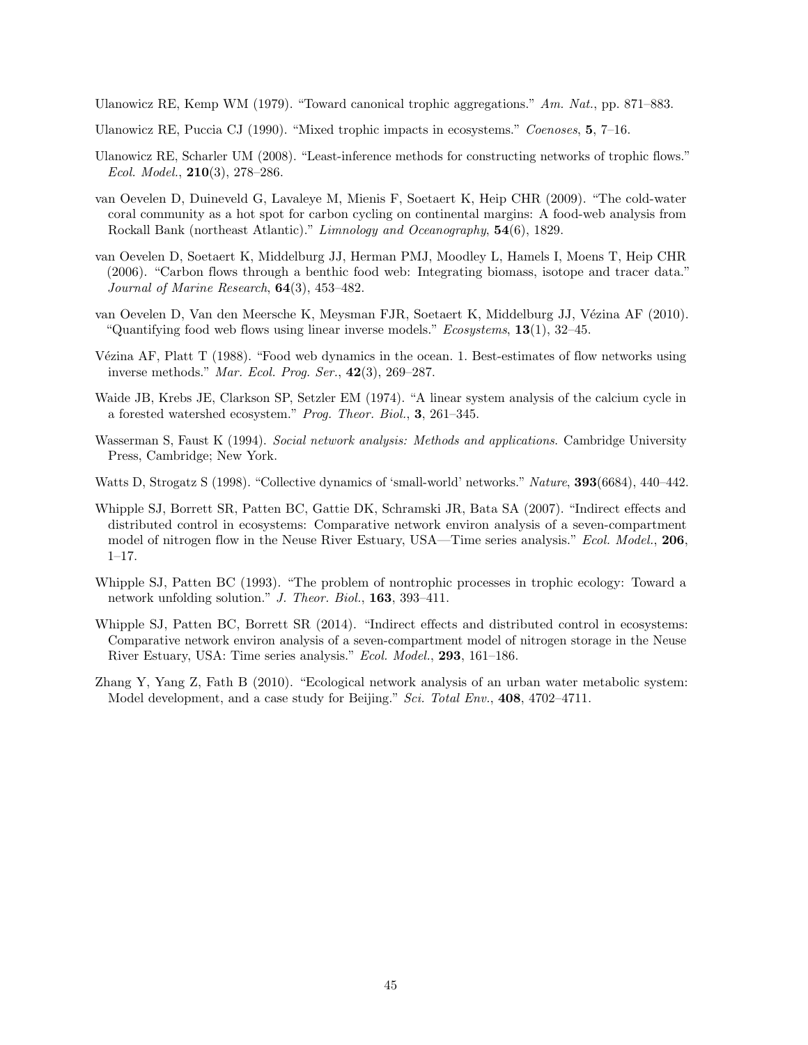Ulanowicz RE, Kemp WM (1979). "Toward canonical trophic aggregations." *Am. Nat.*, pp. 871–883.

Ulanowicz RE, Puccia CJ (1990). "Mixed trophic impacts in ecosystems." *Coenoses*, **5**, 7–16.

Ulanowicz RE, Scharler UM (2008). "Least-inference methods for constructing networks of trophic flows." *Ecol. Model.*, **210**(3), 278–286.

van Oevelen D, Duineveld G, Lavaleye M, Mienis F, Soetaert K, Heip CHR (2009). "The cold-water coral community as a hot spot for carbon cycling on continental margins: A food-web analysis from Rockall Bank (northeast Atlantic)." *Limnology and Oceanography*, **54**(6), 1829.

van Oevelen D, Soetaert K, Middelburg JJ, Herman PMJ, Moodley L, Hamels I, Moens T, Heip CHR (2006). "Carbon flows through a benthic food web: Integrating biomass, isotope and tracer data." *Journal of Marine Research*, **64**(3), 453–482.

van Oevelen D, Van den Meersche K, Meysman FJR, Soetaert K, Middelburg JJ, Vézina AF (2010). "Quantifying food web flows using linear inverse models." *Ecosystems*, **13**(1), 32–45.

Vézina AF, Platt T (1988). "Food web dynamics in the ocean. 1. Best-estimates of flow networks using inverse methods." *Mar. Ecol. Prog. Ser.*, **42**(3), 269–287.

Waide JB, Krebs JE, Clarkson SP, Setzler EM (1974). "A linear system analysis of the calcium cycle in a forested watershed ecosystem." *Prog. Theor. Biol.*, **3**, 261–345.

Wasserman S, Faust K (1994). *Social network analysis: Methods and applications*. Cambridge University Press, Cambridge; New York.

Watts D, Strogatz S (1998). "Collective dynamics of 'small-world' networks." *Nature*, **393**(6684), 440–442.

Whipple SJ, Borrett SR, Patten BC, Gattie DK, Schramski JR, Bata SA (2007). "Indirect effects and distributed control in ecosystems: Comparative network environ analysis of a seven-compartment model of nitrogen flow in the Neuse River Estuary, USA—Time series analysis." *Ecol. Model.*, **206**, 1–17.

Whipple SJ, Patten BC (1993). "The problem of nontrophic processes in trophic ecology: Toward a network unfolding solution." *J. Theor. Biol.*, **163**, 393–411.

Whipple SJ, Patten BC, Borrett SR (2014). "Indirect effects and distributed control in ecosystems: Comparative network environ analysis of a seven-compartment model of nitrogen storage in the Neuse River Estuary, USA: Time series analysis." *Ecol. Model.*, **293**, 161–186.

Zhang Y, Yang Z, Fath B (2010). "Ecological network analysis of an urban water metabolic system: Model development, and a case study for Beijing." *Sci. Total Env.*, **408**, 4702–4711.